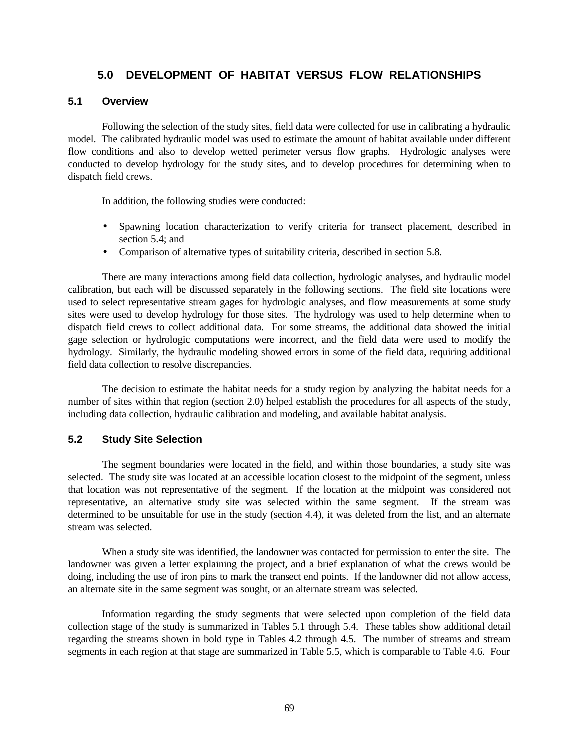# 5.0 DEVELOPMENT OF HABITAT VERSUS FLOW RELATIONSHIPS

## 5.1 Overview

Following the selection of the study sites, field data were collected for use in calibrating a hydraulic model. The calibrated hydraulic model was used to estimate the amount of habitat available under different flow conditions and also to develop wetted perimeter versus flow graphs. Hydrologic analyses were conducted to develop hydrology for the study sites, and to develop procedures for determining when to dispatch field crews.

In addition, the following studies were conducted:

- Spawning location characterization to verify criteria for transect placement, described in section 5.4; and
- Comparison of alternative types of suitability criteria, described in section 5.8.

There are many interactions among field data collection, hydrologic analyses, and hydraulic model calibration, but each will be discussed separately in the following sections. The field site locations were used to select representative stream gages for hydrologic analyses, and flow measurements at some study sites were used to develop hydrology for those sites. The hydrology was used to help determine when to dispatch field crews to collect additional data. For some streams, the additional data showed the initial gage selection or hydrologic computations were incorrect, and the field data were used to modify the hydrology. Similarly, the hydraulic modeling showed errors in some of the field data, requiring additional field data collection to resolve discrepancies.

The decision to estimate the habitat needs for a study region by analyzing the habitat needs for a number of sites within that region (section 2.0) helped establish the procedures for all aspects of the study, including data collection, hydraulic calibration and modeling, and available habitat analysis.

## 5.2 Study Site Selection

The segment boundaries were located in the field, and within those boundaries, a study site was selected. The study site was located at an accessible location closest to the midpoint of the segment, unless that location was not representative of the segment. If the location at the midpoint was considered not representative, an alternative study site was selected within the same segment. If the stream was determined to be unsuitable for use in the study (section 4.4), it was deleted from the list, and an alternate stream was selected.

When a study site was identified, the landowner was contacted for permission to enter the site. The landowner was given a letter explaining the project, and a brief explanation of what the crews would be doing, including the use of iron pins to mark the transect end points. If the landowner did not allow access, an alternate site in the same segment was sought, or an alternate stream was selected.

Information regarding the study segments that were selected upon completion of the field data collection stage of the study is summarized in Tables 5.1 through 5.4. These tables show additional detail regarding the streams shown in bold type in Tables 4.2 through 4.5. The number of streams and stream segments in each region at that stage are summarized in Table 5.5, which is comparable to Table 4.6. Four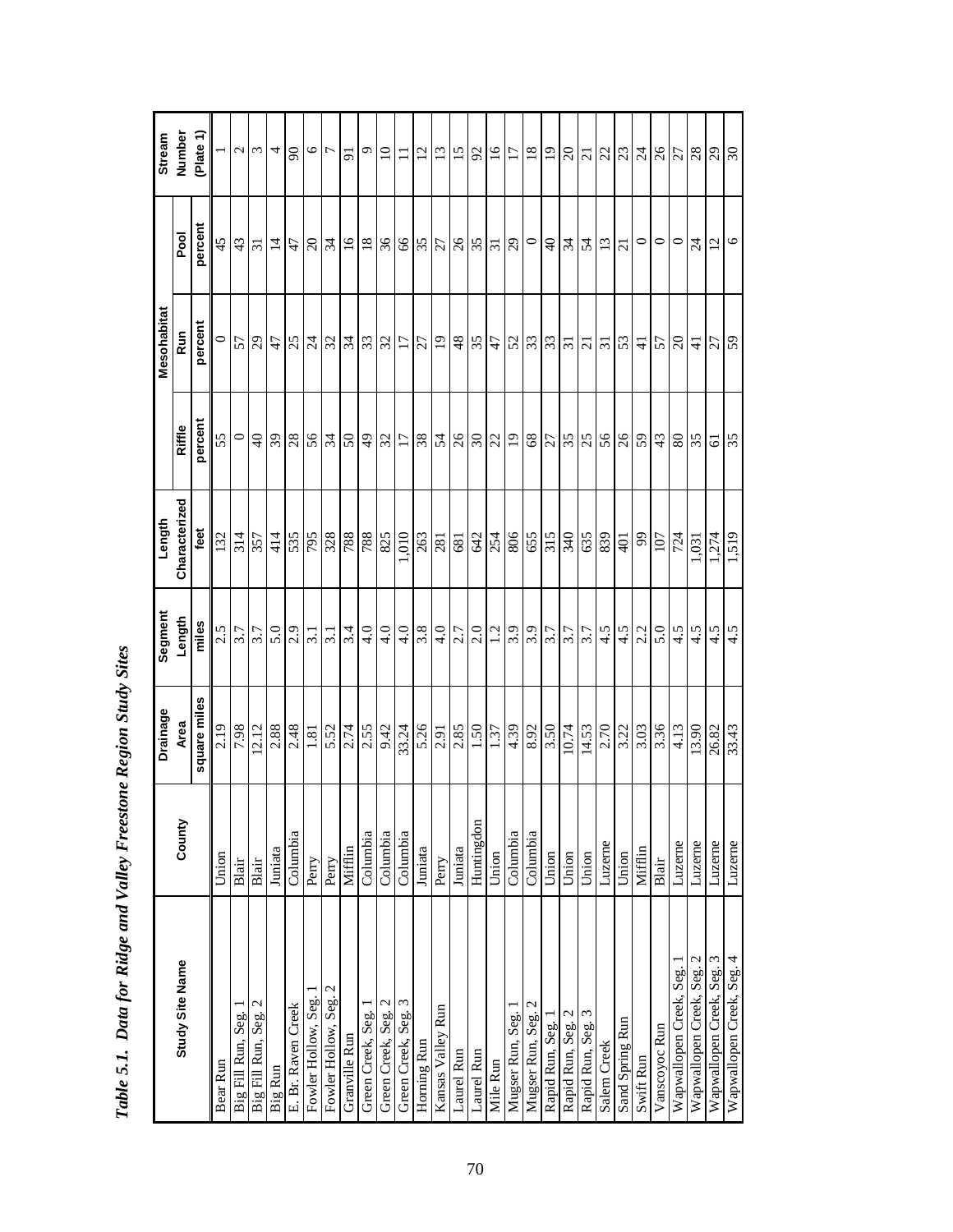*Table 5.1. Data for Ridge and Valley Freestone Region Study Sites*

| Study Site Name | County | Drainage Area | Segment Length | Length Characterized | Mesohabitat | | | Stream Number |
|---|---|---|---|---|---|---|---|---|
| | | | | | Riffle | Run | Pool | (Plate 1) |
| | | square miles | miles | feet | percent | percent | percent | |
| Bear Run | Union | 2.19 | 2.5 | 132 | 55 | 0 | 45 | 1 |
| Big Fill Run, Seg. 1 | Blair | 7.98 | 3.7 | 314 | 0 | 57 | 43 | 2 |
| Big Fill Run, Seg. 2 | Blair | 12.12 | 3.7 | 357 | 40 | 29 | 31 | 3 |
| Big Run | Juniata | 2.88 | 5.0 | 414 | 39 | 47 | 14 | 4 |
| E. Br. Raven Creek | Columbia | 2.48 | 2.9 | 535 | 28 | 25 | 47 | 90 |
| Fowler Hollow, Seg. 1 | Perry | 1.81 | 3.1 | 795 | 56 | 24 | 20 | 6 |
| Fowler Hollow, Seg. 2 | Perry | 5.52 | 3.1 | 328 | 34 | 32 | 34 | 7 |
| Granville Run | Mifflin | 2.74 | 3.4 | 788 | 50 | 34 | 16 | 91 |
| Green Creek, Seg. 1 | Columbia | 2.55 | 4.0 | 788 | 49 | 33 | 18 | 9 |
| Green Creek, Seg. 2 | Columbia | 9.42 | 4.0 | 825 | 32 | 32 | 36 | 10 |
| Green Creek, Seg. 3 | Columbia | 33.24 | 4.0 | 1,010 | 17 | 17 | 66 | 11 |
| Horning Run | Juniata | 5.26 | 3.8 | 263 | 38 | 27 | 35 | 12 |
| Kansas Valley Run | Perry | 2.91 | 4.0 | 281 | 54 | 19 | 27 | 13 |
| Laurel Run | Juniata | 2.85 | 2.7 | 681 | 26 | 48 | 26 | 15 |
| Laurel Run | Huntingdon | 1.50 | 2.0 | 642 | 30 | 35 | 35 | 92 |
| Mile Run | Union | 1.37 | 1.2 | 254 | 22 | 47 | 31 | 16 |
| Mugser Run, Seg. 1 | Columbia | 4.39 | 3.9 | 806 | 19 | 52 | 29 | 17 |
| Mugser Run, Seg. 2 | Columbia | 8.92 | 3.9 | 655 | 68 | 33 | 0 | 18 |
| Rapid Run, Seg. 1 | Union | 3.50 | 3.7 | 315 | 27 | 33 | 40 | 19 |
| Rapid Run, Seg. 2 | Union | 10.74 | 3.7 | 340 | 35 | 31 | 34 | 20 |
| Rapid Run, Seg. 3 | Union | 14.53 | 3.7 | 635 | 25 | 21 | 54 | 21 |
| Salem Creek | Luzerne | 2.70 | 4.5 | 839 | 56 | 31 | 13 | 22 |
| Sand Spring Run | Union | 3.22 | 4.5 | 401 | 26 | 53 | 21 | 23 |
| Swift Run | Mifflin | 3.03 | 2.2 | 99 | 59 | 41 | 0 | 24 |
| Vanscoyoc Run | Blair | 3.36 | 5.0 | 107 | 43 | 57 | 0 | 26 |
| Wapwallopen Creek, Seg. 1 | Luzerne | 4.13 | 4.5 | 724 | 80 | 20 | 0 | 27 |
| Wapwallopen Creek, Seg. 2 | Luzerne | 13.90 | 4.5 | 1,031 | 35 | 41 | 24 | 28 |
| Wapwallopen Creek, Seg. 3 | Luzerne | 26.82 | 4.5 | 1,274 | 61 | 27 | 12 | 29 |
| Wapwallopen Creek, Seg. 4 | Luzerne | 33.43 | 4.5 | 1,519 | 35 | 59 | 6 | 30 |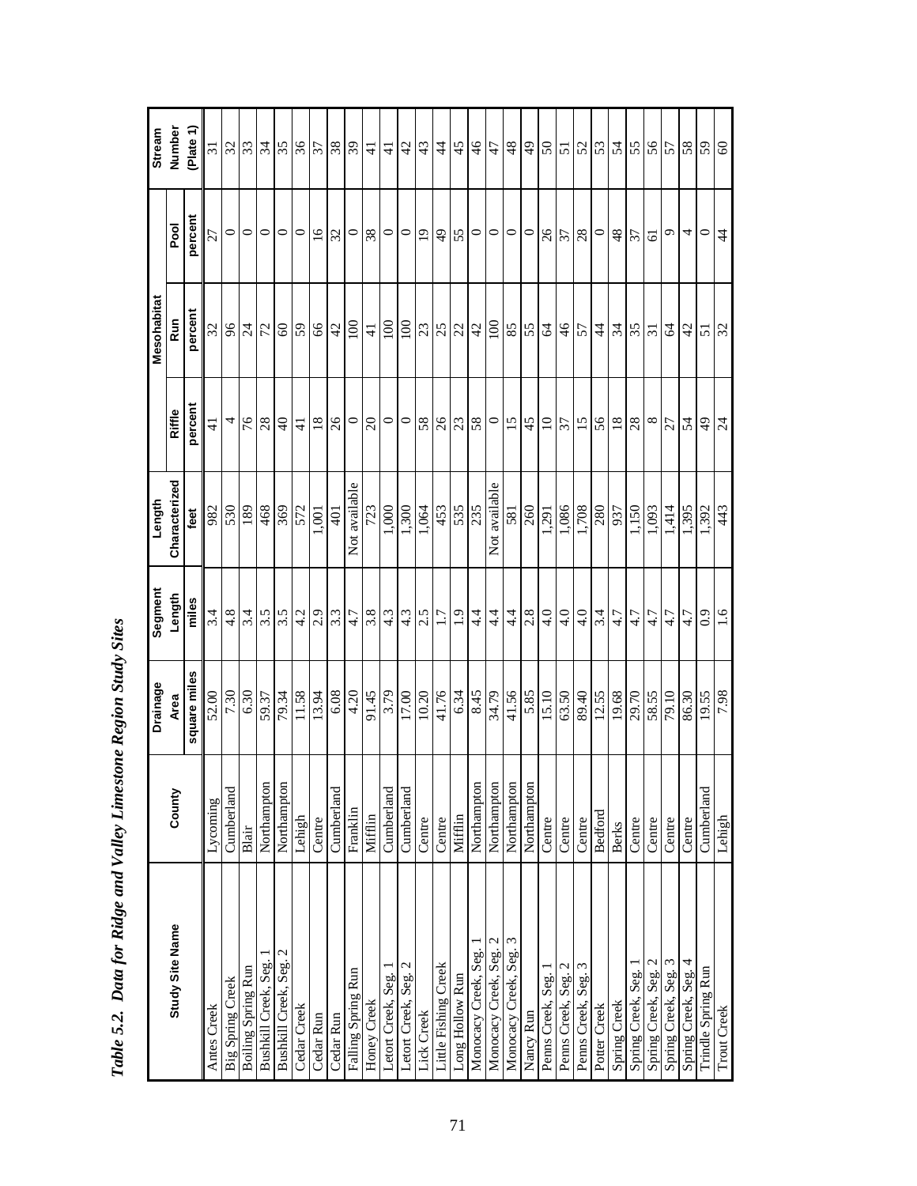*Table 5.2. Data for Ridge and Valley Limestone Region Study Sites*

| Study Site Name | County | Drainage Area | Segment Length | Length Characterized | Mesohabitat | | | Stream Number (Plate 1) |
|---|---|---|---|---|---|---|---|---|
| | | | | | Riffle | Run | Pool | |
| | | square miles | miles | feet | percent | percent | percent | |
| Antes Creek | Lycoming | 52.00 | 3.4 | 982 | 41 | 32 | 27 | 31 |
| Big Spring Creek | Cumberland | 7.30 | 4.8 | 530 | 4 | 96 | 0 | 32 |
| Boiling Spring Run | Blair | 6.30 | 3.4 | 189 | 76 | 24 | 0 | 33 |
| Bushkill Creek, Seg. 1 | Northampton | 59.37 | 3.5 | 468 | 28 | 72 | 0 | 34 |
| Bushkill Creek, Seg. 2 | Northampton | 79.34 | 3.5 | 369 | 40 | 60 | 0 | 35 |
| Cedar Creek | Lehigh | 11.58 | 4.2 | 572 | 41 | 59 | 0 | 36 |
| Cedar Run | Centre | 13.94 | 2.9 | 1,001 | 18 | 66 | 16 | 37 |
| Cedar Run | Cumberland | 6.08 | 3.3 | 401 | 26 | 42 | 32 | 38 |
| Falling Spring Run | Franklin | 4.20 | 4.7 | Not available | 0 | 100 | 0 | 39 |
| Honey Creek | Mifflin | 91.45 | 3.8 | 723 | 20 | 41 | 38 | 41 |
| Letort Creek, Seg. 1 | Cumberland | 3.79 | 4.3 | 1,000 | 0 | 100 | 0 | 41 |
| Letort Creek, Seg. 2 | Cumberland | 17.00 | 4.3 | 1,300 | 0 | 100 | 0 | 42 |
| Lick Creek | Centre | 10.20 | 2.5 | 1,064 | 58 | 23 | 19 | 43 |
| Little Fishing Creek | Centre | 41.76 | 1.7 | 453 | 26 | 25 | 49 | 44 |
| Long Hollow Run | Mifflin | 6.34 | 1.9 | 535 | 23 | 22 | 55 | 45 |
| Monocacy Creek, Seg. 1 | Northampton | 8.45 | 4.4 | 235 | 58 | 42 | 0 | 46 |
| Monocacy Creek, Seg. 2 | Northampton | 34.79 | 4.4 | Not available | 0 | 100 | 0 | 47 |
| Monocacy Creek, Seg. 3 | Northampton | 41.56 | 4.4 | 581 | 15 | 85 | 0 | 48 |
| Nancy Run | Northampton | 5.85 | 2.8 | 260 | 45 | 55 | 0 | 49 |
| Penns Creek, Seg. 1 | Centre | 15.10 | 4.0 | 1,291 | 10 | 64 | 26 | 50 |
| Penns Creek, Seg. 2 | Centre | 63.50 | 4.0 | 1,086 | 37 | 46 | 37 | 51 |
| Penns Creek, Seg. 3 | Centre | 89.40 | 4.0 | 1,708 | 15 | 57 | 28 | 52 |
| Potter Creek | Bedford | 12.55 | 3.4 | 280 | 56 | 44 | 0 | 53 |
| Spring Creek | Berks | 19.68 | 4.7 | 937 | 18 | 34 | 48 | 54 |
| Spring Creek, Seg. 1 | Centre | 29.70 | 4.7 | 1,150 | 28 | 35 | 37 | 55 |
| Spring Creek, Seg. 2 | Centre | 58.55 | 4.7 | 1,093 | 8 | 31 | 61 | 56 |
| Spring Creek, Seg. 3 | Centre | 79.10 | 4.7 | 1,414 | 27 | 64 | 9 | 57 |
| Spring Creek, Seg. 4 | Centre | 86.30 | 4.7 | 1,395 | 54 | 42 | 4 | 58 |
| Trindle Spring Run | Cumberland | 19.55 | 0.9 | 1,392 | 49 | 51 | 0 | 59 |
| Trout Creek | Lehigh | 7.98 | 1.6 | 443 | 24 | 32 | 44 | 60 |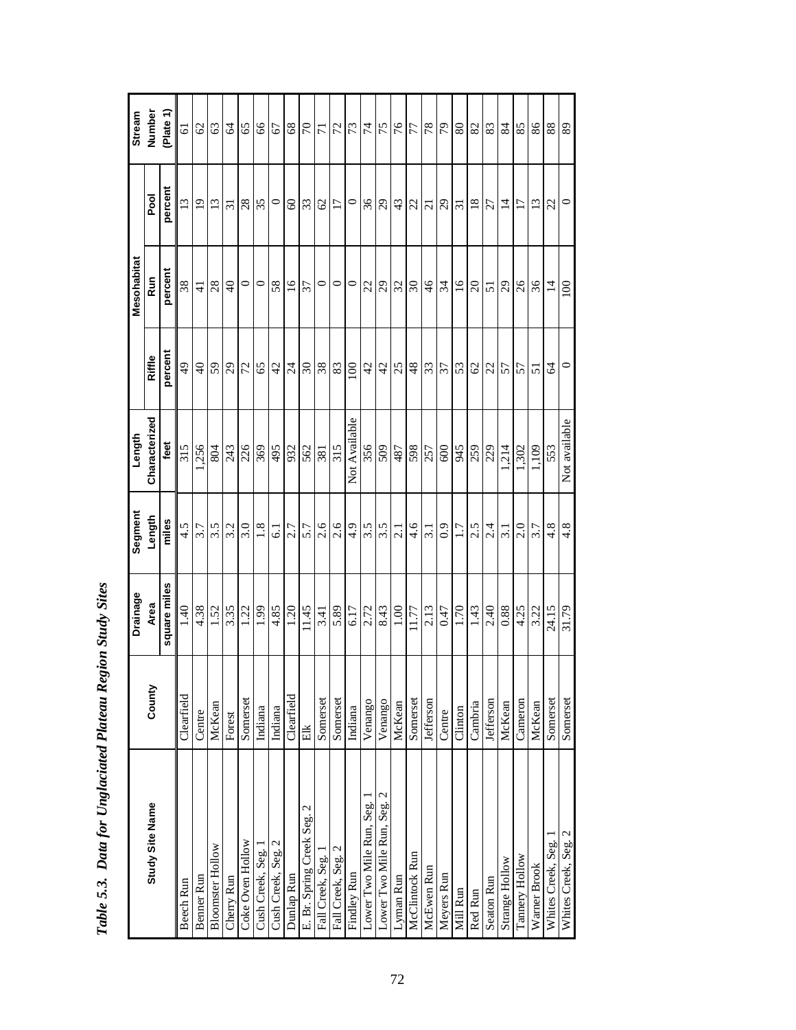*Table 5.3. Data for Unglaciated Plateau Region Study Sites*

| Study Site Name | County | Drainage Area | Segment Length | Length Characterized | Mesohabitat | | | Stream Number |
|---|---|---|---|---|---|---|---|---|
| | | | | | Riffle | Run | Pool | (Plate 1) |
| | | square miles | miles | feet | percent | percent | percent | |
| Beech Run | Clearfield | 1.40 | 4.5 | 315 | 49 | 38 | 13 | 61 |
| Benner Run | Centre | 4.38 | 3.7 | 1,256 | 40 | 41 | 19 | 62 |
| Bloomster Hollow | McKean | 1.52 | 3.5 | 804 | 59 | 28 | 13 | 63 |
| Cherry Run | Forest | 3.35 | 3.2 | 243 | 29 | 40 | 31 | 64 |
| Coke Oven Hollow | Somerset | 1.22 | 3.0 | 226 | 72 | 0 | 28 | 65 |
| Cush Creek, Seg. 1 | Indiana | 1.99 | 1.8 | 369 | 65 | 0 | 35 | 66 |
| Cush Creek, Seg. 2 | Indiana | 4.85 | 6.1 | 495 | 42 | 58 | 0 | 67 |
| Dunlap Run | Clearfield | 1.20 | 2.7 | 932 | 24 | 16 | 60 | 68 |
| E. Br. Spring Creek Seg. 2 | Elk | 11.45 | 5.7 | 562 | 30 | 37 | 33 | 70 |
| Fall Creek, Seg. 1 | Somerset | 3.41 | 2.6 | 381 | 38 | 0 | 62 | 71 |
| Fall Creek, Seg. 2 | Somerset | 5.89 | 2.6 | 315 | 83 | 0 | 17 | 72 |
| Findley Run | Indiana | 6.17 | 4.9 | Not Available | 100 | 0 | 0 | 73 |
| Lower Two Mile Run, Seg. 1 | Venango | 2.72 | 3.5 | 356 | 42 | 22 | 36 | 74 |
| Lower Two Mile Run, Seg. 2 | Venango | 8.43 | 3.5 | 509 | 42 | 29 | 29 | 75 |
| Lyman Run | McKean | 1.00 | 2.1 | 487 | 25 | 32 | 43 | 76 |
| McClintock Run | Somerset | 11.77 | 4.6 | 598 | 48 | 30 | 22 | 77 |
| McEwen Run | Jefferson | 2.13 | 3.1 | 257 | 33 | 46 | 21 | 78 |
| Meyers Run | Centre | 0.47 | 0.9 | 600 | 37 | 34 | 29 | 79 |
| Mill Run | Clinton | 1.70 | 1.7 | 945 | 53 | 16 | 31 | 80 |
| Red Run | Cambria | 1.43 | 2.5 | 259 | 62 | 20 | 18 | 82 |
| Seaton Run | Jefferson | 2.40 | 2.4 | 229 | 22 | 51 | 27 | 83 |
| Strange Hollow | McKean | 0.88 | 3.1 | 1,214 | 57 | 29 | 14 | 84 |
| Tannery Hollow | Cameron | 4.25 | 2.0 | 1,302 | 57 | 26 | 17 | 85 |
| Warner Brook | McKean | 3.22 | 3.7 | 1,109 | 51 | 36 | 13 | 86 |
| Whites Creek, Seg. 1 | Somerset | 24.15 | 4.8 | 553 | 64 | 14 | 22 | 88 |
| Whites Creek, Seg. 2 | Somerset | 31.79 | 4.8 | Not available | 0 | 100 | 0 | 89 |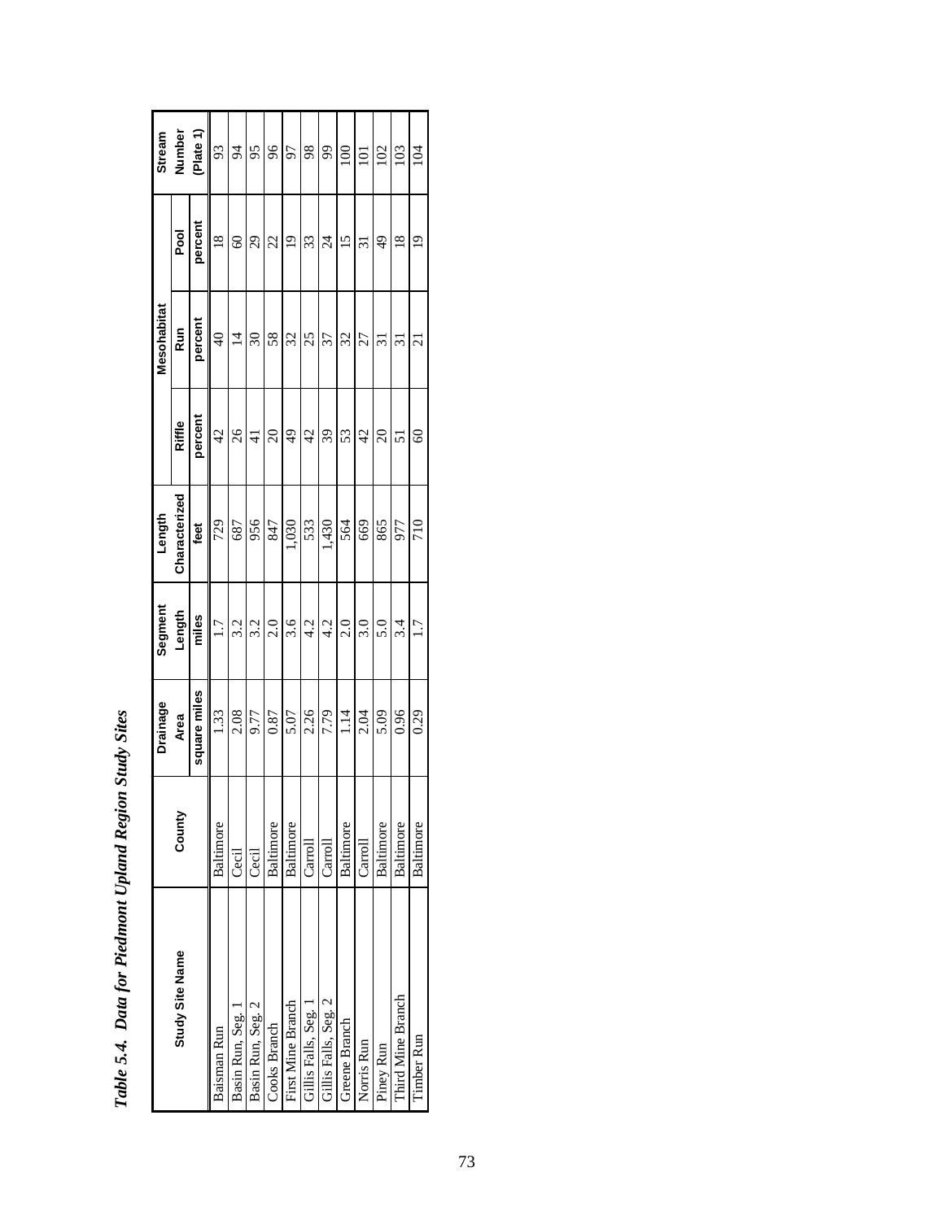*Table 5.4. Data for Piedmont Upland Region Study Sites*

| Study Site Name | County | Drainage Area | Segment Length | Length Characterized | Mesohabitat | | | Stream Number |
|---|---|---|---|---|---|---|---|---|
| | | | | | Riffle | Run | Pool | (Plate 1) |
| | | square miles | miles | feet | percent | percent | percent | |
| Baisman Run | Baltimore | 1.33 | 1.7 | 729 | 42 | 40 | 18 | 93 |
| Basin Run, Seg. 1 | Cecil | 2.08 | 3.2 | 687 | 26 | 14 | 60 | 94 |
| Basin Run, Seg. 2 | Cecil | 9.77 | 3.2 | 956 | 41 | 30 | 29 | 95 |
| Cooks Branch | Baltimore | 0.87 | 2.0 | 847 | 20 | 58 | 22 | 96 |
| First Mine Branch | Baltimore | 5.07 | 3.6 | 1,030 | 49 | 32 | 19 | 97 |
| Gillis Falls, Seg. 1 | Carroll | 2.26 | 4.2 | 533 | 42 | 25 | 33 | 98 |
| Gillis Falls, Seg. 2 | Carroll | 7.79 | 4.2 | 1,430 | 39 | 37 | 24 | 99 |
| Greene Branch | Baltimore | 1.14 | 2.0 | 564 | 53 | 32 | 15 | 100 |
| Norris Run | Carroll | 2.04 | 3.0 | 669 | 42 | 27 | 31 | 101 |
| Piney Run | Baltimore | 5.09 | 5.0 | 865 | 20 | 31 | 49 | 102 |
| Third Mine Branch | Baltimore | 0.96 | 3.4 | 977 | 51 | 31 | 18 | 103 |
| Timber Run | Baltimore | 0.29 | 1.7 | 710 | 60 | 21 | 19 | 104 |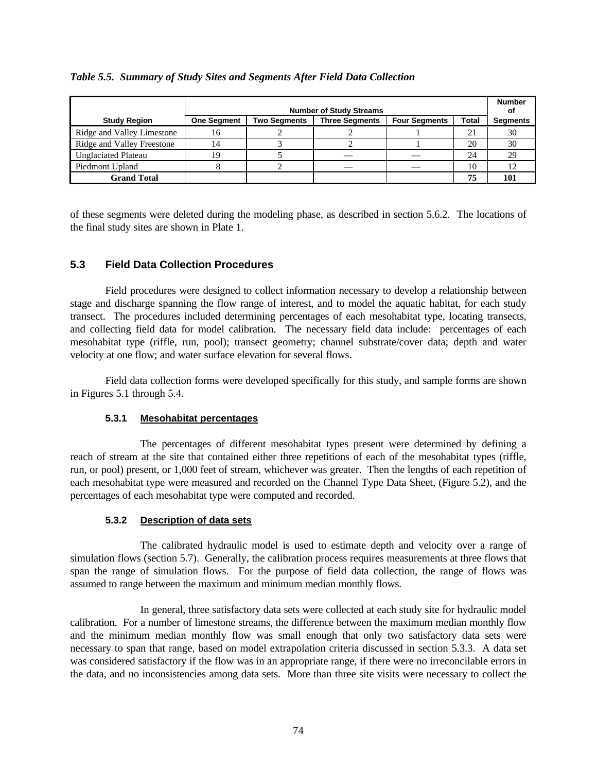*Table 5.5. Summary of Study Sites and Segments After Field Data Collection*

| Study Region | Number of Study Streams | | | | | Number of Segments |
|---|---|---|---|---|---|---|
| | One Segment | Two Segments | Three Segments | Four Segments | Total | |
| Ridge and Valley Limestone | 16 | 2 | 2 | 1 | 21 | 30 |
| Ridge and Valley Freestone | 14 | 3 | 2 | 1 | 20 | 30 |
| Unglaciated Plateau | 19 | 5 | — | — | 24 | 29 |
| Piedmont Upland | 8 | 2 | — | — | 10 | 12 |
| **Grand Total** | | | | | **75** | **101** |

of these segments were deleted during the modeling phase, as described in section 5.6.2. The locations of the final study sites are shown in Plate 1.

## 5.3 Field Data Collection Procedures

Field procedures were designed to collect information necessary to develop a relationship between stage and discharge spanning the flow range of interest, and to model the aquatic habitat, for each study transect. The procedures included determining percentages of each mesohabitat type, locating transects, and collecting field data for model calibration. The necessary field data include: percentages of each mesohabitat type (riffle, run, pool); transect geometry; channel substrate/cover data; depth and water velocity at one flow; and water surface elevation for several flows.

Field data collection forms were developed specifically for this study, and sample forms are shown in Figures 5.1 through 5.4.

### 5.3.1 Mesohabitat percentages

The percentages of different mesohabitat types present were determined by defining a reach of stream at the site that contained either three repetitions of each of the mesohabitat types (riffle, run, or pool) present, or 1,000 feet of stream, whichever was greater. Then the lengths of each repetition of each mesohabitat type were measured and recorded on the Channel Type Data Sheet, (Figure 5.2), and the percentages of each mesohabitat type were computed and recorded.

### 5.3.2 Description of data sets

The calibrated hydraulic model is used to estimate depth and velocity over a range of simulation flows (section 5.7). Generally, the calibration process requires measurements at three flows that span the range of simulation flows. For the purpose of field data collection, the range of flows was assumed to range between the maximum and minimum median monthly flows.

In general, three satisfactory data sets were collected at each study site for hydraulic model calibration. For a number of limestone streams, the difference between the maximum median monthly flow and the minimum median monthly flow was small enough that only two satisfactory data sets were necessary to span that range, based on model extrapolation criteria discussed in section 5.3.3. A data set was considered satisfactory if the flow was in an appropriate range, if there were no irreconcilable errors in the data, and no inconsistencies among data sets. More than three site visits were necessary to collect the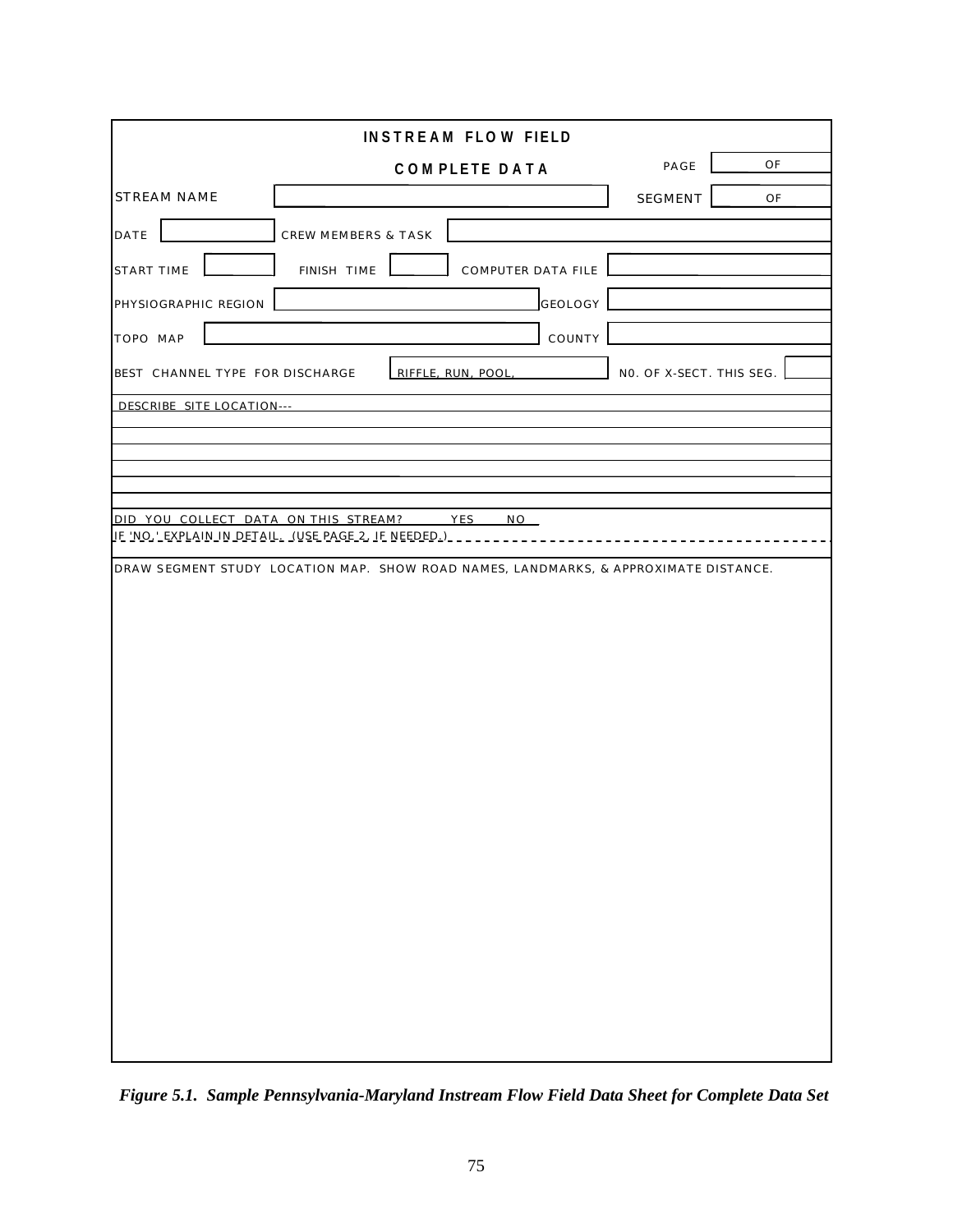# INSTREAM FLOW FIELD

## COMPLETE DATA

PAGE ____ OF ____

| | | | |
|---|---|---|---|
| STREAM NAME | | SEGMENT | OF |
| DATE | | CREW MEMBERS & TASK | |
| START TIME | | FINISH TIME | |
| COMPUTER DATA FILE | | | |
| PHYSIOGRAPHIC REGION | | GEOLOGY | |
| TOPO MAP | | COUNTY | |
| BEST CHANNEL TYPE FOR DISCHARGE | RIFFLE, RUN, POOL, | N0. OF X-SECT. THIS SEG. | |

DESCRIBE SITE LOCATION---

DID YOU COLLECT DATA ON THIS STREAM? YES NO

IF 'NO,' EXPLAIN IN DETAIL. (USE PAGE 2, IF NEEDED.)

DRAW SEGMENT STUDY LOCATION MAP. SHOW ROAD NAMES, LANDMARKS, & APPROXIMATE DISTANCE.

*Figure 5.1. Sample Pennsylvania-Maryland Instream Flow Field Data Sheet for Complete Data Set*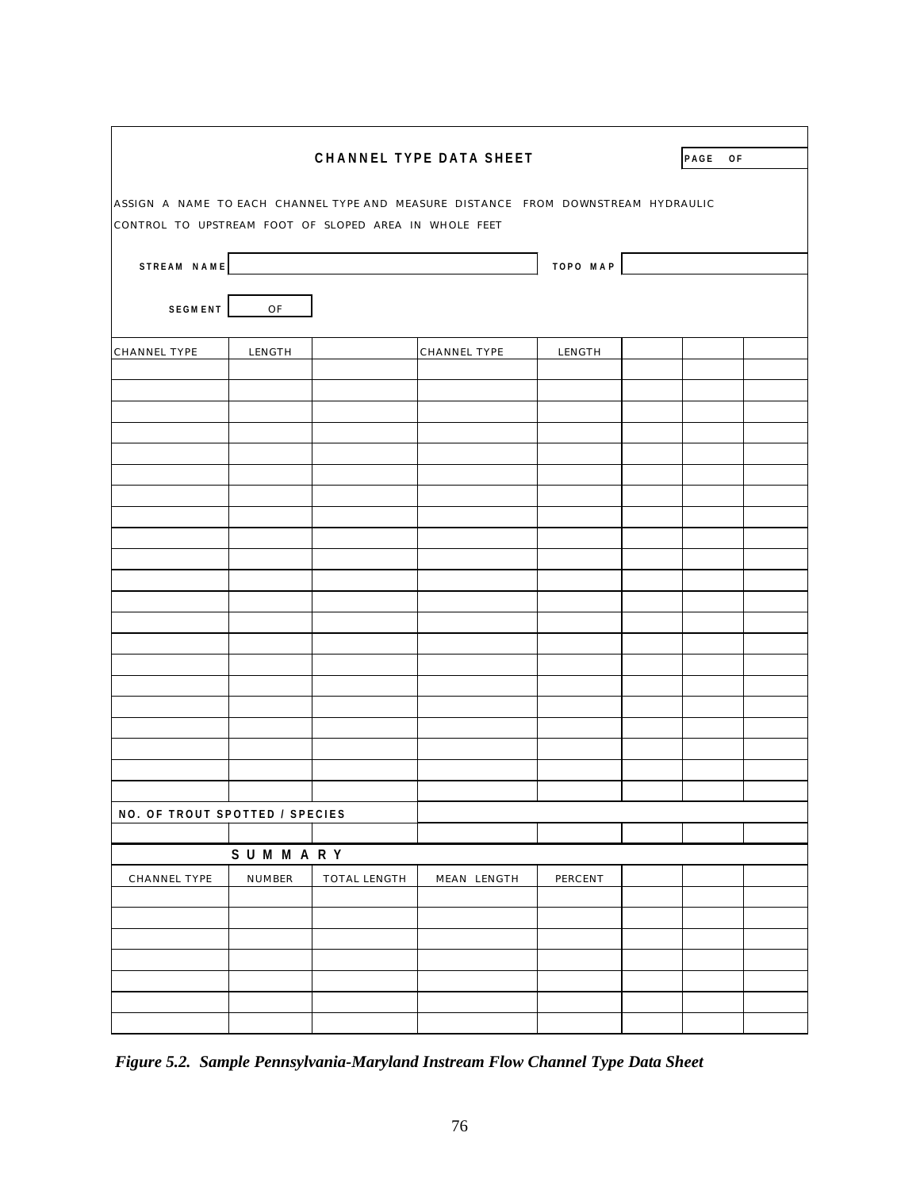**CHANNEL TYPE DATA SHEET**

PAGE OF

ASSIGN A NAME TO EACH CHANNEL TYPE AND MEASURE DISTANCE FROM DOWNSTREAM HYDRAULIC CONTROL TO UPSTREAM FOOT OF SLOPED AREA IN WHOLE FEET

**STREAM NAME** | **TOPO MAP**

**SEGMENT** OF

| CHANNEL TYPE | LENGTH | | CHANNEL TYPE | LENGTH | | | |
|---|---|---|---|---|---|---|---|
| | | | | | | | |
| | | | | | | | |
| | | | | | | | |
| | | | | | | | |
| | | | | | | | |
| | | | | | | | |
| | | | | | | | |
| | | | | | | | |
| | | | | | | | |
| | | | | | | | |
| | | | | | | | |
| | | | | | | | |
| | | | | | | | |
| | | | | | | | |
| | | | | | | | |
| | | | | | | | |
| | | | | | | | |
| | | | | | | | |
| | | | | | | | |
| | | | | | | | |
| | | | | | | | |
| **NO. OF TROUT SPOTTED / SPECIES** | | | | | | | |
| | | | | | | | |

**SUMMARY**

| CHANNEL TYPE | NUMBER | TOTAL LENGTH | MEAN LENGTH | PERCENT | | | |
|---|---|---|---|---|---|---|---|
| | | | | | | | |
| | | | | | | | |
| | | | | | | | |
| | | | | | | | |
| | | | | | | | |
| | | | | | | | |
| | | | | | | | |

*Figure 5.2. Sample Pennsylvania-Maryland Instream Flow Channel Type Data Sheet*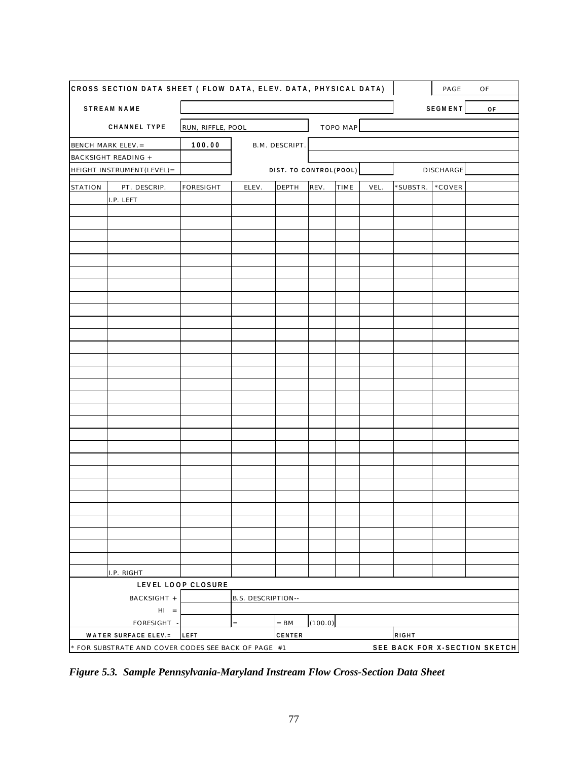| CROSS SECTION DATA SHEET ( FLOW DATA, ELEV. DATA, PHYSICAL DATA) | | | | | | | | | PAGE | OF |
|---|---|---|---|---|---|---|---|---|---|---|
| STREAM NAME | | | | | | | | | SEGMENT | OF |
| CHANNEL TYPE | | RUN, RIFFLE, POOL | | | TOPO MAP | | | | | |
| BENCH MARK ELEV.= | | 100.00 | B.M. DESCRIPT. | | | | | | | |
| BACKSIGHT READING + | | | | | | | | | | |
| HEIGHT INSTRUMENT(LEVEL)= | | | DIST. TO CONTROL(POOL) | | | | | | DISCHARGE | |
| STATION | PT. DESCRIP. | FORESIGHT | ELEV. | DEPTH | REV. | TIME | VEL. | *SUBSTR. | *COVER | |
| | I.P. LEFT | | | | | | | | | |
| | | | | | | | | | | |
| | | | | | | | | | | |
| | | | | | | | | | | |
| | | | | | | | | | | |
| | | | | | | | | | | |
| | | | | | | | | | | |
| | | | | | | | | | | |
| | | | | | | | | | | |
| | | | | | | | | | | |
| | | | | | | | | | | |
| | | | | | | | | | | |
| | | | | | | | | | | |
| | | | | | | | | | | |
| | | | | | | | | | | |
| | | | | | | | | | | |
| | | | | | | | | | | |
| | | | | | | | | | | |
| | | | | | | | | | | |
| | | | | | | | | | | |
| | | | | | | | | | | |
| | | | | | | | | | | |
| | | | | | | | | | | |
| | | | | | | | | | | |
| | | | | | | | | | | |
| | | | | | | | | | | |
| | | | | | | | | | | |
| | | | | | | | | | | |
| | | | | | | | | | | |
| | | | | | | | | | | |
| | I.P. RIGHT | | | | | | | | | |
| | LEVEL LOOP CLOSURE | | | | | | | | | |
| | BACKSIGHT + | | B.S. DESCRIPTION-- | | | | | | | |
| | HI = | | | | | | | | | |
| | FORESIGHT - | | = | = BM | (100.0) | | | | | |
| WATER SURFACE ELEV.= | | LEFT | | CENTER | | | | RIGHT | | |
| * FOR SUBSTRATE AND COVER CODES SEE BACK OF PAGE #1 | | | | | | | | SEE BACK FOR X-SECTION SKETCH | | |

*Figure 5.3. Sample Pennsylvania-Maryland Instream Flow Cross-Section Data Sheet*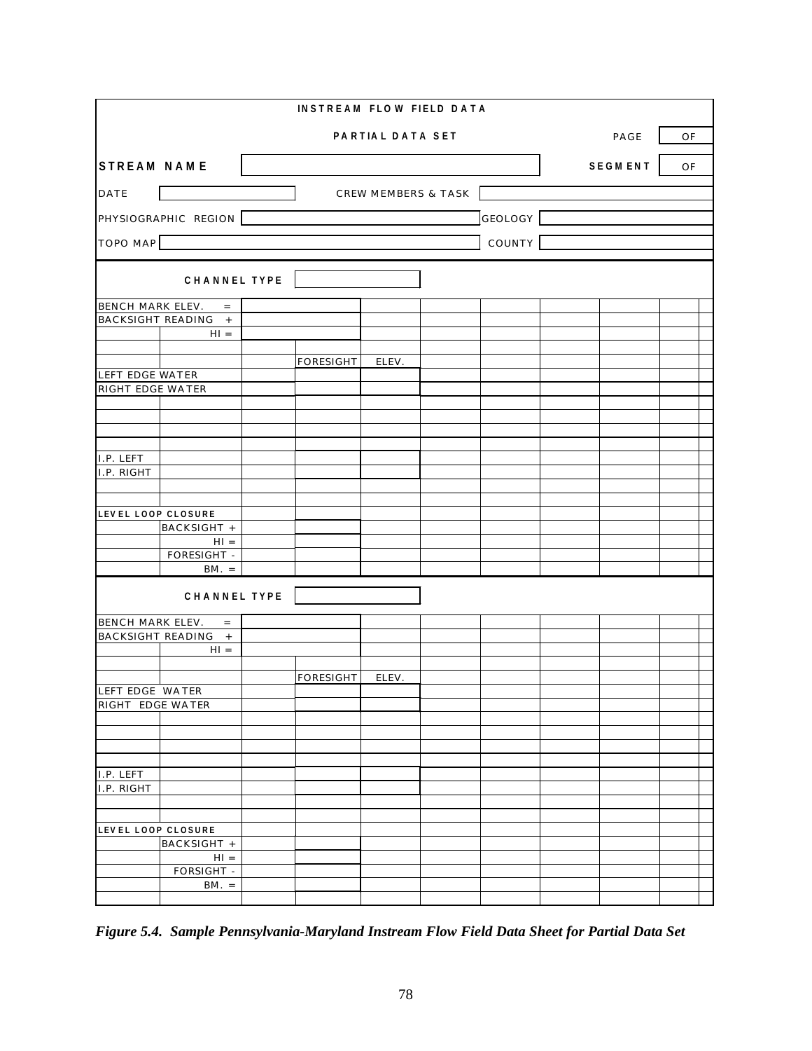**INSTREAM FLOW FIELD DATA**

**PARTIAL DATA SET** PAGE ___ OF ___

**STREAM NAME** ___________ **SEGMENT** ___ OF ___

| DATE | | CREW MEMBERS & TASK | |
|---|---|---|---|
| PHYSIOGRAPHIC REGION | | GEOLOGY | |
| TOPO MAP | | COUNTY | |

**CHANNEL TYPE** ___________

| | | | | | | | | | |
|---|---|---|---|---|---|---|---|---|---|
| BENCH MARK ELEV. | = | | | | | | | | |
| BACKSIGHT READING | + | | | | | | | | |
| | HI = | | | | | | | | |
| | | | | | | | | | |
| | | | FORESIGHT | ELEV. | | | | | |
| LEFT EDGE WATER | | | | | | | | | |
| RIGHT EDGE WATER | | | | | | | | | |
| | | | | | | | | | |
| | | | | | | | | | |
| | | | | | | | | | |
| | | | | | | | | | |
| I.P. LEFT | | | | | | | | | |
| I.P. RIGHT | | | | | | | | | |
| | | | | | | | | | |
| | | | | | | | | | |
| **LEVEL LOOP CLOSURE** | | | | | | | | | |
| | BACKSIGHT + | | | | | | | | |
| | HI = | | | | | | | | |
| | FORESIGHT - | | | | | | | | |
| | BM. = | | | | | | | | |

**CHANNEL TYPE** ___________

| | | | | | | | | | |
|---|---|---|---|---|---|---|---|---|---|
| BENCH MARK ELEV. | = | | | | | | | | |
| BACKSIGHT READING | + | | | | | | | | |
| | HI = | | | | | | | | |
| | | | | | | | | | |
| | | | FORESIGHT | ELEV. | | | | | |
| LEFT EDGE WATER | | | | | | | | | |
| RIGHT EDGE WATER | | | | | | | | | |
| | | | | | | | | | |
| | | | | | | | | | |
| | | | | | | | | | |
| | | | | | | | | | |
| I.P. LEFT | | | | | | | | | |
| I.P. RIGHT | | | | | | | | | |
| | | | | | | | | | |
| | | | | | | | | | |
| **LEVEL LOOP CLOSURE** | | | | | | | | | |
| | BACKSIGHT + | | | | | | | | |
| | HI = | | | | | | | | |
| | FORSIGHT - | | | | | | | | |
| | BM. = | | | | | | | | |
| | | | | | | | | | |

***Figure 5.4. Sample Pennsylvania-Maryland Instream Flow Field Data Sheet for Partial Data Set***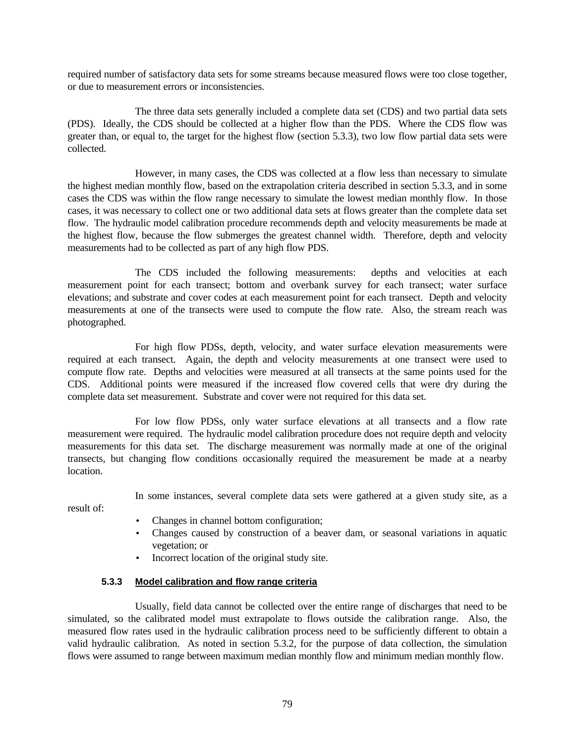required number of satisfactory data sets for some streams because measured flows were too close together, or due to measurement errors or inconsistencies.

The three data sets generally included a complete data set (CDS) and two partial data sets (PDS). Ideally, the CDS should be collected at a higher flow than the PDS. Where the CDS flow was greater than, or equal to, the target for the highest flow (section 5.3.3), two low flow partial data sets were collected.

However, in many cases, the CDS was collected at a flow less than necessary to simulate the highest median monthly flow, based on the extrapolation criteria described in section 5.3.3, and in some cases the CDS was within the flow range necessary to simulate the lowest median monthly flow. In those cases, it was necessary to collect one or two additional data sets at flows greater than the complete data set flow. The hydraulic model calibration procedure recommends depth and velocity measurements be made at the highest flow, because the flow submerges the greatest channel width. Therefore, depth and velocity measurements had to be collected as part of any high flow PDS.

The CDS included the following measurements: depths and velocities at each measurement point for each transect; bottom and overbank survey for each transect; water surface elevations; and substrate and cover codes at each measurement point for each transect. Depth and velocity measurements at one of the transects were used to compute the flow rate. Also, the stream reach was photographed.

For high flow PDSs, depth, velocity, and water surface elevation measurements were required at each transect. Again, the depth and velocity measurements at one transect were used to compute flow rate. Depths and velocities were measured at all transects at the same points used for the CDS. Additional points were measured if the increased flow covered cells that were dry during the complete data set measurement. Substrate and cover were not required for this data set.

For low flow PDSs, only water surface elevations at all transects and a flow rate measurement were required. The hydraulic model calibration procedure does not require depth and velocity measurements for this data set. The discharge measurement was normally made at one of the original transects, but changing flow conditions occasionally required the measurement be made at a nearby location.

In some instances, several complete data sets were gathered at a given study site, as a result of:

- Changes in channel bottom configuration;
- Changes caused by construction of a beaver dam, or seasonal variations in aquatic vegetation; or
- Incorrect location of the original study site.

### 5.3.3 Model calibration and flow range criteria

Usually, field data cannot be collected over the entire range of discharges that need to be simulated, so the calibrated model must extrapolate to flows outside the calibration range. Also, the measured flow rates used in the hydraulic calibration process need to be sufficiently different to obtain a valid hydraulic calibration. As noted in section 5.3.2, for the purpose of data collection, the simulation flows were assumed to range between maximum median monthly flow and minimum median monthly flow.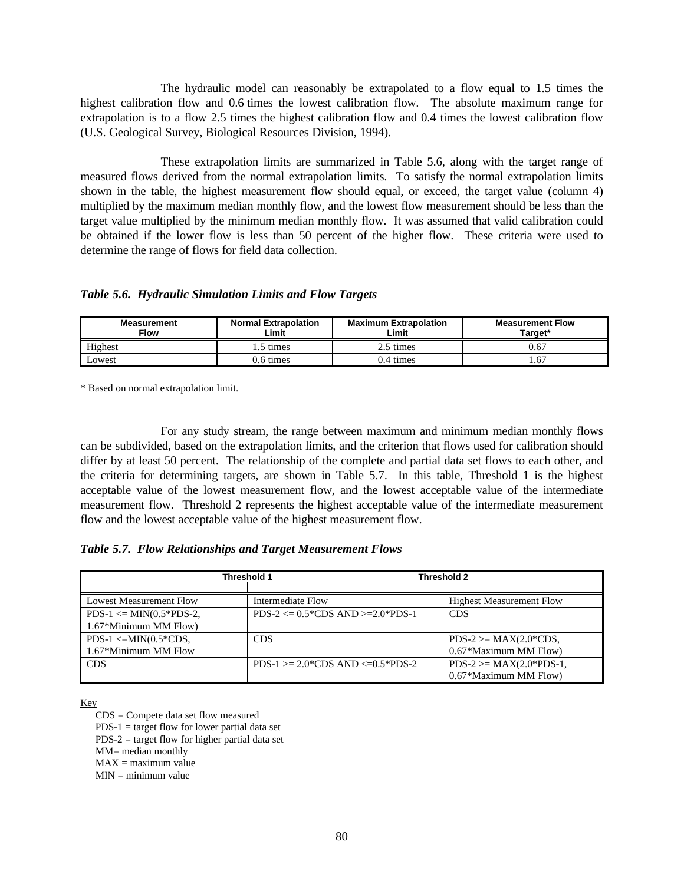The hydraulic model can reasonably be extrapolated to a flow equal to 1.5 times the highest calibration flow and 0.6 times the lowest calibration flow. The absolute maximum range for extrapolation is to a flow 2.5 times the highest calibration flow and 0.4 times the lowest calibration flow (U.S. Geological Survey, Biological Resources Division, 1994).

These extrapolation limits are summarized in Table 5.6, along with the target range of measured flows derived from the normal extrapolation limits. To satisfy the normal extrapolation limits shown in the table, the highest measurement flow should equal, or exceed, the target value (column 4) multiplied by the maximum median monthly flow, and the lowest flow measurement should be less than the target value multiplied by the minimum median monthly flow. It was assumed that valid calibration could be obtained if the lower flow is less than 50 percent of the higher flow. These criteria were used to determine the range of flows for field data collection.

***Table 5.6. Hydraulic Simulation Limits and Flow Targets***

| Measurement Flow | Normal Extrapolation Limit | Maximum Extrapolation Limit | Measurement Flow Target* |
|---|---|---|---|
| Highest | 1.5 times | 2.5 times | 0.67 |
| Lowest | 0.6 times | 0.4 times | 1.67 |

\* Based on normal extrapolation limit.

For any study stream, the range between maximum and minimum median monthly flows can be subdivided, based on the extrapolation limits, and the criterion that flows used for calibration should differ by at least 50 percent. The relationship of the complete and partial data set flows to each other, and the criteria for determining targets, are shown in Table 5.7. In this table, Threshold 1 is the highest acceptable value of the lowest measurement flow, and the lowest acceptable value of the intermediate measurement flow. Threshold 2 represents the highest acceptable value of the intermediate measurement flow and the lowest acceptable value of the highest measurement flow.

***Table 5.7. Flow Relationships and Target Measurement Flows***

| | Threshold 1 | Threshold 2 |
|---|---|---|
| Lowest Measurement Flow | Intermediate Flow | Highest Measurement Flow |
| PDS-1 <= MIN(0.5*PDS-2, 1.67*Minimum MM Flow) | PDS-2 <= 0.5*CDS AND >=2.0*PDS-1 | CDS |
| PDS-1 <=MIN(0.5*CDS, 1.67*Minimum MM Flow | CDS | PDS-2 >= MAX(2.0*CDS, 0.67*Maximum MM Flow) |
| CDS | PDS-1 >= 2.0*CDS AND <=0.5*PDS-2 | PDS-2 >= MAX(2.0*PDS-1, 0.67*Maximum MM Flow) |

Key

CDS = Compete data set flow measured
PDS-1 = target flow for lower partial data set
PDS-2 = target flow for higher partial data set
MM= median monthly
MAX = maximum value
MIN = minimum value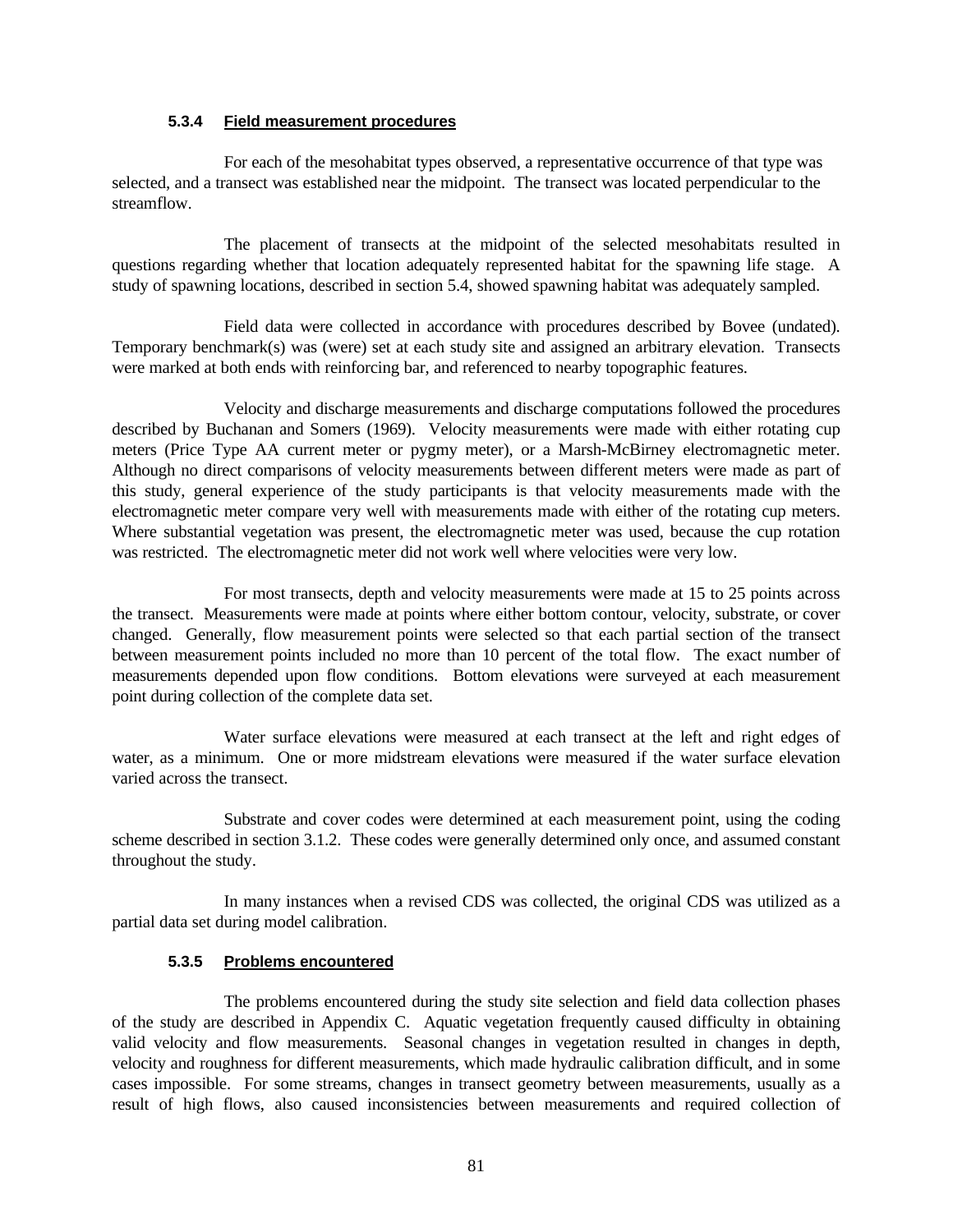#### 5.3.4 Field measurement procedures

For each of the mesohabitat types observed, a representative occurrence of that type was selected, and a transect was established near the midpoint. The transect was located perpendicular to the streamflow.

The placement of transects at the midpoint of the selected mesohabitats resulted in questions regarding whether that location adequately represented habitat for the spawning life stage. A study of spawning locations, described in section 5.4, showed spawning habitat was adequately sampled.

Field data were collected in accordance with procedures described by Bovee (undated). Temporary benchmark(s) was (were) set at each study site and assigned an arbitrary elevation. Transects were marked at both ends with reinforcing bar, and referenced to nearby topographic features.

Velocity and discharge measurements and discharge computations followed the procedures described by Buchanan and Somers (1969). Velocity measurements were made with either rotating cup meters (Price Type AA current meter or pygmy meter), or a Marsh-McBirney electromagnetic meter. Although no direct comparisons of velocity measurements between different meters were made as part of this study, general experience of the study participants is that velocity measurements made with the electromagnetic meter compare very well with measurements made with either of the rotating cup meters. Where substantial vegetation was present, the electromagnetic meter was used, because the cup rotation was restricted. The electromagnetic meter did not work well where velocities were very low.

For most transects, depth and velocity measurements were made at 15 to 25 points across the transect. Measurements were made at points where either bottom contour, velocity, substrate, or cover changed. Generally, flow measurement points were selected so that each partial section of the transect between measurement points included no more than 10 percent of the total flow. The exact number of measurements depended upon flow conditions. Bottom elevations were surveyed at each measurement point during collection of the complete data set.

Water surface elevations were measured at each transect at the left and right edges of water, as a minimum. One or more midstream elevations were measured if the water surface elevation varied across the transect.

Substrate and cover codes were determined at each measurement point, using the coding scheme described in section 3.1.2. These codes were generally determined only once, and assumed constant throughout the study.

In many instances when a revised CDS was collected, the original CDS was utilized as a partial data set during model calibration.

#### 5.3.5 Problems encountered

The problems encountered during the study site selection and field data collection phases of the study are described in Appendix C. Aquatic vegetation frequently caused difficulty in obtaining valid velocity and flow measurements. Seasonal changes in vegetation resulted in changes in depth, velocity and roughness for different measurements, which made hydraulic calibration difficult, and in some cases impossible. For some streams, changes in transect geometry between measurements, usually as a result of high flows, also caused inconsistencies between measurements and required collection of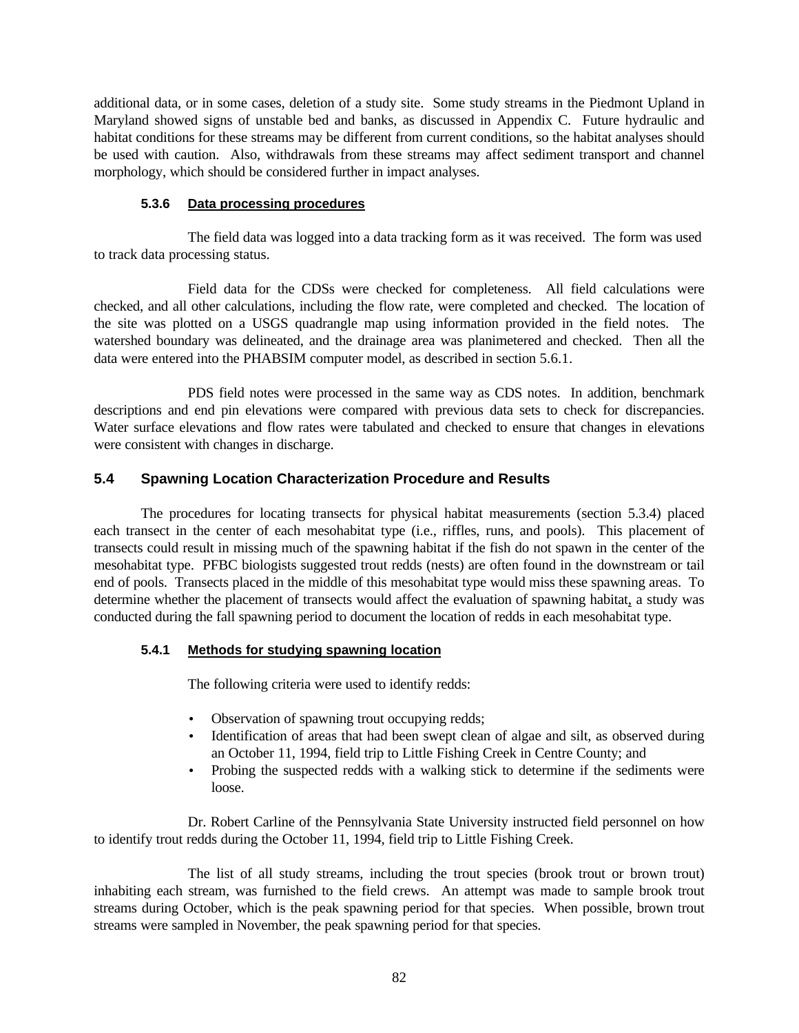additional data, or in some cases, deletion of a study site. Some study streams in the Piedmont Upland in Maryland showed signs of unstable bed and banks, as discussed in Appendix C. Future hydraulic and habitat conditions for these streams may be different from current conditions, so the habitat analyses should be used with caution. Also, withdrawals from these streams may affect sediment transport and channel morphology, which should be considered further in impact analyses.

#### 5.3.6 Data processing procedures

The field data was logged into a data tracking form as it was received. The form was used to track data processing status.

Field data for the CDSs were checked for completeness. All field calculations were checked, and all other calculations, including the flow rate, were completed and checked. The location of the site was plotted on a USGS quadrangle map using information provided in the field notes. The watershed boundary was delineated, and the drainage area was planimetered and checked. Then all the data were entered into the PHABSIM computer model, as described in section 5.6.1.

PDS field notes were processed in the same way as CDS notes. In addition, benchmark descriptions and end pin elevations were compared with previous data sets to check for discrepancies. Water surface elevations and flow rates were tabulated and checked to ensure that changes in elevations were consistent with changes in discharge.

### 5.4 Spawning Location Characterization Procedure and Results

The procedures for locating transects for physical habitat measurements (section 5.3.4) placed each transect in the center of each mesohabitat type (i.e., riffles, runs, and pools). This placement of transects could result in missing much of the spawning habitat if the fish do not spawn in the center of the mesohabitat type. PFBC biologists suggested trout redds (nests) are often found in the downstream or tail end of pools. Transects placed in the middle of this mesohabitat type would miss these spawning areas. To determine whether the placement of transects would affect the evaluation of spawning habitat, a study was conducted during the fall spawning period to document the location of redds in each mesohabitat type.

#### 5.4.1 Methods for studying spawning location

The following criteria were used to identify redds:

- Observation of spawning trout occupying redds;
- Identification of areas that had been swept clean of algae and silt, as observed during an October 11, 1994, field trip to Little Fishing Creek in Centre County; and
- Probing the suspected redds with a walking stick to determine if the sediments were loose.

Dr. Robert Carline of the Pennsylvania State University instructed field personnel on how to identify trout redds during the October 11, 1994, field trip to Little Fishing Creek.

The list of all study streams, including the trout species (brook trout or brown trout) inhabiting each stream, was furnished to the field crews. An attempt was made to sample brook trout streams during October, which is the peak spawning period for that species. When possible, brown trout streams were sampled in November, the peak spawning period for that species.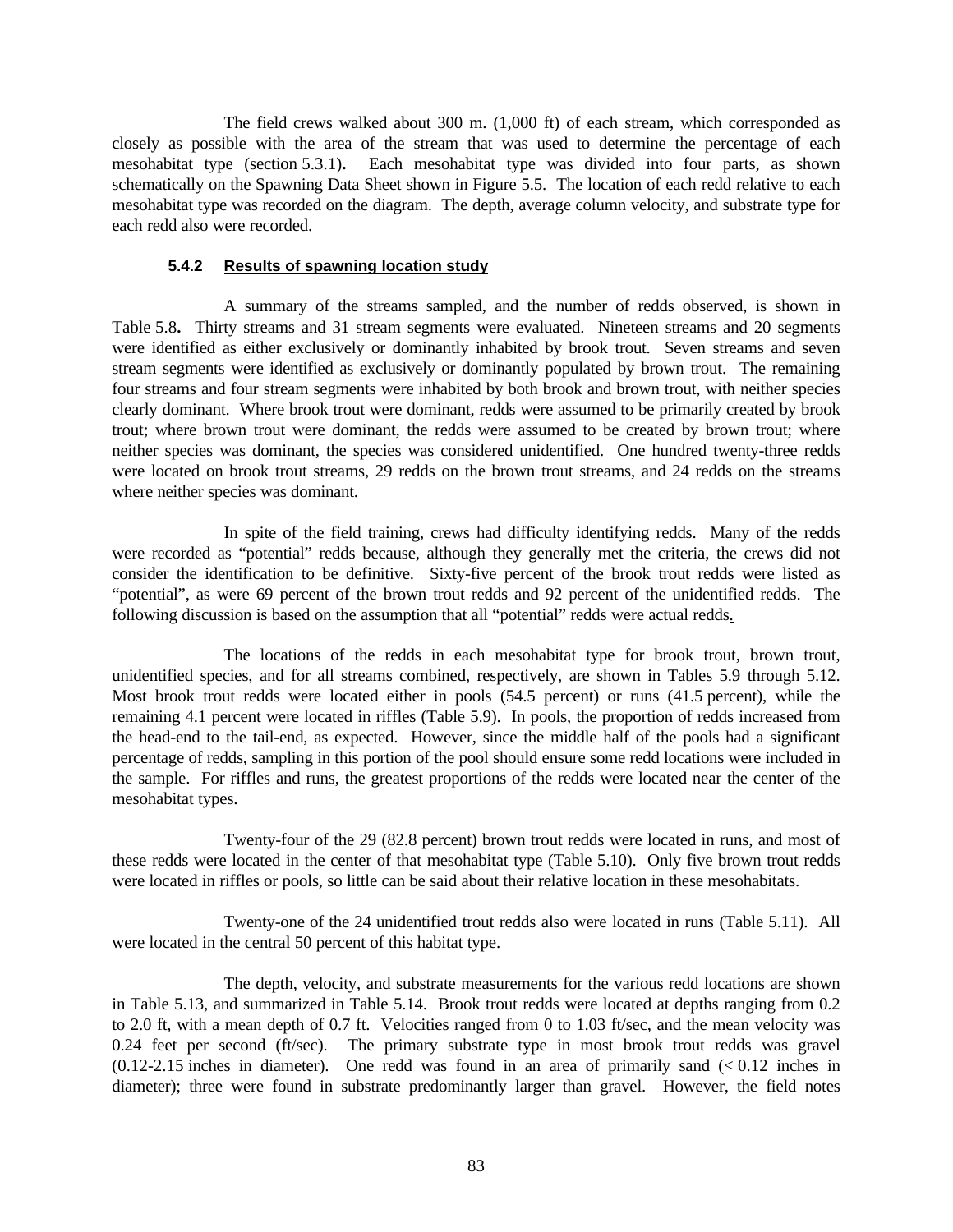The field crews walked about 300 m. (1,000 ft) of each stream, which corresponded as closely as possible with the area of the stream that was used to determine the percentage of each mesohabitat type (section 5.3.1). Each mesohabitat type was divided into four parts, as shown schematically on the Spawning Data Sheet shown in Figure 5.5. The location of each redd relative to each mesohabitat type was recorded on the diagram. The depth, average column velocity, and substrate type for each redd also were recorded.

### 5.4.2 Results of spawning location study

A summary of the streams sampled, and the number of redds observed, is shown in Table 5.8. Thirty streams and 31 stream segments were evaluated. Nineteen streams and 20 segments were identified as either exclusively or dominantly inhabited by brook trout. Seven streams and seven stream segments were identified as exclusively or dominantly populated by brown trout. The remaining four streams and four stream segments were inhabited by both brook and brown trout, with neither species clearly dominant. Where brook trout were dominant, redds were assumed to be primarily created by brook trout; where brown trout were dominant, the redds were assumed to be created by brown trout; where neither species was dominant, the species was considered unidentified. One hundred twenty-three redds were located on brook trout streams, 29 redds on the brown trout streams, and 24 redds on the streams where neither species was dominant.

In spite of the field training, crews had difficulty identifying redds. Many of the redds were recorded as "potential" redds because, although they generally met the criteria, the crews did not consider the identification to be definitive. Sixty-five percent of the brook trout redds were listed as "potential", as were 69 percent of the brown trout redds and 92 percent of the unidentified redds. The following discussion is based on the assumption that all "potential" redds were actual redds.

The locations of the redds in each mesohabitat type for brook trout, brown trout, unidentified species, and for all streams combined, respectively, are shown in Tables 5.9 through 5.12. Most brook trout redds were located either in pools (54.5 percent) or runs (41.5 percent), while the remaining 4.1 percent were located in riffles (Table 5.9). In pools, the proportion of redds increased from the head-end to the tail-end, as expected. However, since the middle half of the pools had a significant percentage of redds, sampling in this portion of the pool should ensure some redd locations were included in the sample. For riffles and runs, the greatest proportions of the redds were located near the center of the mesohabitat types.

Twenty-four of the 29 (82.8 percent) brown trout redds were located in runs, and most of these redds were located in the center of that mesohabitat type (Table 5.10). Only five brown trout redds were located in riffles or pools, so little can be said about their relative location in these mesohabitats.

Twenty-one of the 24 unidentified trout redds also were located in runs (Table 5.11). All were located in the central 50 percent of this habitat type.

The depth, velocity, and substrate measurements for the various redd locations are shown in Table 5.13, and summarized in Table 5.14. Brook trout redds were located at depths ranging from 0.2 to 2.0 ft, with a mean depth of 0.7 ft. Velocities ranged from 0 to 1.03 ft/sec, and the mean velocity was 0.24 feet per second (ft/sec). The primary substrate type in most brook trout redds was gravel (0.12-2.15 inches in diameter). One redd was found in an area of primarily sand (< 0.12 inches in diameter); three were found in substrate predominantly larger than gravel. However, the field notes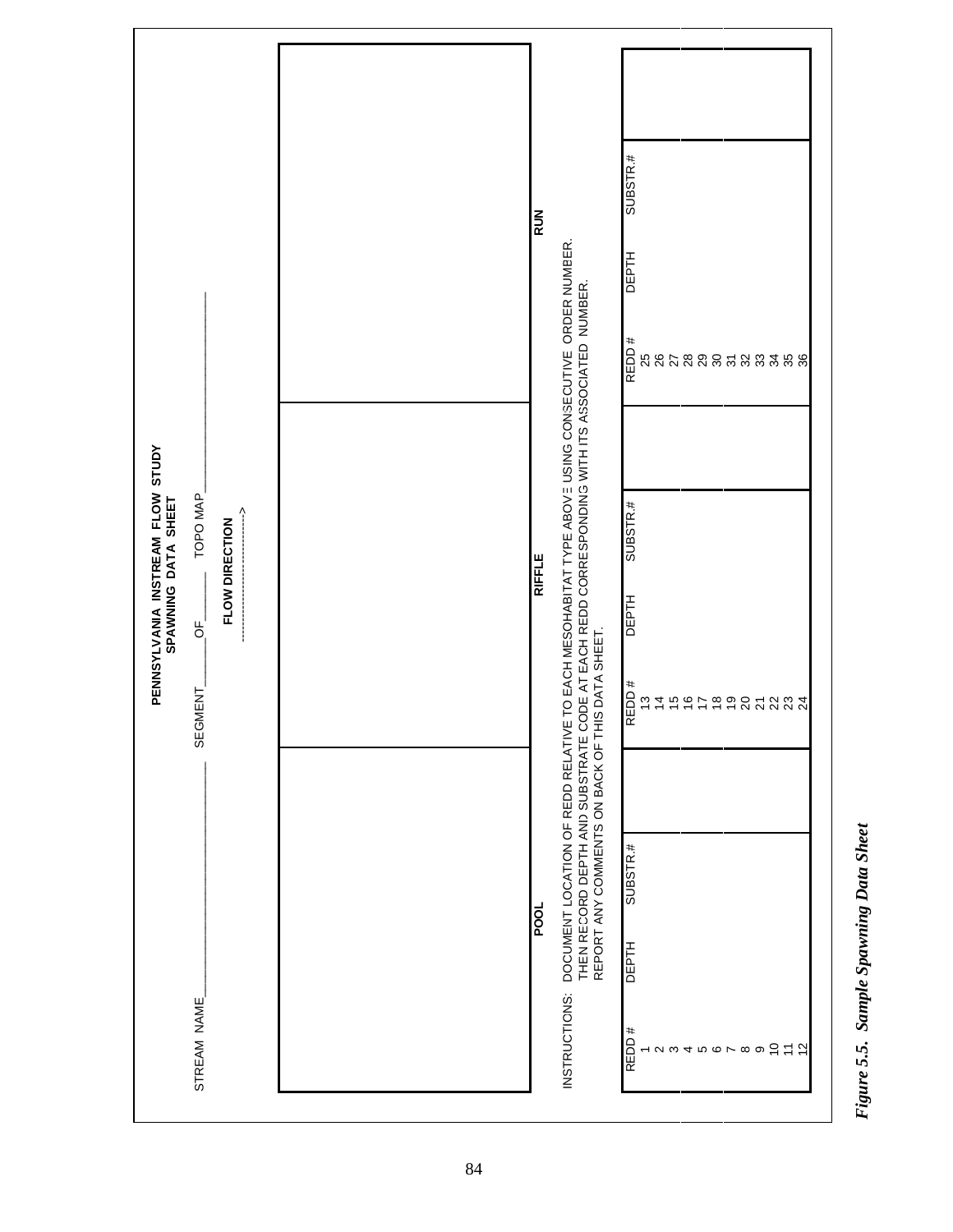**PENNSYLVANIA INSTREAM FLOW STUDY**
**SPAWNING DATA SHEET**

STREAM NAME\_\_\_\_\_\_\_\_\_\_\_\_\_\_\_\_\_\_\_\_ SEGMENT\_\_\_\_\_\_ OF\_\_\_\_\_\_ TOPO MAP\_\_\_\_\_\_\_\_\_\_\_\_\_\_\_\_\_\_\_\_

**FLOW DIRECTION**
-------------------------->

| **POOL** | **RIFFLE** | **RUN** |
|---|---|---|
| | | |

INSTRUCTIONS: DOCUMENT LOCATION OF REDD RELATIVE TO EACH MESOHABITAT TYPE ABOVE USING CONSECUTIVE ORDER NUMBER. THEN RECORD DEPTH AND SUBSTRATE CODE AT EACH REDD CORRESPONDING WITH ITS ASSOCIATED NUMBER. REPORT ANY COMMENTS ON BACK OF THIS DATA SHEET.

| REDD # | DEPTH | SUBSTR.# | REDD # | DEPTH | SUBSTR.# | REDD # | DEPTH | SUBSTR.# |
|---|---|---|---|---|---|---|---|---|
| 1 | | | 13 | | | 25 | | |
| 2 | | | 14 | | | 26 | | |
| 3 | | | 15 | | | 27 | | |
| 4 | | | 16 | | | 28 | | |
| 5 | | | 17 | | | 29 | | |
| 6 | | | 18 | | | 30 | | |
| 7 | | | 19 | | | 31 | | |
| 8 | | | 20 | | | 32 | | |
| 9 | | | 21 | | | 33 | | |
| 10 | | | 22 | | | 34 | | |
| 11 | | | 23 | | | 35 | | |
| 12 | | | 24 | | | 36 | | |

***Figure 5.5. Sample Spawning Data Sheet***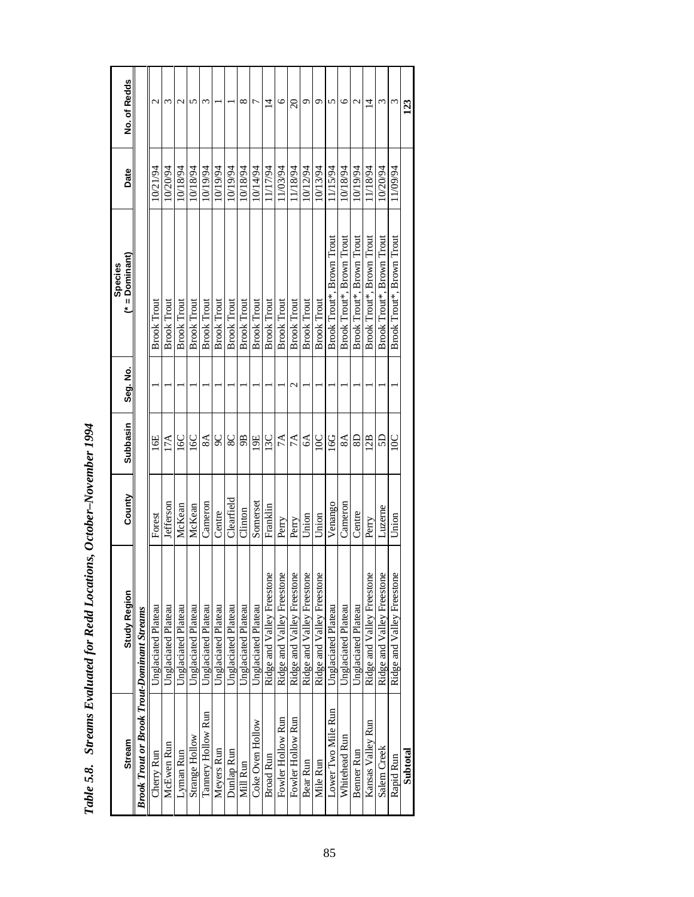*Table 5.8. Streams Evaluated for Redd Locations, October–November 1994*

| Stream | Study Region | County | Subbasin | Seg. No. | Species (* = Dominant) | Date | No. of Redds |
|---|---|---|---|---|---|---|---|
| ***Brook Trout or Brook Trout-Dominant Streams*** | | | | | | | |
| Cherry Run | Unglaciated Plateau | Forest | 16E | 1 | Brook Trout | 10/21/94 | 2 |
| McEwen Run | Unglaciated Plateau | Jefferson | 17A | 1 | Brook Trout | 10/20/94 | 3 |
| Lyman Run | Unglaciated Plateau | McKean | 16C | 1 | Brook Trout | 10/18/94 | 2 |
| Strange Hollow | Unglaciated Plateau | McKean | 16C | 1 | Brook Trout | 10/18/94 | 5 |
| Tannery Hollow Run | Unglaciated Plateau | Cameron | 8A | 1 | Brook Trout | 10/19/94 | 3 |
| Meyers Run | Unglaciated Plateau | Centre | 9C | 1 | Brook Trout | 10/19/94 | 1 |
| Dunlap Run | Unglaciated Plateau | Clearfield | 8C | 1 | Brook Trout | 10/19/94 | 1 |
| Mill Run | Unglaciated Plateau | Clinton | 9B | 1 | Brook Trout | 10/18/94 | 8 |
| Coke Oven Hollow | Unglaciated Plateau | Somerset | 19E | 1 | Brook Trout | 10/14/94 | 7 |
| Broad Run | Ridge and Valley Freestone | Franklin | 13C | 1 | Brook Trout | 11/17/94 | 14 |
| Fowler Hollow Run | Ridge and Valley Freestone | Perry | 7A | 1 | Brook Trout | 11/03/94 | 6 |
| Fowler Hollow Run | Ridge and Valley Freestone | Perry | 7A | 2 | Brook Trout | 11/18/94 | 20 |
| Bear Run | Ridge and Valley Freestone | Union | 6A | 1 | Brook Trout | 10/12/94 | 9 |
| Mile Run | Ridge and Valley Freestone | Union | 10C | 1 | Brook Trout | 10/13/94 | 9 |
| Lower Two Mile Run | Unglaciated Plateau | Venango | 16G | 1 | Brook Trout*, Brown Trout | 11/15/94 | 5 |
| Whitehead Run | Unglaciated Plateau | Cameron | 8A | 1 | Brook Trout*, Brown Trout | 10/18/94 | 6 |
| Benner Run | Unglaciated Plateau | Centre | 8D | 1 | Brook Trout*, Brown Trout | 10/19/94 | 2 |
| Kansas Valley Run | Ridge and Valley Freestone | Perry | 12B | 1 | Brook Trout*, Brown Trout | 11/18/94 | 14 |
| Salem Creek | Ridge and Valley Freestone | Luzerne | 5D | 1 | Brook Trout*, Brown Trout | 10/20/94 | 3 |
| Rapid Run | Ridge and Valley Freestone | Union | 10C | 1 | Brook Trout*, Brown Trout | 11/09/94 | 3 |
| **Subtotal** | | | | | | | **123** |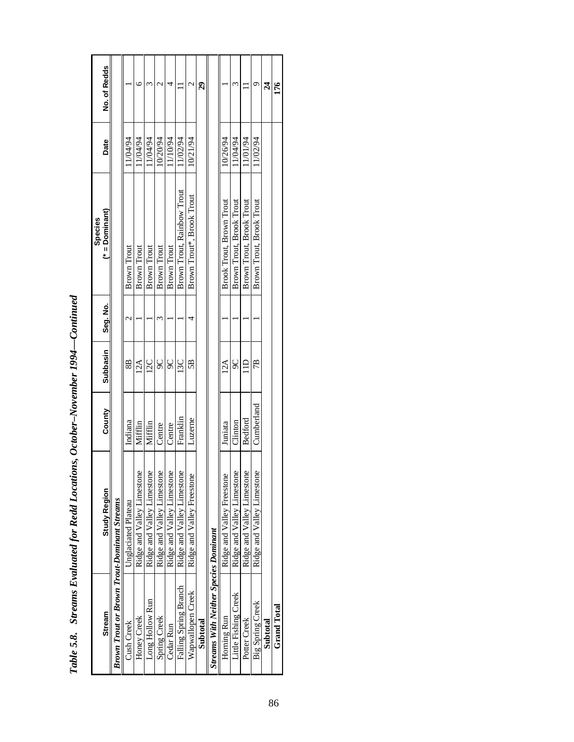*Table 5.8. Streams Evaluated for Redd Locations, October–November 1994—Continued*

| Stream | Study Region | County | Subbasin | Seg. No. | Species (* = Dominant) | Date | No. of Redds |
|---|---|---|---|---|---|---|---|
| ***Brown Trout or Brown Trout-Dominant Streams*** | | | | | | | |
| Cush Creek | Unglaciated Plateau | Indiana | 8B | 2 | Brown Trout | 11/04/94 | 1 |
| Honey Creek | Ridge and Valley Limestone | Mifflin | 12A | 1 | Brown Trout | 11/04/94 | 6 |
| Long Hollow Run | Ridge and Valley Limestone | Mifflin | 12C | 1 | Brown Trout | 11/04/94 | 3 |
| Spring Creek | Ridge and Valley Limestone | Centre | 9C | 3 | Brown Trout | 10/20/94 | 2 |
| Cedar Run | Ridge and Valley Limestone | Centre | 9C | 1 | Brown Trout | 11/10/94 | 4 |
| Falling Spring Branch | Ridge and Valley Limestone | Franklin | 13C | 1 | Brown Trout, Rainbow Trout | 11/02/94 | 11 |
| Wapwallopen Creek | Ridge and Valley Freestone | Luzerne | 5B | 4 | Brown Trout*, Brook Trout | 10/21/94 | 2 |
| **Subtotal** | | | | | | | **29** |
| ***Streams With Neither Species Dominant*** | | | | | | | |
| Horning Run | Ridge and Valley Freestone | Juniata | 12A | 1 | Brook Trout, Brown Trout | 10/26/94 | 1 |
| Little Fishing Creek | Ridge and Valley Limestone | Clinton | 9C | 1 | Brown Trout, Brook Trout | 11/04/94 | 3 |
| Potter Creek | Ridge and Valley Limestone | Bedford | 11D | 1 | Brown Trout, Brook Trout | 11/01/94 | 11 |
| Big Spring Creek | Ridge and Valley Limestone | Cumberland | 7B | 1 | Brown Trout, Brook Trout | 11/02/94 | 9 |
| **Subtotal** | | | | | | | **24** |
| **Grand Total** | | | | | | | **176** |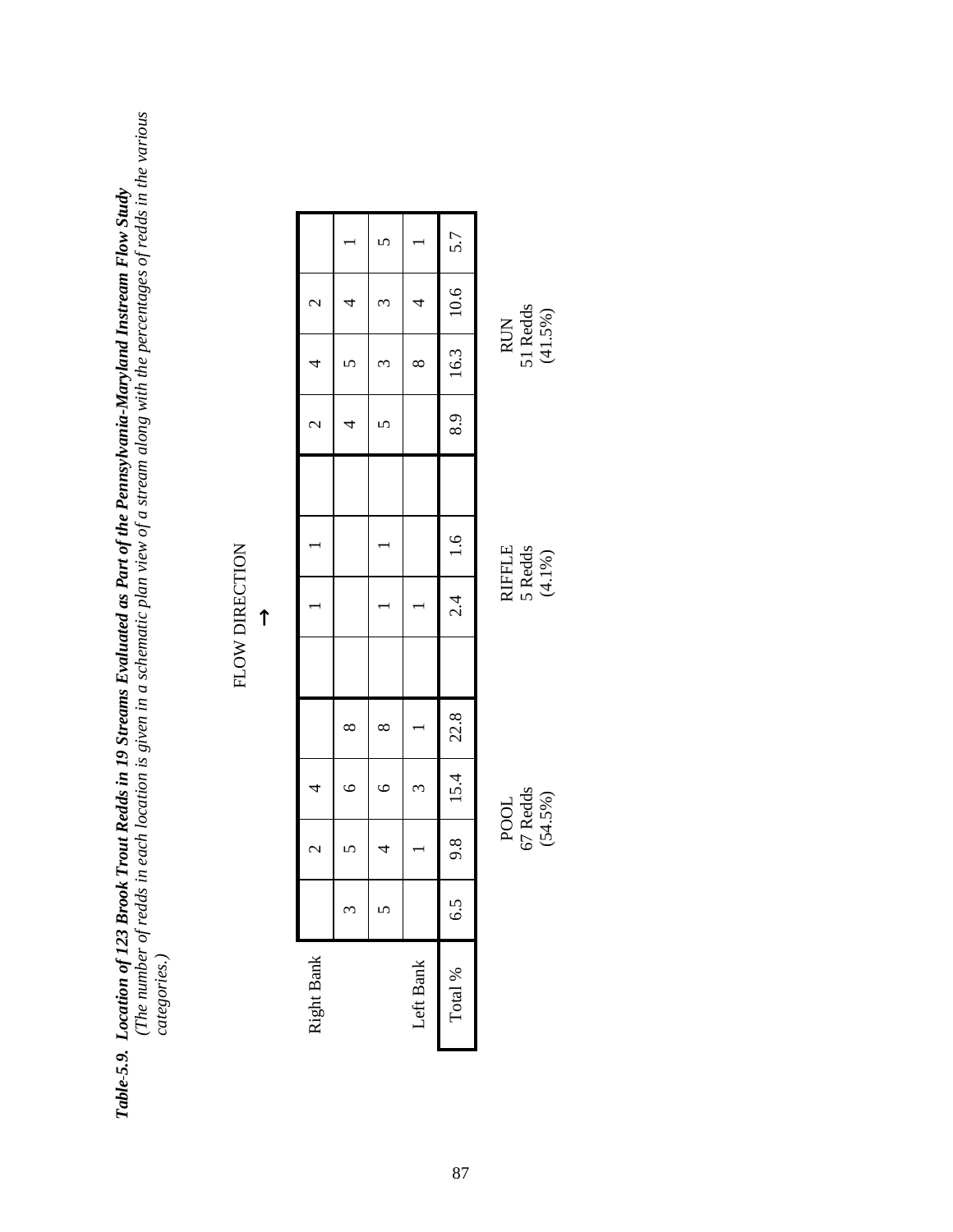***Table-5.9. Location of 123 Brook Trout Redds in 19 Streams Evaluated as Part of the Pennsylvania-Maryland Instream Flow Study***
*(The number of redds in each location is given in a schematic plan view of a stream along with the percentages of redds in the various categories.)*

FLOW DIRECTION →

| | | | | | | | | | | | | |
|---|---|---|---|---|---|---|---|---|---|---|---|---|
| Right Bank | | 2 | 4 | | | 1 | 1 | | 2 | 4 | 2 | |
| | 3 | 5 | 6 | 8 | | | | | 4 | 5 | 4 | 1 |
| | 5 | 4 | 6 | 8 | | 1 | 1 | | 5 | 3 | 3 | 5 |
| Left Bank | | 1 | 3 | 1 | | 1 | | | | 8 | 4 | 1 |
| Total % | 6.5 | 9.8 | 15.4 | 22.8 | | 2.4 | 1.6 | | 8.9 | 16.3 | 10.6 | 5.7 |

| POOL | RIFFLE | RUN |
|---|---|---|
| 67 Redds (54.5%) | 5 Redds (4.1%) | 51 Redds (41.5%) |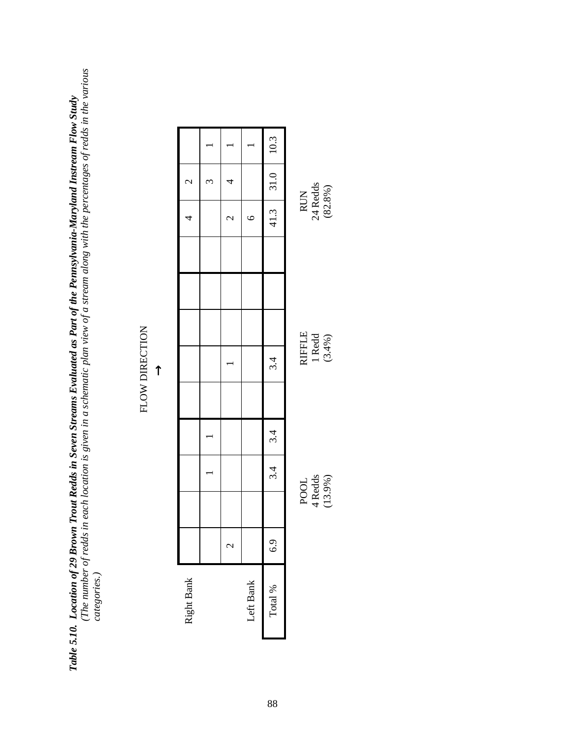***Table 5.10. Location of 29 Brown Trout Redds in Seven Streams Evaluated as Part of the Pennsylvania-Maryland Instream Flow Study***
*(The number of redds in each location is given in a schematic plan view of a stream along with the percentages of redds in the various categories.)*

FLOW DIRECTION →

| | | | | | | | | | | | | |
|---|---|---|---|---|---|---|---|---|---|---|---|---|
| Right Bank | | | | | | | | | | 4 | 2 | |
| | | | 1 | 1 | | | | | | | 3 | 1 |
| | 2 | | | | | 1 | | | | 2 | 4 | 1 |
| Left Bank | | | | | | | | | | 6 | | 1 |
| Total % | 6.9 | | 3.4 | 3.4 | | 3.4 | | | | 41.3 | 31.0 | 10.3 |

| POOL | RIFFLE | RUN |
|---|---|---|
| 4 Redds (13.9%) | 1 Redd (3.4%) | 24 Redds (82.8%) |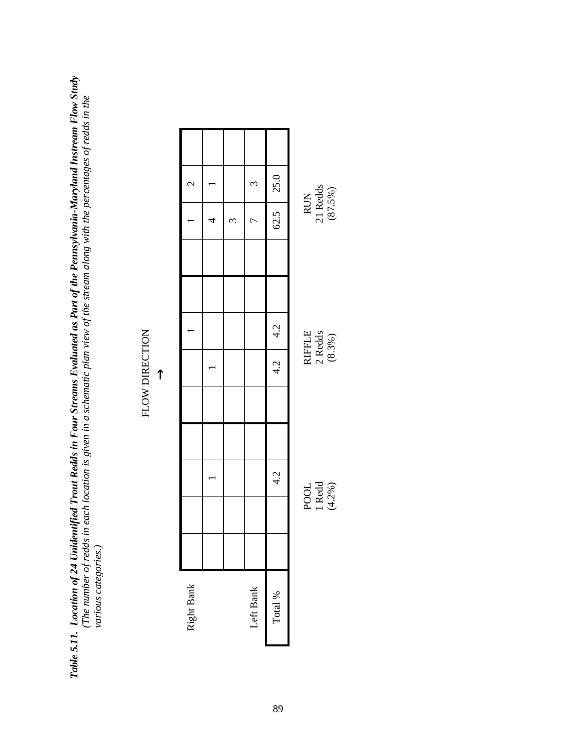***Table-5.11. Location of 24 Unidentified Trout Redds in Four Streams Evaluated as Part of the Pennsylvania-Maryland Instream Flow Study***
*(The number of redds in each location is given in a schematic plan view of the stream along with the percentages of redds in the various categories.)*

FLOW DIRECTION →

| | | | | | | | | | | | | |
|---|---|---|---|---|---|---|---|---|---|---|---|---|
| Right Bank | | | | | | | 1 | | | 1 | 2 | |
| | | | 1 | | | 1 | | | | 4 | 1 | |
| | | | | | | | | | | 3 | | |
| Left Bank | | | | | | | | | | 7 | 3 | |
| Total % | | | 4.2 | | | 4.2 | 4.2 | | | 62.5 | 25.0 | |

| POOL | RIFFLE | RUN |
|---|---|---|
| 1 Redd (4.2%) | 2 Redds (8.3%) | 21 Redds (87.5%) |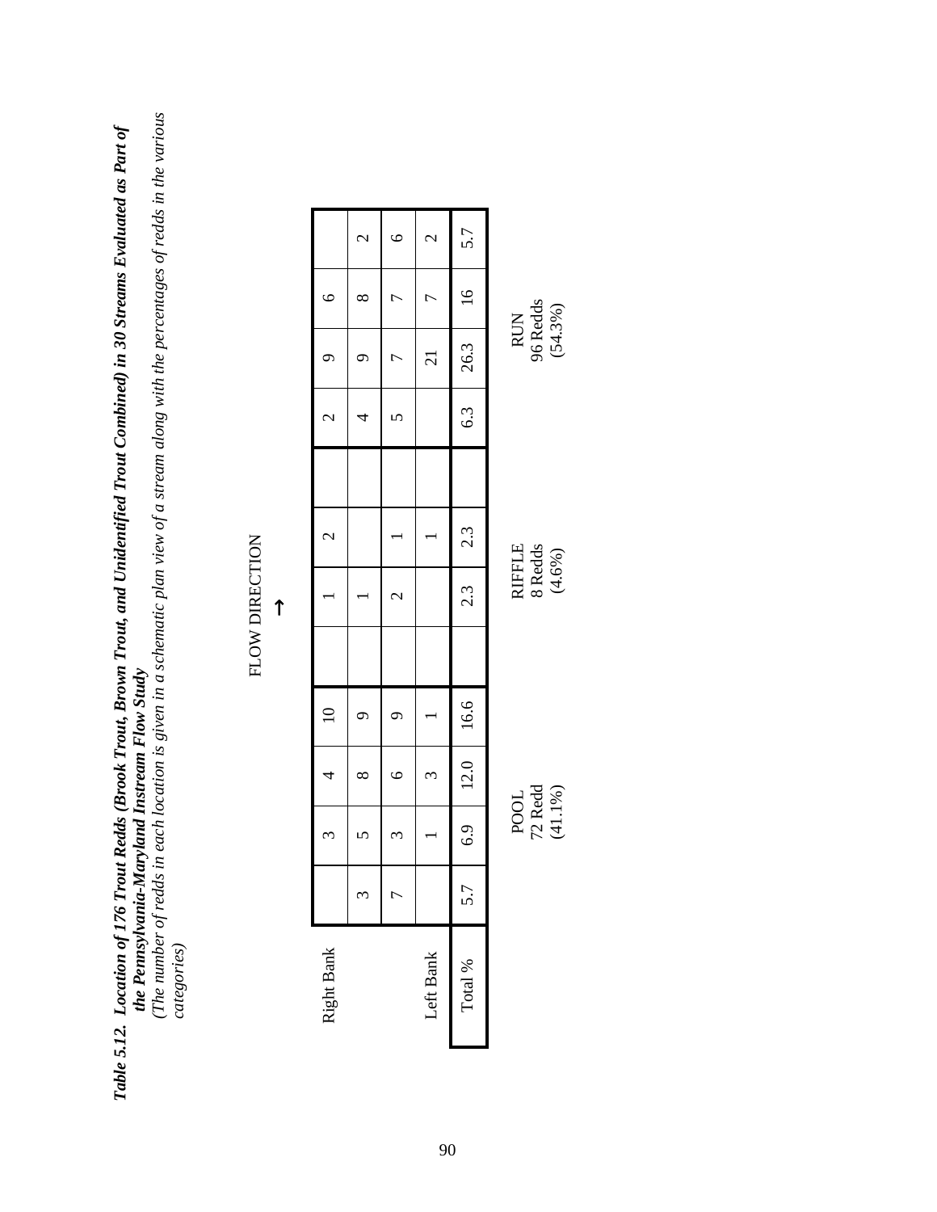***Table 5.12. Location of 176 Trout Redds (Brook Trout, Brown Trout, and Unidentified Trout Combined) in 30 Streams Evaluated as Part of the Pennsylvania-Maryland Instream Flow Study***

*(The number of redds in each location is given in a schematic plan view of a stream along with the percentages of redds in the various categories)*

FLOW DIRECTION →

| | | | | | | | | | | | | |
|---|---|---|---|---|---|---|---|---|---|---|---|---|
| Right Bank | | 3 | 4 | 10 | | 1 | 2 | | 2 | 9 | 6 | |
| | 3 | 5 | 8 | 9 | | 1 | | | 4 | 9 | 8 | 2 |
| | 7 | 3 | 6 | 9 | | 2 | 1 | | 5 | 7 | 7 | 6 |
| Left Bank | | 1 | 3 | 1 | | | 1 | | | 21 | 7 | 2 |
| Total % | 5.7 | 6.9 | 12.0 | 16.6 | | 2.3 | 2.3 | | 6.3 | 26.3 | 16 | 5.7 |
| | POOL 72 Redd (41.1%) | | | | | RIFFLE 8 Redds (4.6%) | | | RUN 96 Redds (54.3%) | | | |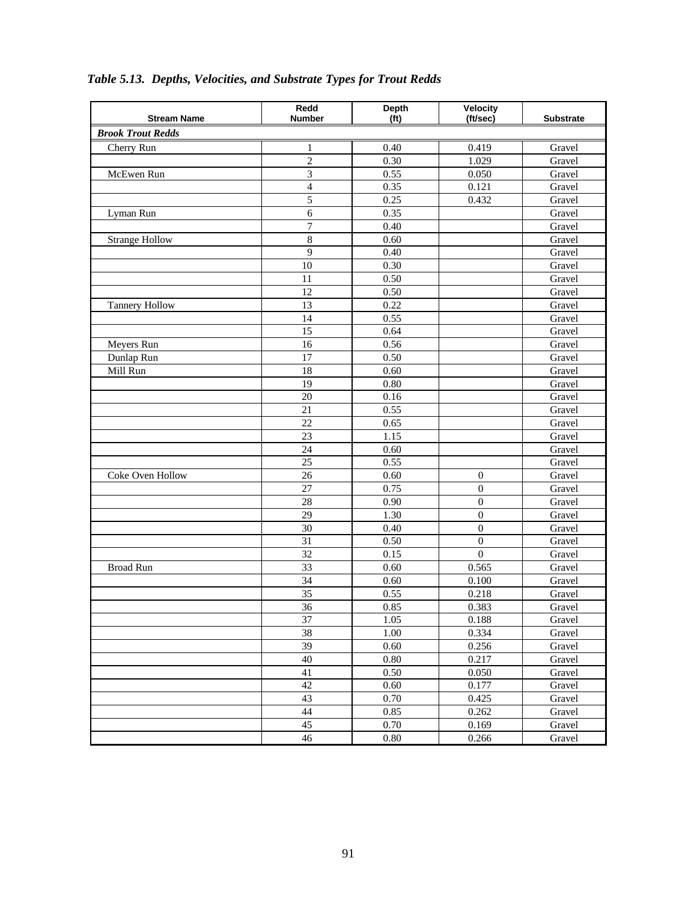*Table 5.13. Depths, Velocities, and Substrate Types for Trout Redds*

| Stream Name | Redd Number | Depth (ft) | Velocity (ft/sec) | Substrate |
|---|---|---|---|---|
| ***Brook Trout Redds*** | | | | |
| Cherry Run | 1 | 0.40 | 0.419 | Gravel |
| | 2 | 0.30 | 1.029 | Gravel |
| McEwen Run | 3 | 0.55 | 0.050 | Gravel |
| | 4 | 0.35 | 0.121 | Gravel |
| | 5 | 0.25 | 0.432 | Gravel |
| Lyman Run | 6 | 0.35 | | Gravel |
| | 7 | 0.40 | | Gravel |
| Strange Hollow | 8 | 0.60 | | Gravel |
| | 9 | 0.40 | | Gravel |
| | 10 | 0.30 | | Gravel |
| | 11 | 0.50 | | Gravel |
| | 12 | 0.50 | | Gravel |
| Tannery Hollow | 13 | 0.22 | | Gravel |
| | 14 | 0.55 | | Gravel |
| | 15 | 0.64 | | Gravel |
| Meyers Run | 16 | 0.56 | | Gravel |
| Dunlap Run | 17 | 0.50 | | Gravel |
| Mill Run | 18 | 0.60 | | Gravel |
| | 19 | 0.80 | | Gravel |
| | 20 | 0.16 | | Gravel |
| | 21 | 0.55 | | Gravel |
| | 22 | 0.65 | | Gravel |
| | 23 | 1.15 | | Gravel |
| | 24 | 0.60 | | Gravel |
| | 25 | 0.55 | | Gravel |
| Coke Oven Hollow | 26 | 0.60 | 0 | Gravel |
| | 27 | 0.75 | 0 | Gravel |
| | 28 | 0.90 | 0 | Gravel |
| | 29 | 1.30 | 0 | Gravel |
| | 30 | 0.40 | 0 | Gravel |
| | 31 | 0.50 | 0 | Gravel |
| | 32 | 0.15 | 0 | Gravel |
| Broad Run | 33 | 0.60 | 0.565 | Gravel |
| | 34 | 0.60 | 0.100 | Gravel |
| | 35 | 0.55 | 0.218 | Gravel |
| | 36 | 0.85 | 0.383 | Gravel |
| | 37 | 1.05 | 0.188 | Gravel |
| | 38 | 1.00 | 0.334 | Gravel |
| | 39 | 0.60 | 0.256 | Gravel |
| | 40 | 0.80 | 0.217 | Gravel |
| | 41 | 0.50 | 0.050 | Gravel |
| | 42 | 0.60 | 0.177 | Gravel |
| | 43 | 0.70 | 0.425 | Gravel |
| | 44 | 0.85 | 0.262 | Gravel |
| | 45 | 0.70 | 0.169 | Gravel |
| | 46 | 0.80 | 0.266 | Gravel |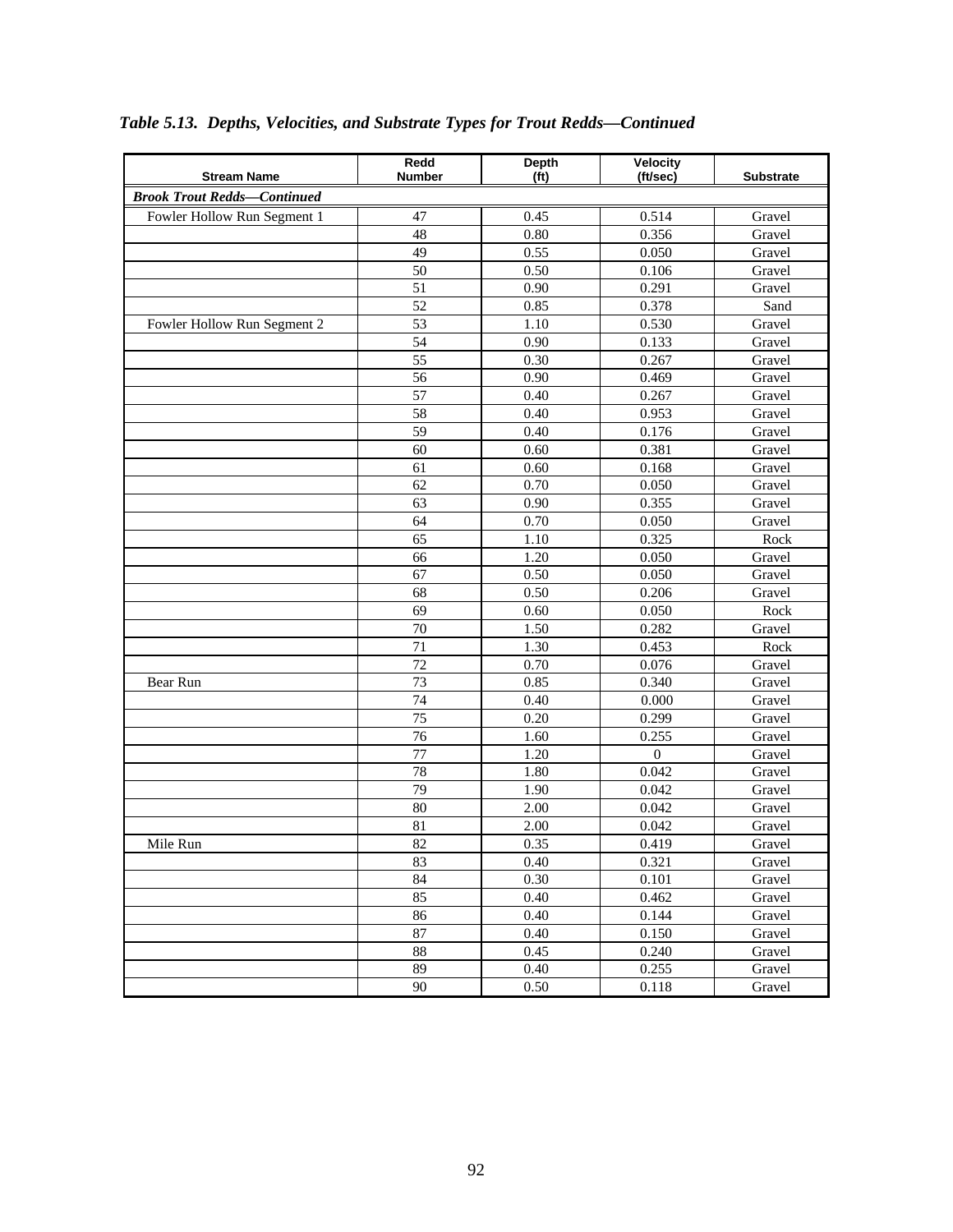*Table 5.13. Depths, Velocities, and Substrate Types for Trout Redds—Continued*

| Stream Name | Redd Number | Depth (ft) | Velocity (ft/sec) | Substrate |
|---|---|---|---|---|
| ***Brook Trout Redds—Continued*** | | | | |
| Fowler Hollow Run Segment 1 | 47 | 0.45 | 0.514 | Gravel |
| | 48 | 0.80 | 0.356 | Gravel |
| | 49 | 0.55 | 0.050 | Gravel |
| | 50 | 0.50 | 0.106 | Gravel |
| | 51 | 0.90 | 0.291 | Gravel |
| | 52 | 0.85 | 0.378 | Sand |
| Fowler Hollow Run Segment 2 | 53 | 1.10 | 0.530 | Gravel |
| | 54 | 0.90 | 0.133 | Gravel |
| | 55 | 0.30 | 0.267 | Gravel |
| | 56 | 0.90 | 0.469 | Gravel |
| | 57 | 0.40 | 0.267 | Gravel |
| | 58 | 0.40 | 0.953 | Gravel |
| | 59 | 0.40 | 0.176 | Gravel |
| | 60 | 0.60 | 0.381 | Gravel |
| | 61 | 0.60 | 0.168 | Gravel |
| | 62 | 0.70 | 0.050 | Gravel |
| | 63 | 0.90 | 0.355 | Gravel |
| | 64 | 0.70 | 0.050 | Gravel |
| | 65 | 1.10 | 0.325 | Rock |
| | 66 | 1.20 | 0.050 | Gravel |
| | 67 | 0.50 | 0.050 | Gravel |
| | 68 | 0.50 | 0.206 | Gravel |
| | 69 | 0.60 | 0.050 | Rock |
| | 70 | 1.50 | 0.282 | Gravel |
| | 71 | 1.30 | 0.453 | Rock |
| | 72 | 0.70 | 0.076 | Gravel |
| Bear Run | 73 | 0.85 | 0.340 | Gravel |
| | 74 | 0.40 | 0.000 | Gravel |
| | 75 | 0.20 | 0.299 | Gravel |
| | 76 | 1.60 | 0.255 | Gravel |
| | 77 | 1.20 | 0 | Gravel |
| | 78 | 1.80 | 0.042 | Gravel |
| | 79 | 1.90 | 0.042 | Gravel |
| | 80 | 2.00 | 0.042 | Gravel |
| | 81 | 2.00 | 0.042 | Gravel |
| Mile Run | 82 | 0.35 | 0.419 | Gravel |
| | 83 | 0.40 | 0.321 | Gravel |
| | 84 | 0.30 | 0.101 | Gravel |
| | 85 | 0.40 | 0.462 | Gravel |
| | 86 | 0.40 | 0.144 | Gravel |
| | 87 | 0.40 | 0.150 | Gravel |
| | 88 | 0.45 | 0.240 | Gravel |
| | 89 | 0.40 | 0.255 | Gravel |
| | 90 | 0.50 | 0.118 | Gravel |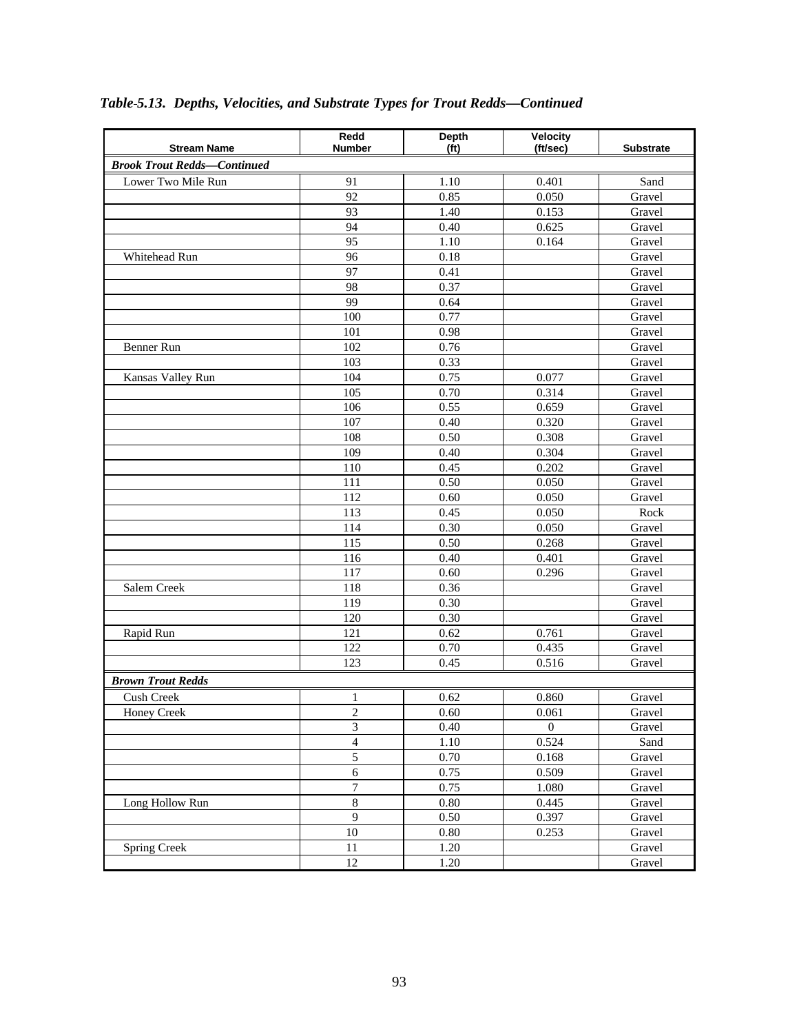### *Table 5.13. Depths, Velocities, and Substrate Types for Trout Redds—Continued*

| Stream Name | Redd Number | Depth (ft) | Velocity (ft/sec) | Substrate |
|---|---|---|---|---|
| ***Brook Trout Redds—Continued*** | | | | |
| Lower Two Mile Run | 91 | 1.10 | 0.401 | Sand |
| | 92 | 0.85 | 0.050 | Gravel |
| | 93 | 1.40 | 0.153 | Gravel |
| | 94 | 0.40 | 0.625 | Gravel |
| | 95 | 1.10 | 0.164 | Gravel |
| Whitehead Run | 96 | 0.18 | | Gravel |
| | 97 | 0.41 | | Gravel |
| | 98 | 0.37 | | Gravel |
| | 99 | 0.64 | | Gravel |
| | 100 | 0.77 | | Gravel |
| | 101 | 0.98 | | Gravel |
| Benner Run | 102 | 0.76 | | Gravel |
| | 103 | 0.33 | | Gravel |
| Kansas Valley Run | 104 | 0.75 | 0.077 | Gravel |
| | 105 | 0.70 | 0.314 | Gravel |
| | 106 | 0.55 | 0.659 | Gravel |
| | 107 | 0.40 | 0.320 | Gravel |
| | 108 | 0.50 | 0.308 | Gravel |
| | 109 | 0.40 | 0.304 | Gravel |
| | 110 | 0.45 | 0.202 | Gravel |
| | 111 | 0.50 | 0.050 | Gravel |
| | 112 | 0.60 | 0.050 | Gravel |
| | 113 | 0.45 | 0.050 | Rock |
| | 114 | 0.30 | 0.050 | Gravel |
| | 115 | 0.50 | 0.268 | Gravel |
| | 116 | 0.40 | 0.401 | Gravel |
| | 117 | 0.60 | 0.296 | Gravel |
| Salem Creek | 118 | 0.36 | | Gravel |
| | 119 | 0.30 | | Gravel |
| | 120 | 0.30 | | Gravel |
| Rapid Run | 121 | 0.62 | 0.761 | Gravel |
| | 122 | 0.70 | 0.435 | Gravel |
| | 123 | 0.45 | 0.516 | Gravel |
| ***Brown Trout Redds*** | | | | |
| Cush Creek | 1 | 0.62 | 0.860 | Gravel |
| Honey Creek | 2 | 0.60 | 0.061 | Gravel |
| | 3 | 0.40 | 0 | Gravel |
| | 4 | 1.10 | 0.524 | Sand |
| | 5 | 0.70 | 0.168 | Gravel |
| | 6 | 0.75 | 0.509 | Gravel |
| | 7 | 0.75 | 1.080 | Gravel |
| Long Hollow Run | 8 | 0.80 | 0.445 | Gravel |
| | 9 | 0.50 | 0.397 | Gravel |
| | 10 | 0.80 | 0.253 | Gravel |
| Spring Creek | 11 | 1.20 | | Gravel |
| | 12 | 1.20 | | Gravel |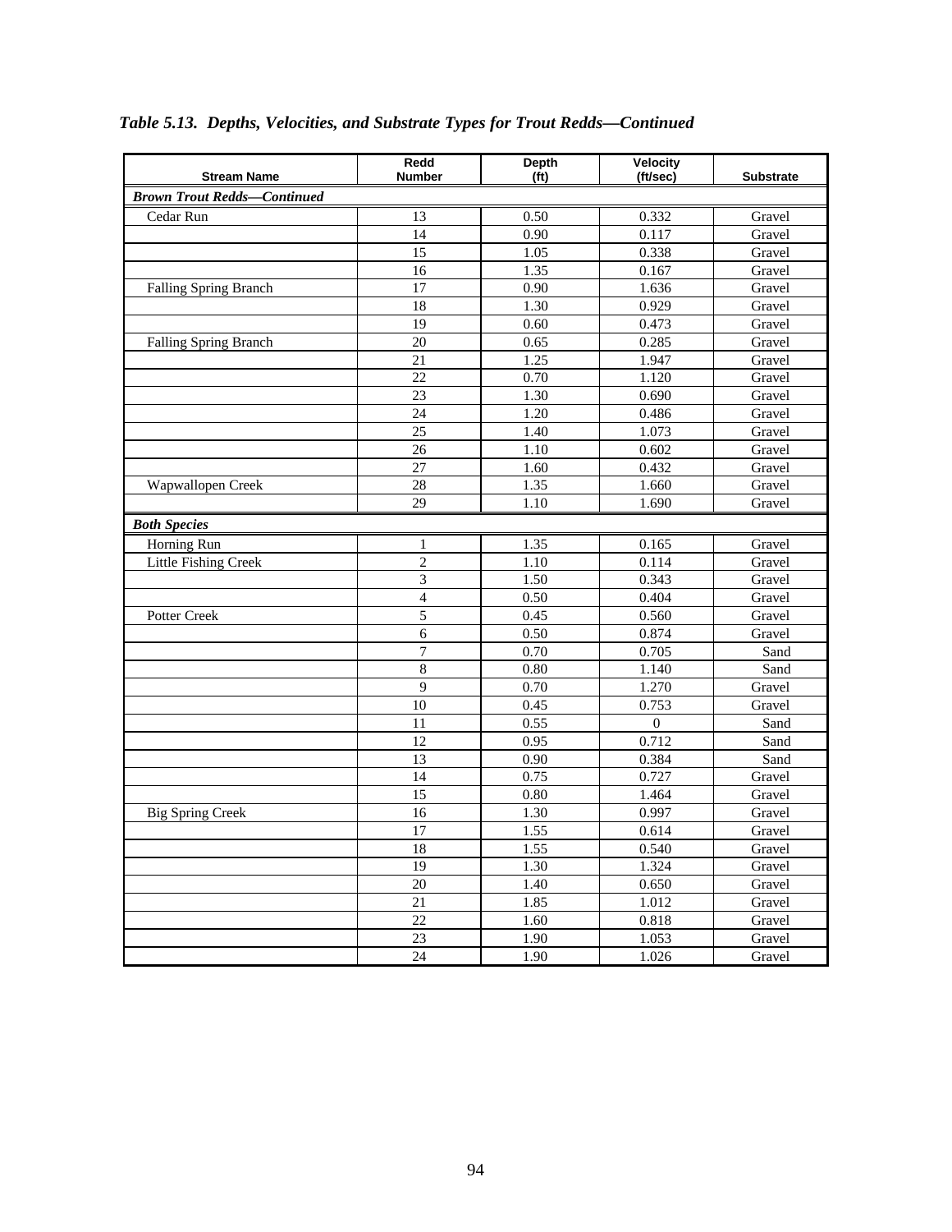*Table 5.13. Depths, Velocities, and Substrate Types for Trout Redds—Continued*

| Stream Name | Redd Number | Depth (ft) | Velocity (ft/sec) | Substrate |
|---|---|---|---|---|
| ***Brown Trout Redds—Continued*** | | | | |
| Cedar Run | 13 | 0.50 | 0.332 | Gravel |
| | 14 | 0.90 | 0.117 | Gravel |
| | 15 | 1.05 | 0.338 | Gravel |
| | 16 | 1.35 | 0.167 | Gravel |
| Falling Spring Branch | 17 | 0.90 | 1.636 | Gravel |
| | 18 | 1.30 | 0.929 | Gravel |
| | 19 | 0.60 | 0.473 | Gravel |
| Falling Spring Branch | 20 | 0.65 | 0.285 | Gravel |
| | 21 | 1.25 | 1.947 | Gravel |
| | 22 | 0.70 | 1.120 | Gravel |
| | 23 | 1.30 | 0.690 | Gravel |
| | 24 | 1.20 | 0.486 | Gravel |
| | 25 | 1.40 | 1.073 | Gravel |
| | 26 | 1.10 | 0.602 | Gravel |
| | 27 | 1.60 | 0.432 | Gravel |
| Wapwallopen Creek | 28 | 1.35 | 1.660 | Gravel |
| | 29 | 1.10 | 1.690 | Gravel |
| ***Both Species*** | | | | |
| Horning Run | 1 | 1.35 | 0.165 | Gravel |
| Little Fishing Creek | 2 | 1.10 | 0.114 | Gravel |
| | 3 | 1.50 | 0.343 | Gravel |
| | 4 | 0.50 | 0.404 | Gravel |
| Potter Creek | 5 | 0.45 | 0.560 | Gravel |
| | 6 | 0.50 | 0.874 | Gravel |
| | 7 | 0.70 | 0.705 | Sand |
| | 8 | 0.80 | 1.140 | Sand |
| | 9 | 0.70 | 1.270 | Gravel |
| | 10 | 0.45 | 0.753 | Gravel |
| | 11 | 0.55 | 0 | Sand |
| | 12 | 0.95 | 0.712 | Sand |
| | 13 | 0.90 | 0.384 | Sand |
| | 14 | 0.75 | 0.727 | Gravel |
| | 15 | 0.80 | 1.464 | Gravel |
| Big Spring Creek | 16 | 1.30 | 0.997 | Gravel |
| | 17 | 1.55 | 0.614 | Gravel |
| | 18 | 1.55 | 0.540 | Gravel |
| | 19 | 1.30 | 1.324 | Gravel |
| | 20 | 1.40 | 0.650 | Gravel |
| | 21 | 1.85 | 1.012 | Gravel |
| | 22 | 1.60 | 0.818 | Gravel |
| | 23 | 1.90 | 1.053 | Gravel |
| | 24 | 1.90 | 1.026 | Gravel |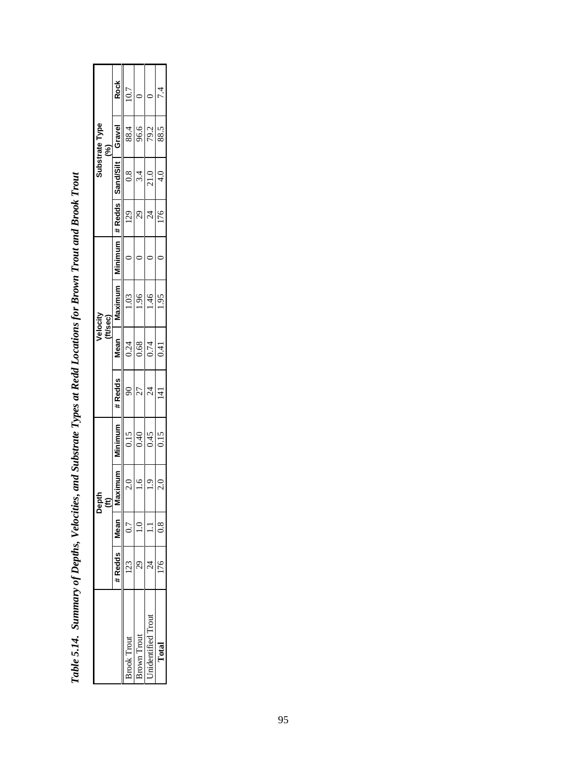*Table 5.14. Summary of Depths, Velocities, and Substrate Types at Redd Locations for Brown Trout and Brook Trout*

| | Depth (ft) | | | | Velocity (ft/sec) | | | | Substrate Type (%) | | | |
|---|---|---|---|---|---|---|---|---|---|---|---|---|
| | # Redds | Mean | Maximum | Minimum | # Redds | Mean | Maximum | Minimum | # Redds | Sand/Silt | Gravel | Rock |
| Brook Trout | 123 | 0.7 | 2.0 | 0.15 | 90 | 0.24 | 1.03 | 0 | 129 | 0.8 | 88.4 | 10.7 |
| Brown Trout | 29 | 1.0 | 1.6 | 0.40 | 27 | 0.68 | 1.96 | 0 | 29 | 3.4 | 96.6 | 0 |
| Unidentified Trout | 24 | 1.1 | 1.9 | 0.45 | 24 | 0.74 | 1.46 | 0 | 24 | 21.0 | 79.2 | 0 |
| **Total** | 176 | 0.8 | 2.0 | 0.15 | 141 | 0.41 | 1.95 | 0 | 176 | 4.0 | 88.5 | 7.4 |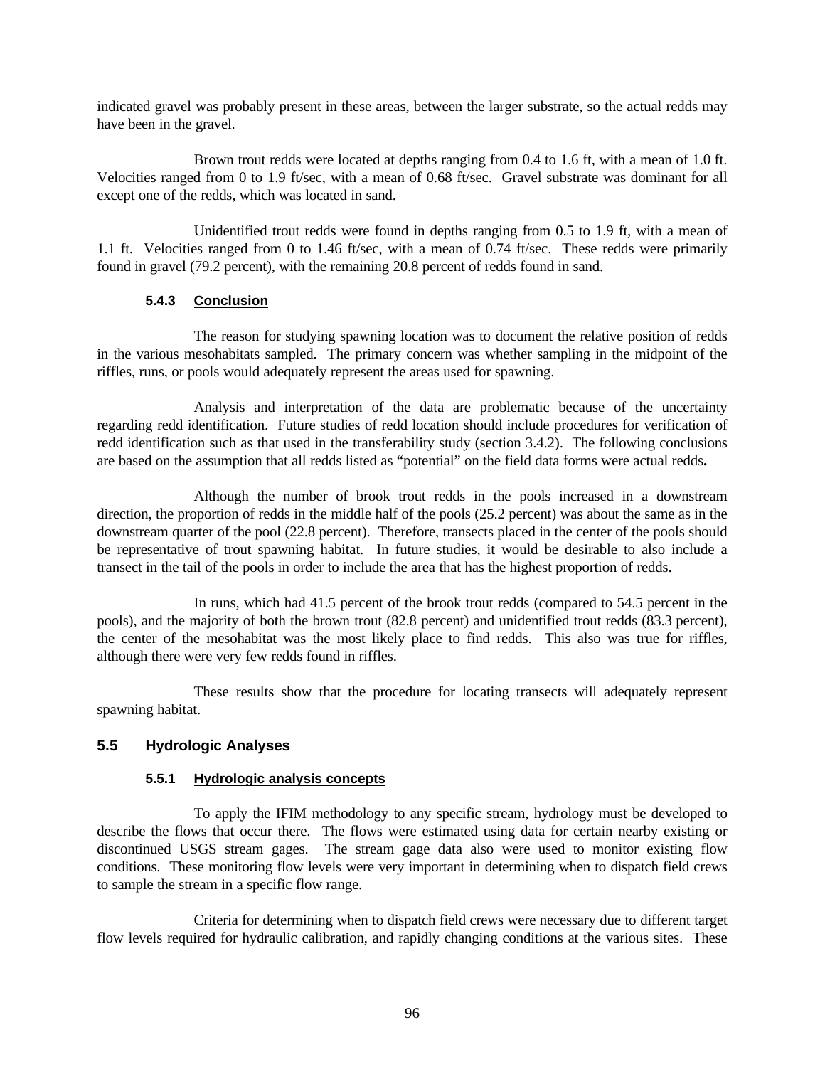indicated gravel was probably present in these areas, between the larger substrate, so the actual redds may have been in the gravel.

Brown trout redds were located at depths ranging from 0.4 to 1.6 ft, with a mean of 1.0 ft. Velocities ranged from 0 to 1.9 ft/sec, with a mean of 0.68 ft/sec. Gravel substrate was dominant for all except one of the redds, which was located in sand.

Unidentified trout redds were found in depths ranging from 0.5 to 1.9 ft, with a mean of 1.1 ft. Velocities ranged from 0 to 1.46 ft/sec, with a mean of 0.74 ft/sec. These redds were primarily found in gravel (79.2 percent), with the remaining 20.8 percent of redds found in sand.

#### 5.4.3 Conclusion

The reason for studying spawning location was to document the relative position of redds in the various mesohabitats sampled. The primary concern was whether sampling in the midpoint of the riffles, runs, or pools would adequately represent the areas used for spawning.

Analysis and interpretation of the data are problematic because of the uncertainty regarding redd identification. Future studies of redd location should include procedures for verification of redd identification such as that used in the transferability study (section 3.4.2). The following conclusions are based on the assumption that all redds listed as "potential" on the field data forms were actual redds**.**

Although the number of brook trout redds in the pools increased in a downstream direction, the proportion of redds in the middle half of the pools (25.2 percent) was about the same as in the downstream quarter of the pool (22.8 percent). Therefore, transects placed in the center of the pools should be representative of trout spawning habitat. In future studies, it would be desirable to also include a transect in the tail of the pools in order to include the area that has the highest proportion of redds.

In runs, which had 41.5 percent of the brook trout redds (compared to 54.5 percent in the pools), and the majority of both the brown trout (82.8 percent) and unidentified trout redds (83.3 percent), the center of the mesohabitat was the most likely place to find redds. This also was true for riffles, although there were very few redds found in riffles.

These results show that the procedure for locating transects will adequately represent spawning habitat.

### 5.5 Hydrologic Analyses

#### 5.5.1 Hydrologic analysis concepts

To apply the IFIM methodology to any specific stream, hydrology must be developed to describe the flows that occur there. The flows were estimated using data for certain nearby existing or discontinued USGS stream gages. The stream gage data also were used to monitor existing flow conditions. These monitoring flow levels were very important in determining when to dispatch field crews to sample the stream in a specific flow range.

Criteria for determining when to dispatch field crews were necessary due to different target flow levels required for hydraulic calibration, and rapidly changing conditions at the various sites. These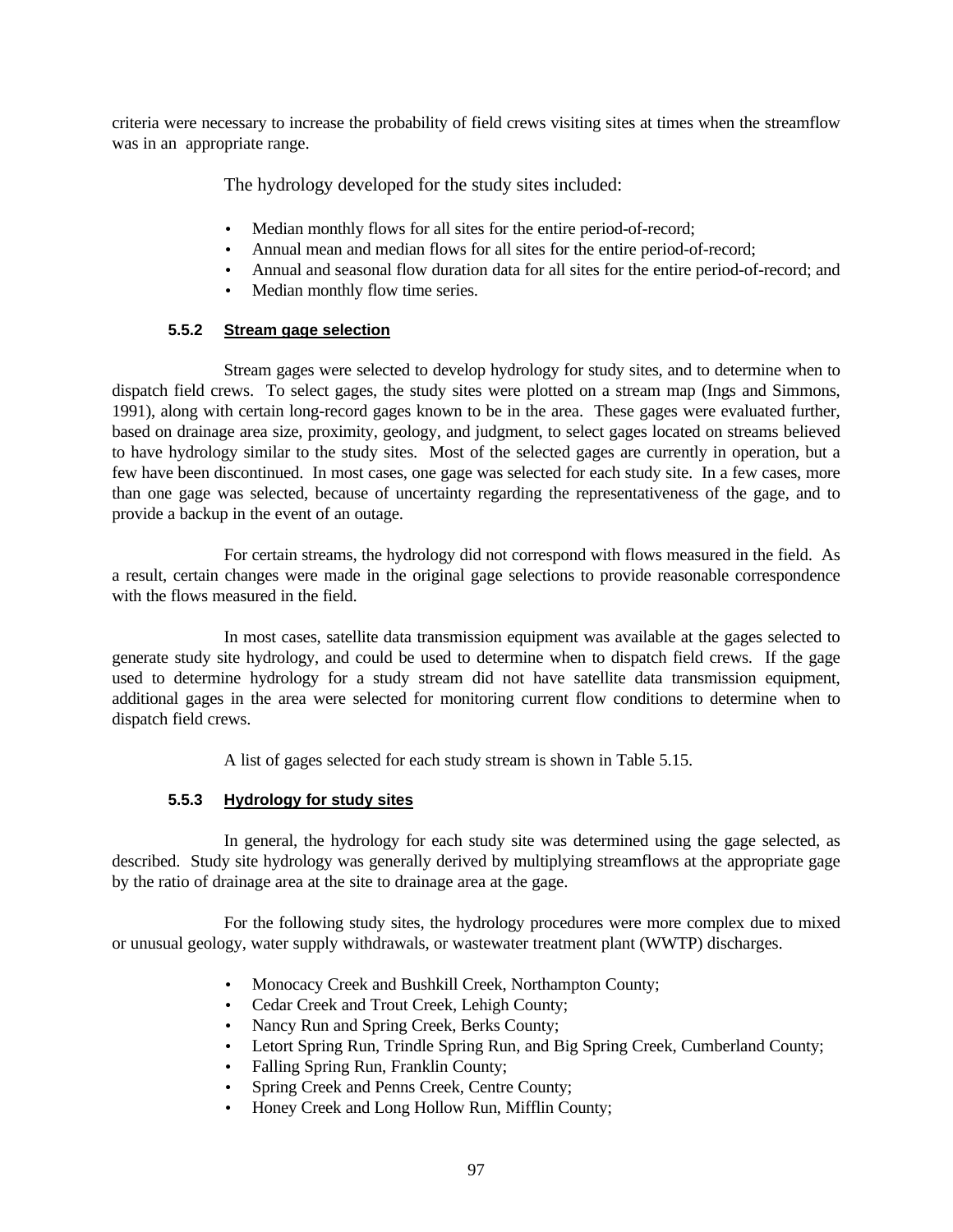criteria were necessary to increase the probability of field crews visiting sites at times when the streamflow was in an appropriate range.

The hydrology developed for the study sites included:

- Median monthly flows for all sites for the entire period-of-record;
- Annual mean and median flows for all sites for the entire period-of-record;
- Annual and seasonal flow duration data for all sites for the entire period-of-record; and
- Median monthly flow time series.

### 5.5.2 Stream gage selection

Stream gages were selected to develop hydrology for study sites, and to determine when to dispatch field crews. To select gages, the study sites were plotted on a stream map (Ings and Simmons, 1991), along with certain long-record gages known to be in the area. These gages were evaluated further, based on drainage area size, proximity, geology, and judgment, to select gages located on streams believed to have hydrology similar to the study sites. Most of the selected gages are currently in operation, but a few have been discontinued. In most cases, one gage was selected for each study site. In a few cases, more than one gage was selected, because of uncertainty regarding the representativeness of the gage, and to provide a backup in the event of an outage.

For certain streams, the hydrology did not correspond with flows measured in the field. As a result, certain changes were made in the original gage selections to provide reasonable correspondence with the flows measured in the field.

In most cases, satellite data transmission equipment was available at the gages selected to generate study site hydrology, and could be used to determine when to dispatch field crews. If the gage used to determine hydrology for a study stream did not have satellite data transmission equipment, additional gages in the area were selected for monitoring current flow conditions to determine when to dispatch field crews.

A list of gages selected for each study stream is shown in Table 5.15.

### 5.5.3 Hydrology for study sites

In general, the hydrology for each study site was determined using the gage selected, as described. Study site hydrology was generally derived by multiplying streamflows at the appropriate gage by the ratio of drainage area at the site to drainage area at the gage.

For the following study sites, the hydrology procedures were more complex due to mixed or unusual geology, water supply withdrawals, or wastewater treatment plant (WWTP) discharges.

- Monocacy Creek and Bushkill Creek, Northampton County;
- Cedar Creek and Trout Creek, Lehigh County;
- Nancy Run and Spring Creek, Berks County;
- Letort Spring Run, Trindle Spring Run, and Big Spring Creek, Cumberland County;
- Falling Spring Run, Franklin County;
- Spring Creek and Penns Creek, Centre County;
- Honey Creek and Long Hollow Run, Mifflin County;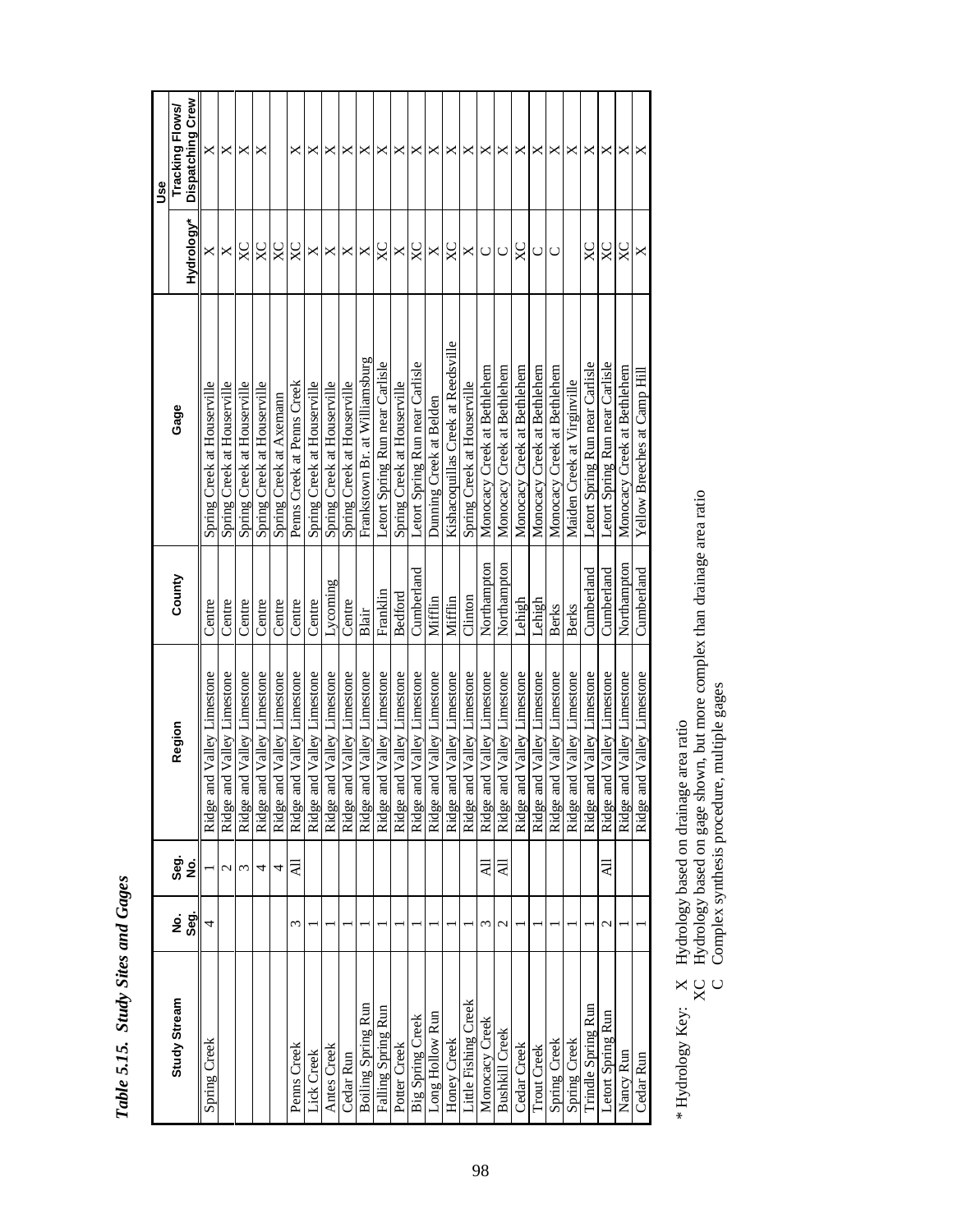*Table 5.15. Study Sites and Gages*

| Study Stream | No. Seg. | Seg. No. | Region | County | Gage | Use | |
|---|---|---|---|---|---|---|---|
| | | | | | | Hydrology* | Tracking Flows/ Dispatching Crew |
| Spring Creek | 4 | 1 | Ridge and Valley Limestone | Centre | Spring Creek at Houserville | X | X |
| | | 2 | Ridge and Valley Limestone | Centre | Spring Creek at Houserville | X | X |
| | | 3 | Ridge and Valley Limestone | Centre | Spring Creek at Houserville | XC | X |
| | | 4 | Ridge and Valley Limestone | Centre | Spring Creek at Houserville | XC | X |
| | | 4 | Ridge and Valley Limestone | Centre | Spring Creek at Axemann | XC | |
| Penns Creek | 3 | All | Ridge and Valley Limestone | Centre | Penns Creek at Penns Creek | XC | X |
| Lick Creek | 1 | | Ridge and Valley Limestone | Centre | Spring Creek at Houserville | X | X |
| Antes Creek | 1 | | Ridge and Valley Limestone | Lycoming | Spring Creek at Houserville | X | X |
| Cedar Run | 1 | | Ridge and Valley Limestone | Centre | Spring Creek at Houserville | X | X |
| Boiling Spring Run | 1 | | Ridge and Valley Limestone | Blair | Frankstown Br. at Williamsburg | X | X |
| Falling Spring Run | 1 | | Ridge and Valley Limestone | Franklin | Letort Spring Run near Carlisle | XC | X |
| Potter Creek | 1 | | Ridge and Valley Limestone | Bedford | Spring Creek at Houserville | X | X |
| Big Spring Creek | 1 | | Ridge and Valley Limestone | Cumberland | Letort Spring Run near Carlisle | XC | X |
| Long Hollow Run | 1 | | Ridge and Valley Limestone | Mifflin | Dunning Creek at Belden | X | X |
| Honey Creek | 1 | | Ridge and Valley Limestone | Mifflin | Kishacoquillas Creek at Reedsville | XC | X |
| Little Fishing Creek | 1 | | Ridge and Valley Limestone | Clinton | Spring Creek at Houserville | X | X |
| Monocacy Creek | 3 | All | Ridge and Valley Limestone | Northampton | Monocacy Creek at Bethlehem | C | X |
| Bushkill Creek | 2 | All | Ridge and Valley Limestone | Northampton | Monocacy Creek at Bethlehem | C | X |
| Cedar Creek | 1 | | Ridge and Valley Limestone | Lehigh | Monocacy Creek at Bethlehem | XC | X |
| Trout Creek | 1 | | Ridge and Valley Limestone | Lehigh | Monocacy Creek at Bethlehem | C | X |
| Spring Creek | 1 | | Ridge and Valley Limestone | Berks | Monocacy Creek at Bethlehem | C | X |
| Spring Creek | 1 | | Ridge and Valley Limestone | Berks | Maiden Creek at Virginville | | X |
| Trindle Spring Run | 1 | | Ridge and Valley Limestone | Cumberland | Letort Spring Run near Carlisle | XC | X |
| Letort Spring Run | 2 | All | Ridge and Valley Limestone | Cumberland | Letort Spring Run near Carlisle | XC | X |
| Nancy Run | 1 | | Ridge and Valley Limestone | Northampton | Monocacy Creek at Bethlehem | XC | X |
| Cedar Run | 1 | | Ridge and Valley Limestone | Cumberland | Yellow Breeches at Camp Hill | X | X |

\* Hydrology Key:
X Hydrology based on drainage area ratio
XC Hydrology based on gage shown, but more complex than drainage area ratio
C Complex synthesis procedure, multiple gages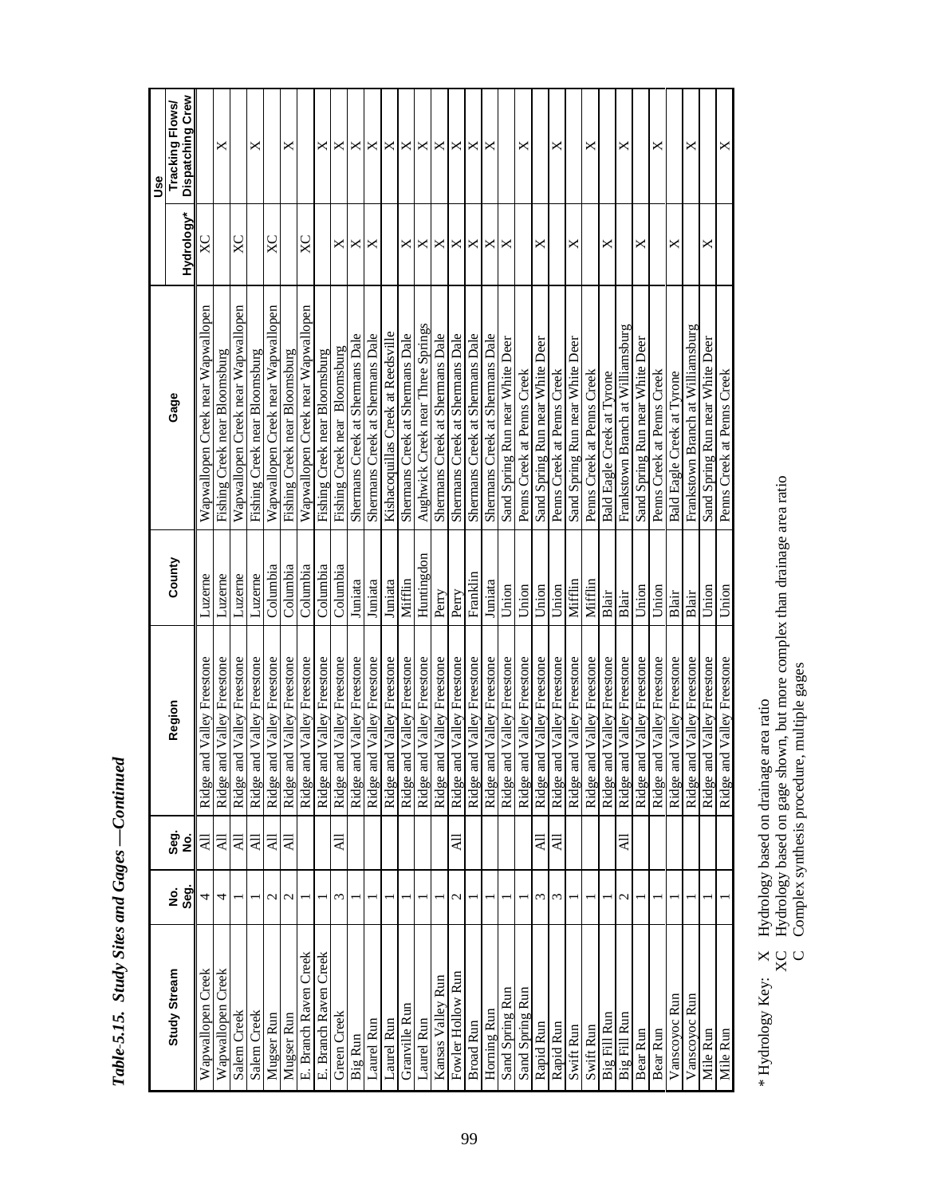*Table-5.15. Study Sites and Gages —Continued*

| Study Stream | No. Seg. | Seg. No. | Region | County | Gage | Use | |
|---|---|---|---|---|---|---|---|
| | | | | | | Hydrology* | Tracking Flows/ Dispatching Crew |
| Wapwallopen Creek | 4 | All | Ridge and Valley Freestone | Luzerne | Wapwallopen Creek near Wapwallopen | XC | |
| Wapwallopen Creek | 4 | All | Ridge and Valley Freestone | Luzerne | Fishing Creek near Bloomsburg | | X |
| Salem Creek | 1 | All | Ridge and Valley Freestone | Luzerne | Wapwallopen Creek near Wapwallopen | XC | |
| Salem Creek | 1 | All | Ridge and Valley Freestone | Luzerne | Fishing Creek near Bloomsburg | | X |
| Mugser Run | 2 | All | Ridge and Valley Freestone | Columbia | Wapwallopen Creek near Wapwallopen | XC | |
| Mugser Run | 2 | All | Ridge and Valley Freestone | Columbia | Fishing Creek near Bloomsburg | | X |
| E. Branch Raven Creek | 1 | | Ridge and Valley Freestone | Columbia | Wapwallopen Creek near Wapwallopen | XC | |
| E. Branch Raven Creek | 1 | | Ridge and Valley Freestone | Columbia | Fishing Creek near Bloomsburg | | X |
| Green Creek | 3 | All | Ridge and Valley Freestone | Columbia | Fishing Creek near Bloomsburg | X | X |
| Big Run | 1 | | Ridge and Valley Freestone | Juniata | Shermans Creek at Shermans Dale | X | X |
| Laurel Run | 1 | | Ridge and Valley Freestone | Juniata | Shermans Creek at Shermans Dale | X | X |
| Laurel Run | 1 | | Ridge and Valley Freestone | Juniata | Kishacoquillas Creek at Reedsville | | X |
| Granville Run | 1 | | Ridge and Valley Freestone | Mifflin | Shermans Creek at Shermans Dale | X | X |
| Laurel Run | 1 | | Ridge and Valley Freestone | Huntingdon | Aughwick Creek near Three Springs | X | X |
| Kansas Valley Run | 1 | | Ridge and Valley Freestone | Perry | Shermans Creek at Shermans Dale | X | X |
| Fowler Hollow Run | 2 | All | Ridge and Valley Freestone | Perry | Shermans Creek at Shermans Dale | X | X |
| Broad Run | 1 | | Ridge and Valley Freestone | Franklin | Shermans Creek at Shermans Dale | X | X |
| Horning Run | 1 | | Ridge and Valley Freestone | Juniata | Shermans Creek at Shermans Dale | X | X |
| Sand Spring Run | 1 | | Ridge and Valley Freestone | Union | Sand Spring Run near White Deer | X | |
| Sand Spring Run | 1 | | Ridge and Valley Freestone | Union | Penns Creek at Penns Creek | | X |
| Rapid Run | 3 | All | Ridge and Valley Freestone | Union | Sand Spring Run near White Deer | X | |
| Rapid Run | 3 | All | Ridge and Valley Freestone | Union | Penns Creek at Penns Creek | | X |
| Swift Run | 1 | | Ridge and Valley Freestone | Mifflin | Sand Spring Run near White Deer | X | |
| Swift Run | 1 | | Ridge and Valley Freestone | Mifflin | Penns Creek at Penns Creek | | X |
| Big Fill Run | 1 | | Ridge and Valley Freestone | Blair | Bald Eagle Creek at Tyrone | X | |
| Big Fill Run | 2 | All | Ridge and Valley Freestone | Blair | Frankstown Branch at Williamsburg | | X |
| Bear Run | 1 | | Ridge and Valley Freestone | Union | Sand Spring Run near White Deer | X | |
| Bear Run | 1 | | Ridge and Valley Freestone | Union | Penns Creek at Penns Creek | | X |
| Vanscoyoc Run | 1 | | Ridge and Valley Freestone | Blair | Bald Eagle Creek at Tyrone | X | |
| Vanscoyoc Run | 1 | | Ridge and Valley Freestone | Blair | Frankstown Branch at Williamsburg | | X |
| Mile Run | 1 | | Ridge and Valley Freestone | Union | Sand Spring Run near White Deer | X | |
| Mile Run | 1 | | Ridge and Valley Freestone | Union | Penns Creek at Penns Creek | | X |

\* Hydrology Key:
- X Hydrology based on drainage area ratio
- XC Hydrology based on gage shown, but more complex than drainage area ratio
- C Complex synthesis procedure, multiple gages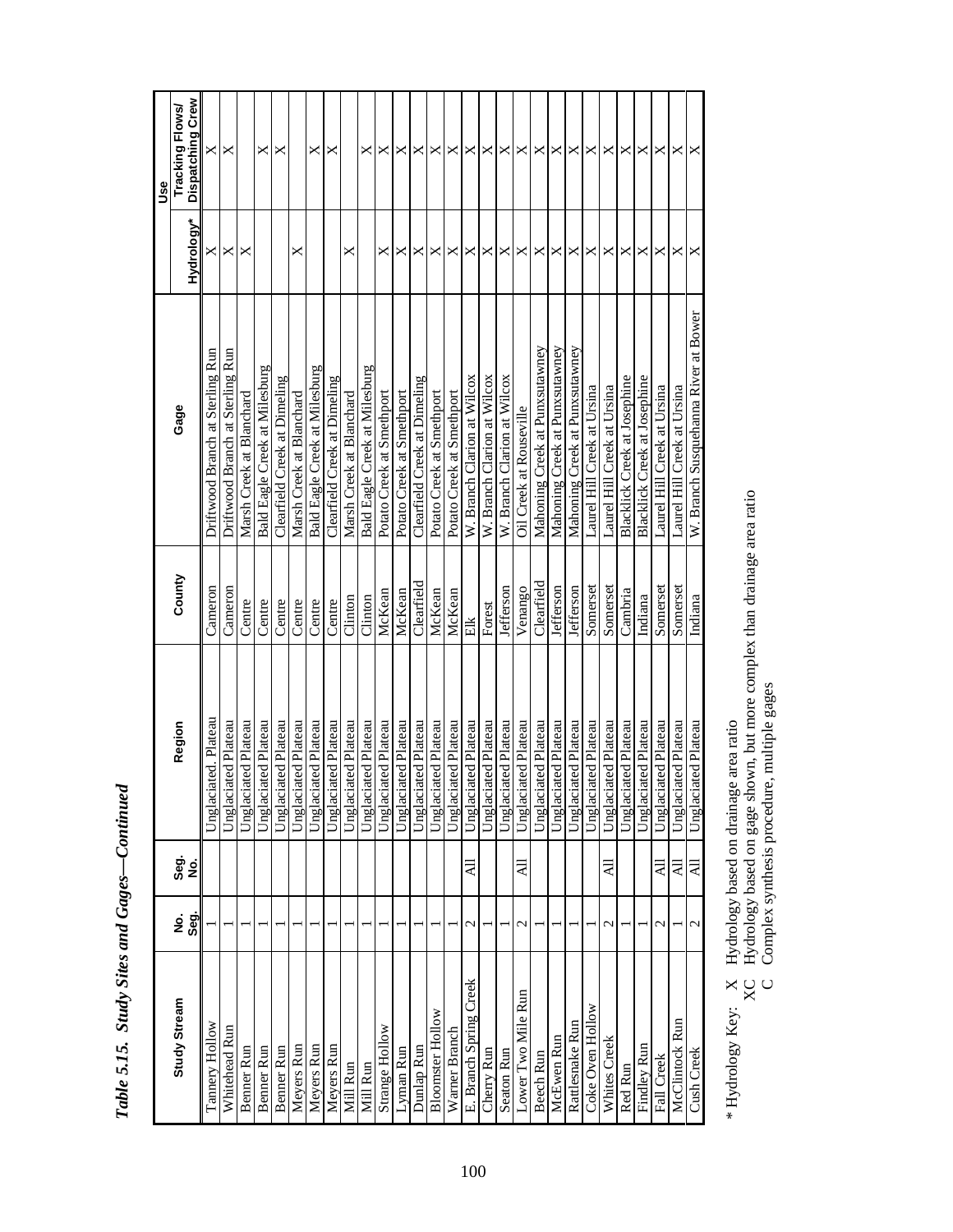*Table 5.15. Study Sites and Gages—Continued*

| Study Stream | No. Seg. | Seg. No. | Region | County | Gage | Use | |
|---|---|---|---|---|---|---|---|
| | | | | | | Hydrology* | Tracking Flows/ Dispatching Crew |
| Tannery Hollow | 1 | | Unglaciated. Plateau | Cameron | Driftwood Branch at Sterling Run | X | X |
| Whitehead Run | 1 | | Unglaciated Plateau | Cameron | Driftwood Branch at Sterling Run | X | X |
| Benner Run | 1 | | Unglaciated Plateau | Centre | Marsh Creek at Blanchard | X | |
| Benner Run | 1 | | Unglaciated Plateau | Centre | Bald Eagle Creek at Milesburg | | X |
| Benner Run | 1 | | Unglaciated Plateau | Centre | Clearfield Creek at Dimeling | | X |
| Meyers Run | 1 | | Unglaciated Plateau | Centre | Marsh Creek at Blanchard | X | |
| Meyers Run | 1 | | Unglaciated Plateau | Centre | Bald Eagle Creek at Milesburg | | X |
| Meyers Run | 1 | | Unglaciated Plateau | Centre | Clearfield Creek at Dimeling | | X |
| Mill Run | 1 | | Unglaciated Plateau | Clinton | Marsh Creek at Blanchard | X | |
| Mill Run | 1 | | Unglaciated Plateau | Clinton | Bald Eagle Creek at Milesburg | | X |
| Strange Hollow | 1 | | Unglaciated Plateau | McKean | Potato Creek at Smethport | X | X |
| Lyman Run | 1 | | Unglaciated Plateau | McKean | Potato Creek at Smethport | X | X |
| Dunlap Run | 1 | | Unglaciated Plateau | Clearfield | Clearfield Creek at Dimeling | X | X |
| Bloomster Hollow | 1 | | Unglaciated Plateau | McKean | Potato Creek at Smethport | X | X |
| Warner Branch | 1 | | Unglaciated Plateau | McKean | Potato Creek at Smethport | X | X |
| E. Branch Spring Creek | 2 | All | Unglaciated Plateau | Elk | W. Branch Clarion at Wilcox | X | X |
| Cherry Run | 1 | | Unglaciated Plateau | Forest | W. Branch Clarion at Wilcox | X | X |
| Seaton Run | 1 | | Unglaciated Plateau | Jefferson | W. Branch Clarion at Wilcox | X | X |
| Lower Two Mile Run | 2 | All | Unglaciated Plateau | Venango | Oil Creek at Rouseville | X | X |
| Beech Run | 1 | | Unglaciated Plateau | Clearfield | Mahoning Creek at Punxsutawney | X | X |
| McEwen Run | 1 | | Unglaciated Plateau | Jefferson | Mahoning Creek at Punxsutawney | X | X |
| Rattlesnake Run | 1 | | Unglaciated Plateau | Jefferson | Mahoning Creek at Punxsutawney | X | X |
| Coke Oven Hollow | 1 | | Unglaciated Plateau | Somerset | Laurel Hill Creek at Ursina | X | X |
| Whites Creek | 2 | All | Unglaciated Plateau | Somerset | Laurel Hill Creek at Ursina | X | X |
| Red Run | 1 | | Unglaciated Plateau | Cambria | Blacklick Creek at Josephine | X | X |
| Findley Run | 1 | | Unglaciated Plateau | Indiana | Blacklick Creek at Josephine | X | X |
| Fall Creek | 2 | All | Unglaciated Plateau | Somerset | Laurel Hill Creek at Ursina | X | X |
| McClintock Run | 1 | All | Unglaciated Plateau | Somerset | Laurel Hill Creek at Ursina | X | X |
| Cush Creek | 2 | All | Unglaciated Plateau | Indiana | W. Branch Susquehanna River at Bower | X | X |

\* Hydrology Key:
X Hydrology based on drainage area ratio
XC Hydrology based on gage shown, but more complex than drainage area ratio
C Complex synthesis procedure, multiple gages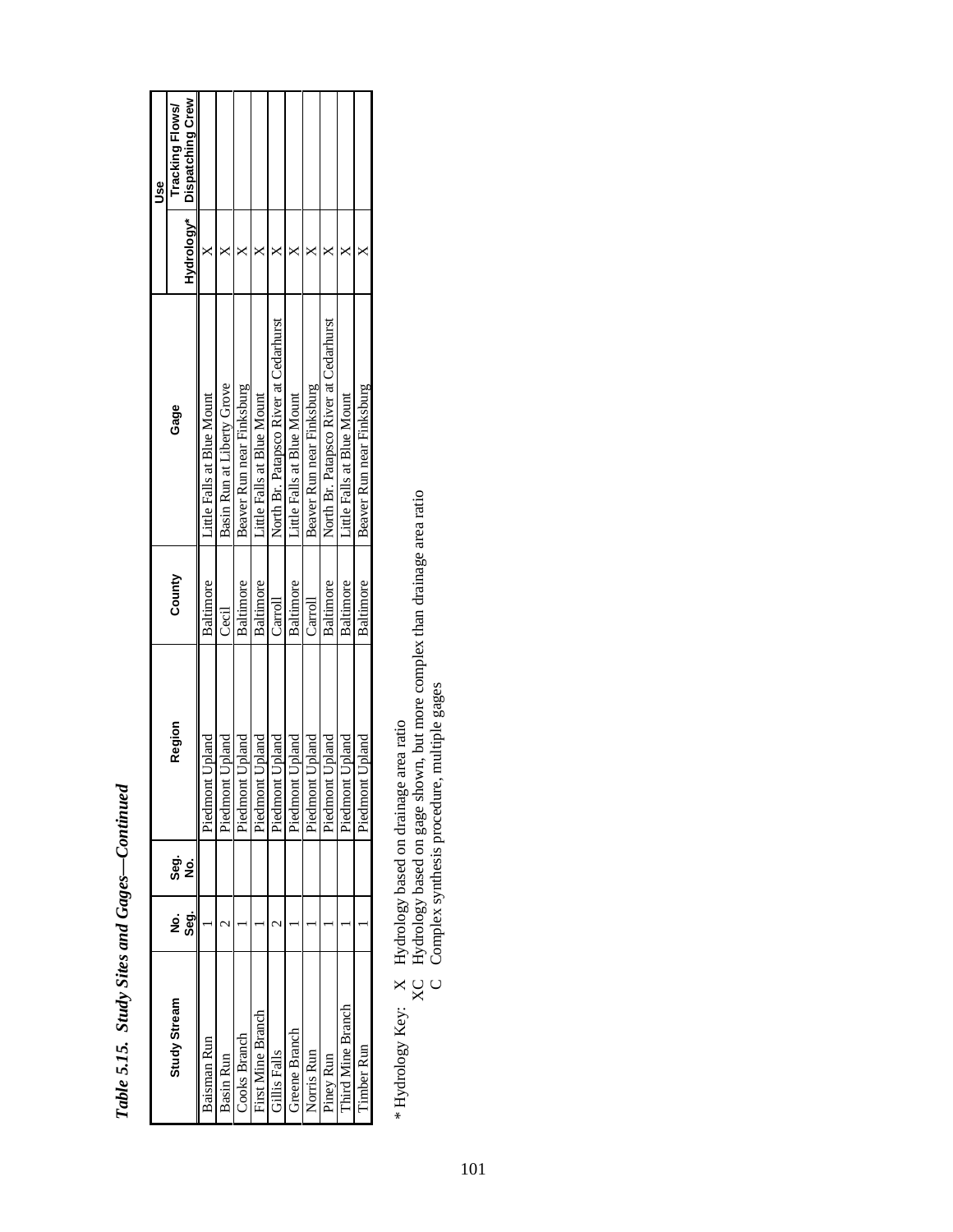*Table 5.15. Study Sites and Gages—Continued*

| Study Stream | No. Seg. | Seg. No. | Region | County | Gage | Use | |
|---|---|---|---|---|---|---|---|
| | | | | | | Hydrology* | Tracking Flows/ Dispatching Crew |
| Baisman Run | 1 | | Piedmont Upland | Baltimore | Little Falls at Blue Mount | X | |
| Basin Run | 2 | | Piedmont Upland | Cecil | Basin Run at Liberty Grove | X | |
| Cooks Branch | 1 | | Piedmont Upland | Baltimore | Beaver Run near Finksburg | X | |
| First Mine Branch | 1 | | Piedmont Upland | Baltimore | Little Falls at Blue Mount | X | |
| Gillis Falls | 2 | | Piedmont Upland | Carroll | North Br. Patapsco River at Cedarhurst | X | |
| Greene Branch | 1 | | Piedmont Upland | Baltimore | Little Falls at Blue Mount | X | |
| Norris Run | 1 | | Piedmont Upland | Carroll | Beaver Run near Finksburg | X | |
| Piney Run | 1 | | Piedmont Upland | Baltimore | North Br. Patapsco River at Cedarhurst | X | |
| Third Mine Branch | 1 | | Piedmont Upland | Baltimore | Little Falls at Blue Mount | X | |
| Timber Run | 1 | | Piedmont Upland | Baltimore | Beaver Run near Finksburg | X | |

\* Hydrology Key:
- X Hydrology based on drainage area ratio
- XC Hydrology based on gage shown, but more complex than drainage area ratio
- C Complex synthesis procedure, multiple gages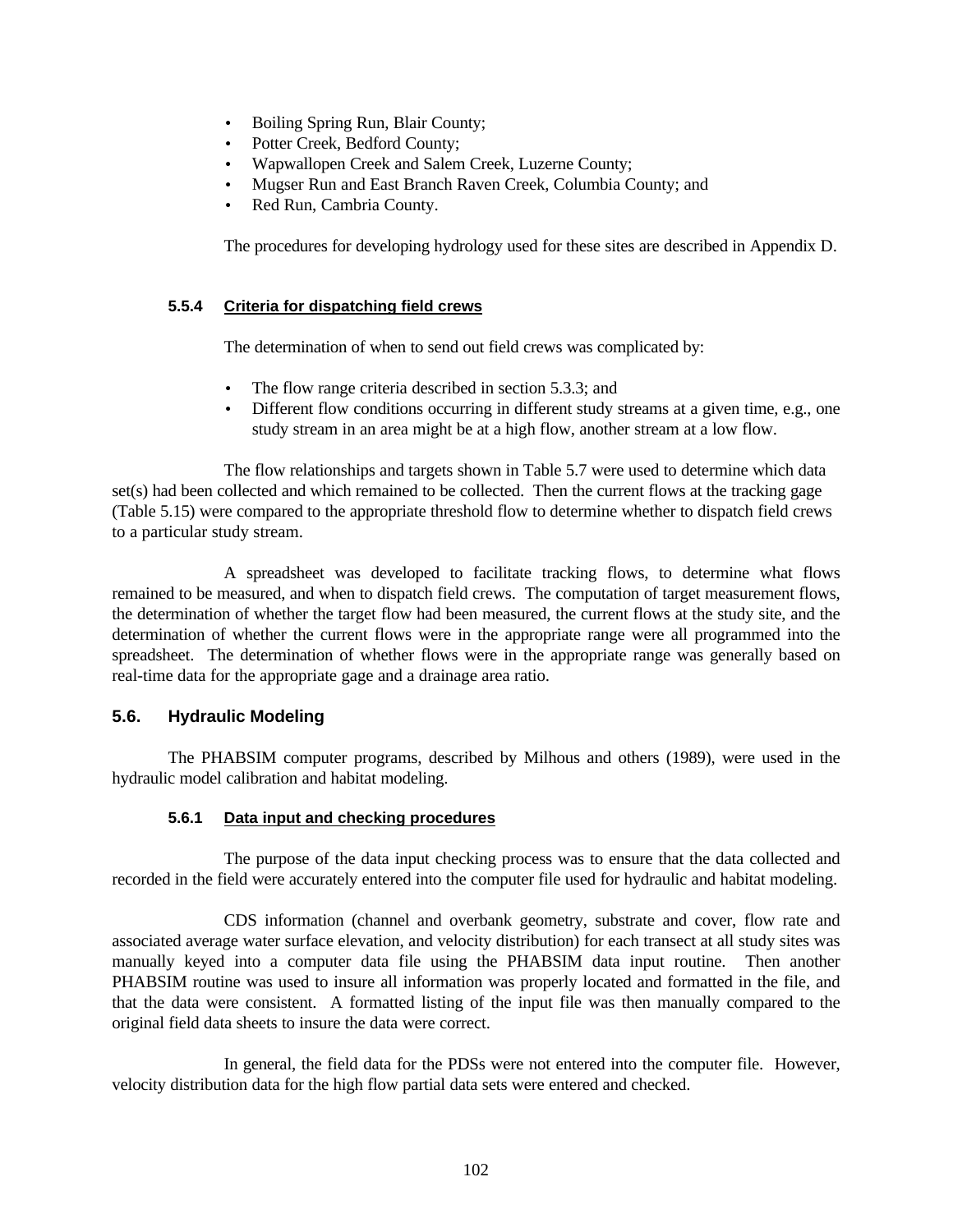- Boiling Spring Run, Blair County;
- Potter Creek, Bedford County;
- Wapwallopen Creek and Salem Creek, Luzerne County;
- Mugser Run and East Branch Raven Creek, Columbia County; and
- Red Run, Cambria County.

The procedures for developing hydrology used for these sites are described in Appendix D.

#### 5.5.4 Criteria for dispatching field crews

The determination of when to send out field crews was complicated by:

- The flow range criteria described in section 5.3.3; and
- Different flow conditions occurring in different study streams at a given time, e.g., one study stream in an area might be at a high flow, another stream at a low flow.

The flow relationships and targets shown in Table 5.7 were used to determine which data set(s) had been collected and which remained to be collected. Then the current flows at the tracking gage (Table 5.15) were compared to the appropriate threshold flow to determine whether to dispatch field crews to a particular study stream.

A spreadsheet was developed to facilitate tracking flows, to determine what flows remained to be measured, and when to dispatch field crews. The computation of target measurement flows, the determination of whether the target flow had been measured, the current flows at the study site, and the determination of whether the current flows were in the appropriate range were all programmed into the spreadsheet. The determination of whether flows were in the appropriate range was generally based on real-time data for the appropriate gage and a drainage area ratio.

### 5.6. Hydraulic Modeling

The PHABSIM computer programs, described by Milhous and others (1989), were used in the hydraulic model calibration and habitat modeling.

#### 5.6.1 Data input and checking procedures

The purpose of the data input checking process was to ensure that the data collected and recorded in the field were accurately entered into the computer file used for hydraulic and habitat modeling.

CDS information (channel and overbank geometry, substrate and cover, flow rate and associated average water surface elevation, and velocity distribution) for each transect at all study sites was manually keyed into a computer data file using the PHABSIM data input routine. Then another PHABSIM routine was used to insure all information was properly located and formatted in the file, and that the data were consistent. A formatted listing of the input file was then manually compared to the original field data sheets to insure the data were correct.

In general, the field data for the PDSs were not entered into the computer file. However, velocity distribution data for the high flow partial data sets were entered and checked.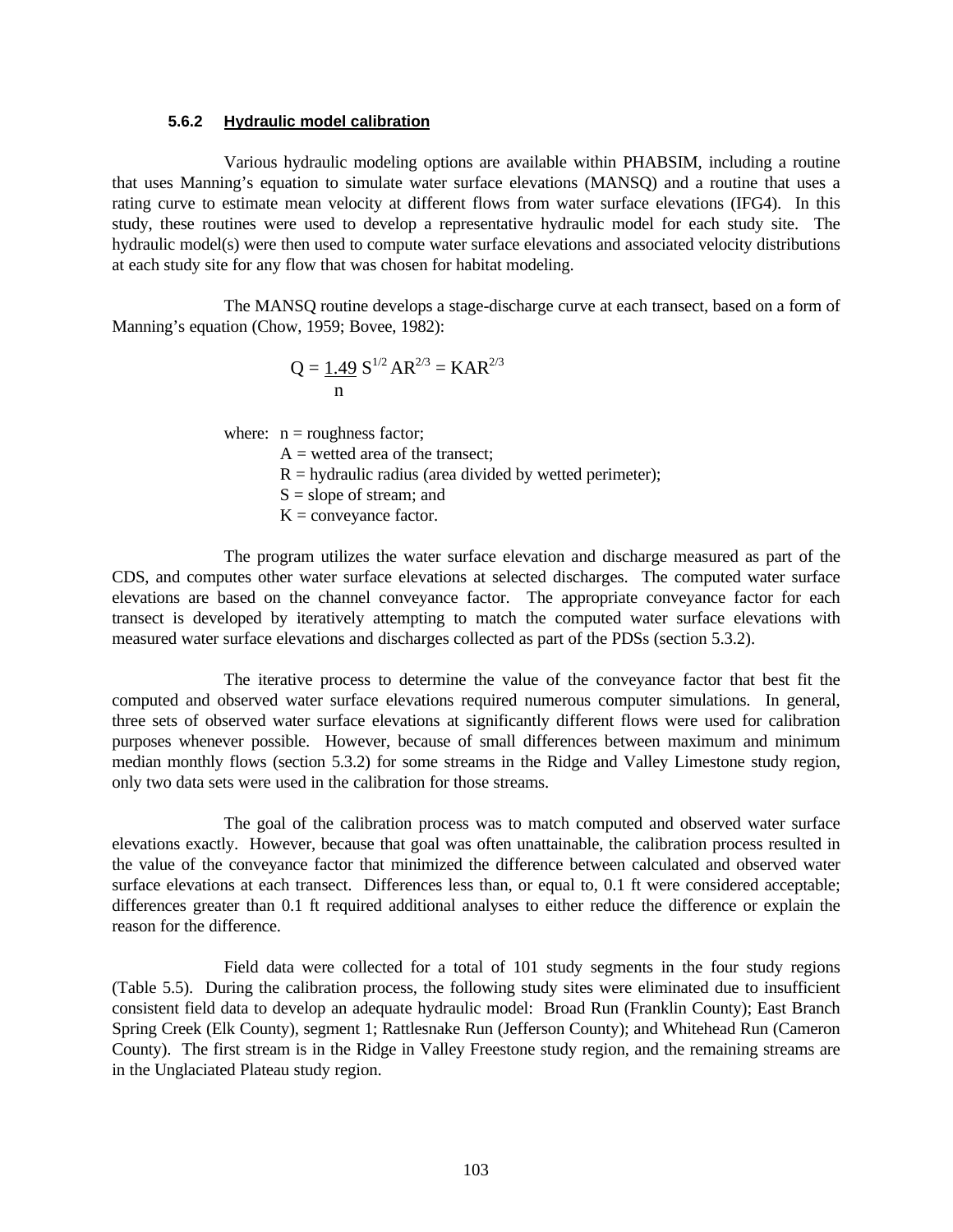#### 5.6.2 Hydraulic model calibration

Various hydraulic modeling options are available within PHABSIM, including a routine that uses Manning's equation to simulate water surface elevations (MANSQ) and a routine that uses a rating curve to estimate mean velocity at different flows from water surface elevations (IFG4). In this study, these routines were used to develop a representative hydraulic model for each study site. The hydraulic model(s) were then used to compute water surface elevations and associated velocity distributions at each study site for any flow that was chosen for habitat modeling.

The MANSQ routine develops a stage-discharge curve at each transect, based on a form of Manning's equation (Chow, 1959; Bovee, 1982):

$$Q = \frac{1.49}{n} S^{1/2} AR^{2/3} = KAR^{2/3}$$

where: $n$ = roughness factor;
$A$ = wetted area of the transect;
$R$ = hydraulic radius (area divided by wetted perimeter);
$S$ = slope of stream; and
$K$ = conveyance factor.

The program utilizes the water surface elevation and discharge measured as part of the CDS, and computes other water surface elevations at selected discharges. The computed water surface elevations are based on the channel conveyance factor. The appropriate conveyance factor for each transect is developed by iteratively attempting to match the computed water surface elevations with measured water surface elevations and discharges collected as part of the PDSs (section 5.3.2).

The iterative process to determine the value of the conveyance factor that best fit the computed and observed water surface elevations required numerous computer simulations. In general, three sets of observed water surface elevations at significantly different flows were used for calibration purposes whenever possible. However, because of small differences between maximum and minimum median monthly flows (section 5.3.2) for some streams in the Ridge and Valley Limestone study region, only two data sets were used in the calibration for those streams.

The goal of the calibration process was to match computed and observed water surface elevations exactly. However, because that goal was often unattainable, the calibration process resulted in the value of the conveyance factor that minimized the difference between calculated and observed water surface elevations at each transect. Differences less than, or equal to, 0.1 ft were considered acceptable; differences greater than 0.1 ft required additional analyses to either reduce the difference or explain the reason for the difference.

Field data were collected for a total of 101 study segments in the four study regions (Table 5.5). During the calibration process, the following study sites were eliminated due to insufficient consistent field data to develop an adequate hydraulic model: Broad Run (Franklin County); East Branch Spring Creek (Elk County), segment 1; Rattlesnake Run (Jefferson County); and Whitehead Run (Cameron County). The first stream is in the Ridge in Valley Freestone study region, and the remaining streams are in the Unglaciated Plateau study region.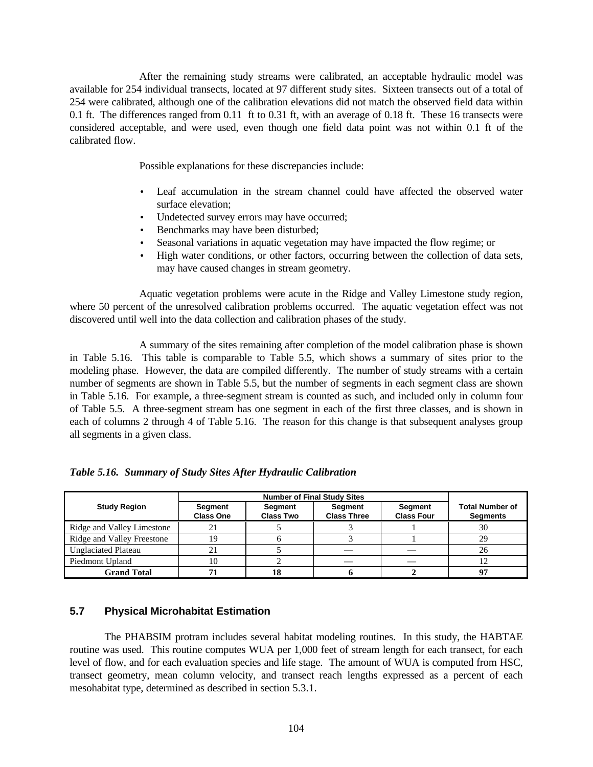After the remaining study streams were calibrated, an acceptable hydraulic model was available for 254 individual transects, located at 97 different study sites. Sixteen transects out of a total of 254 were calibrated, although one of the calibration elevations did not match the observed field data within 0.1 ft. The differences ranged from 0.11 ft to 0.31 ft, with an average of 0.18 ft. These 16 transects were considered acceptable, and were used, even though one field data point was not within 0.1 ft of the calibrated flow.

Possible explanations for these discrepancies include:

- Leaf accumulation in the stream channel could have affected the observed water surface elevation;
- Undetected survey errors may have occurred;
- Benchmarks may have been disturbed;
- Seasonal variations in aquatic vegetation may have impacted the flow regime; or
- High water conditions, or other factors, occurring between the collection of data sets, may have caused changes in stream geometry.

Aquatic vegetation problems were acute in the Ridge and Valley Limestone study region, where 50 percent of the unresolved calibration problems occurred. The aquatic vegetation effect was not discovered until well into the data collection and calibration phases of the study.

A summary of the sites remaining after completion of the model calibration phase is shown in Table 5.16. This table is comparable to Table 5.5, which shows a summary of sites prior to the modeling phase. However, the data are compiled differently. The number of study streams with a certain number of segments are shown in Table 5.5, but the number of segments in each segment class are shown in Table 5.16. For example, a three-segment stream is counted as such, and included only in column four of Table 5.5. A three-segment stream has one segment in each of the first three classes, and is shown in each of columns 2 through 4 of Table 5.16. The reason for this change is that subsequent analyses group all segments in a given class.

***Table 5.16. Summary of Study Sites After Hydraulic Calibration***

| Study Region | Number of Final Study Sites | | | | Total Number of Segments |
|---|---|---|---|---|---|
| | Segment Class One | Segment Class Two | Segment Class Three | Segment Class Four | |
| Ridge and Valley Limestone | 21 | 5 | 3 | 1 | 30 |
| Ridge and Valley Freestone | 19 | 6 | 3 | 1 | 29 |
| Unglaciated Plateau | 21 | 5 | — | — | 26 |
| Piedmont Upland | 10 | 2 | — | — | 12 |
| **Grand Total** | **71** | **18** | **6** | **2** | **97** |

## 5.7 Physical Microhabitat Estimation

The PHABSIM protram includes several habitat modeling routines. In this study, the HABTAE routine was used. This routine computes WUA per 1,000 feet of stream length for each transect, for each level of flow, and for each evaluation species and life stage. The amount of WUA is computed from HSC, transect geometry, mean column velocity, and transect reach lengths expressed as a percent of each mesohabitat type, determined as described in section 5.3.1.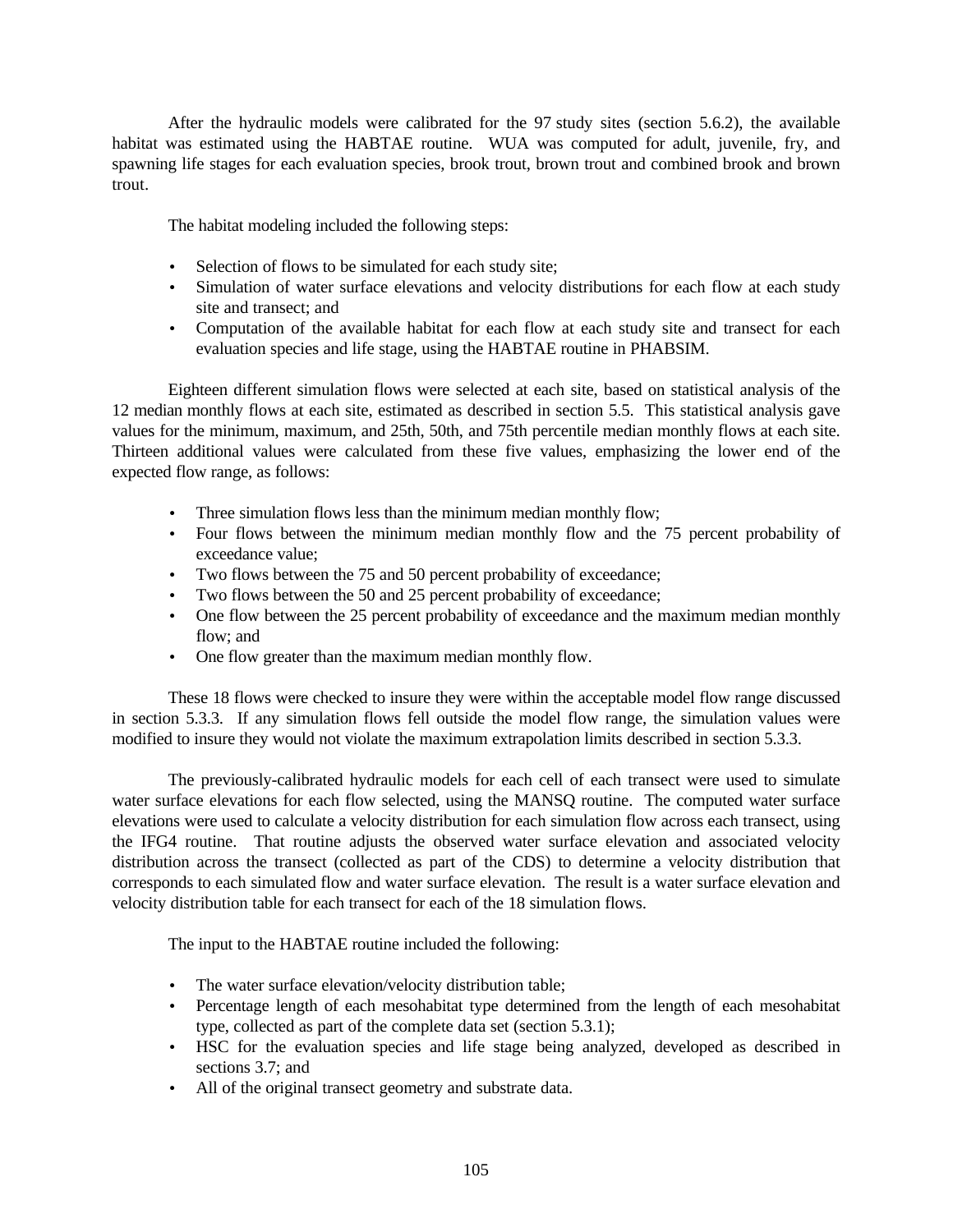After the hydraulic models were calibrated for the 97 study sites (section 5.6.2), the available habitat was estimated using the HABTAE routine. WUA was computed for adult, juvenile, fry, and spawning life stages for each evaluation species, brook trout, brown trout and combined brook and brown trout.

The habitat modeling included the following steps:

- Selection of flows to be simulated for each study site;
- Simulation of water surface elevations and velocity distributions for each flow at each study site and transect; and
- Computation of the available habitat for each flow at each study site and transect for each evaluation species and life stage, using the HABTAE routine in PHABSIM.

Eighteen different simulation flows were selected at each site, based on statistical analysis of the 12 median monthly flows at each site, estimated as described in section 5.5. This statistical analysis gave values for the minimum, maximum, and 25th, 50th, and 75th percentile median monthly flows at each site. Thirteen additional values were calculated from these five values, emphasizing the lower end of the expected flow range, as follows:

- Three simulation flows less than the minimum median monthly flow;
- Four flows between the minimum median monthly flow and the 75 percent probability of exceedance value;
- Two flows between the 75 and 50 percent probability of exceedance;
- Two flows between the 50 and 25 percent probability of exceedance;
- One flow between the 25 percent probability of exceedance and the maximum median monthly flow; and
- One flow greater than the maximum median monthly flow.

These 18 flows were checked to insure they were within the acceptable model flow range discussed in section 5.3.3. If any simulation flows fell outside the model flow range, the simulation values were modified to insure they would not violate the maximum extrapolation limits described in section 5.3.3.

The previously-calibrated hydraulic models for each cell of each transect were used to simulate water surface elevations for each flow selected, using the MANSQ routine. The computed water surface elevations were used to calculate a velocity distribution for each simulation flow across each transect, using the IFG4 routine. That routine adjusts the observed water surface elevation and associated velocity distribution across the transect (collected as part of the CDS) to determine a velocity distribution that corresponds to each simulated flow and water surface elevation. The result is a water surface elevation and velocity distribution table for each transect for each of the 18 simulation flows.

The input to the HABTAE routine included the following:

- The water surface elevation/velocity distribution table;
- Percentage length of each mesohabitat type determined from the length of each mesohabitat type, collected as part of the complete data set (section 5.3.1);
- HSC for the evaluation species and life stage being analyzed, developed as described in sections 3.7; and
- All of the original transect geometry and substrate data.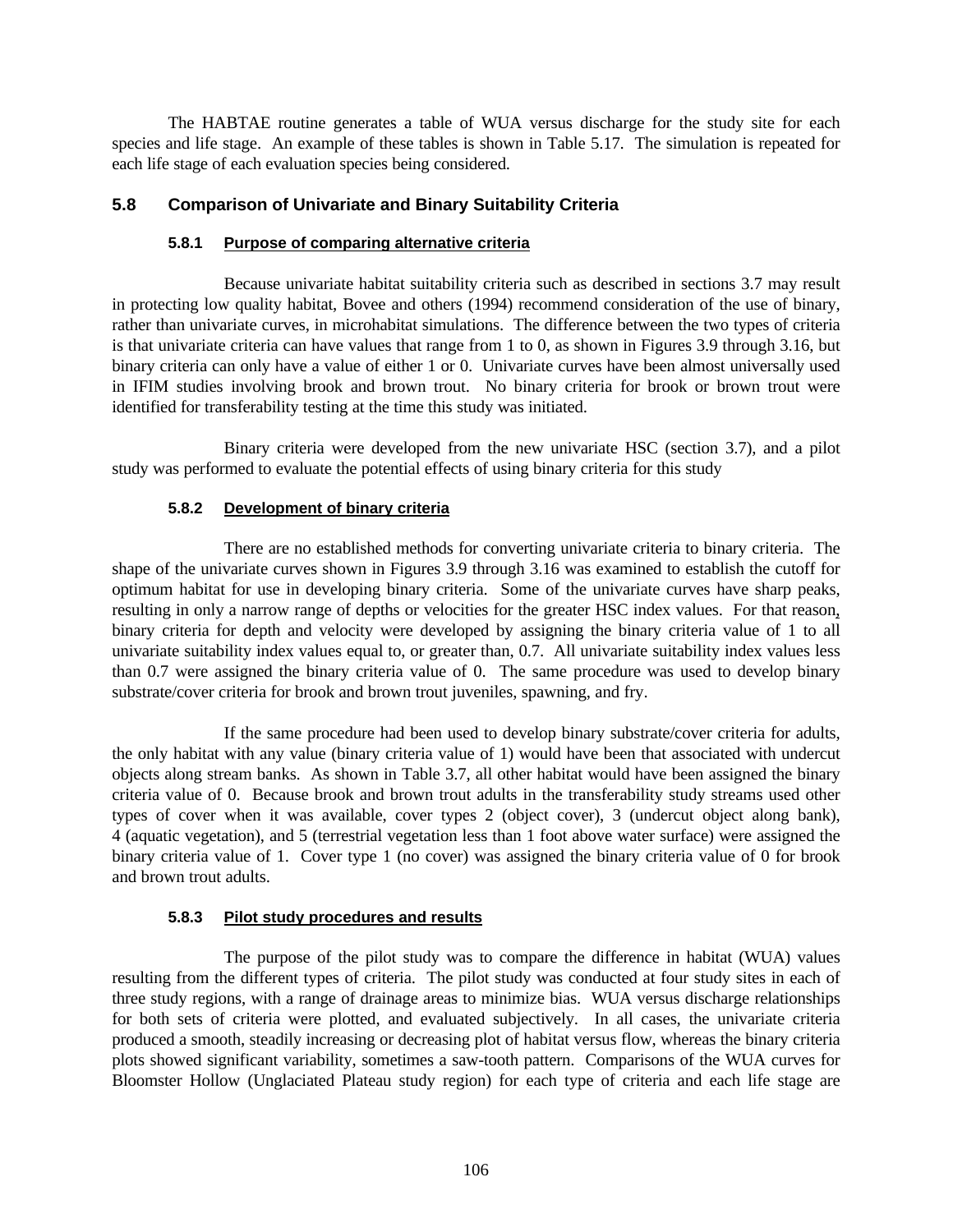The HABTAE routine generates a table of WUA versus discharge for the study site for each species and life stage. An example of these tables is shown in Table 5.17. The simulation is repeated for each life stage of each evaluation species being considered.

## 5.8 Comparison of Univariate and Binary Suitability Criteria

### 5.8.1 Purpose of comparing alternative criteria

Because univariate habitat suitability criteria such as described in sections 3.7 may result in protecting low quality habitat, Bovee and others (1994) recommend consideration of the use of binary, rather than univariate curves, in microhabitat simulations. The difference between the two types of criteria is that univariate criteria can have values that range from 1 to 0, as shown in Figures 3.9 through 3.16, but binary criteria can only have a value of either 1 or 0. Univariate curves have been almost universally used in IFIM studies involving brook and brown trout. No binary criteria for brook or brown trout were identified for transferability testing at the time this study was initiated.

Binary criteria were developed from the new univariate HSC (section 3.7), and a pilot study was performed to evaluate the potential effects of using binary criteria for this study

### 5.8.2 Development of binary criteria

There are no established methods for converting univariate criteria to binary criteria. The shape of the univariate curves shown in Figures 3.9 through 3.16 was examined to establish the cutoff for optimum habitat for use in developing binary criteria. Some of the univariate curves have sharp peaks, resulting in only a narrow range of depths or velocities for the greater HSC index values. For that reason, binary criteria for depth and velocity were developed by assigning the binary criteria value of 1 to all univariate suitability index values equal to, or greater than, 0.7. All univariate suitability index values less than 0.7 were assigned the binary criteria value of 0. The same procedure was used to develop binary substrate/cover criteria for brook and brown trout juveniles, spawning, and fry.

If the same procedure had been used to develop binary substrate/cover criteria for adults, the only habitat with any value (binary criteria value of 1) would have been that associated with undercut objects along stream banks. As shown in Table 3.7, all other habitat would have been assigned the binary criteria value of 0. Because brook and brown trout adults in the transferability study streams used other types of cover when it was available, cover types 2 (object cover), 3 (undercut object along bank), 4 (aquatic vegetation), and 5 (terrestrial vegetation less than 1 foot above water surface) were assigned the binary criteria value of 1. Cover type 1 (no cover) was assigned the binary criteria value of 0 for brook and brown trout adults.

### 5.8.3 Pilot study procedures and results

The purpose of the pilot study was to compare the difference in habitat (WUA) values resulting from the different types of criteria. The pilot study was conducted at four study sites in each of three study regions, with a range of drainage areas to minimize bias. WUA versus discharge relationships for both sets of criteria were plotted, and evaluated subjectively. In all cases, the univariate criteria produced a smooth, steadily increasing or decreasing plot of habitat versus flow, whereas the binary criteria plots showed significant variability, sometimes a saw-tooth pattern. Comparisons of the WUA curves for Bloomster Hollow (Unglaciated Plateau study region) for each type of criteria and each life stage are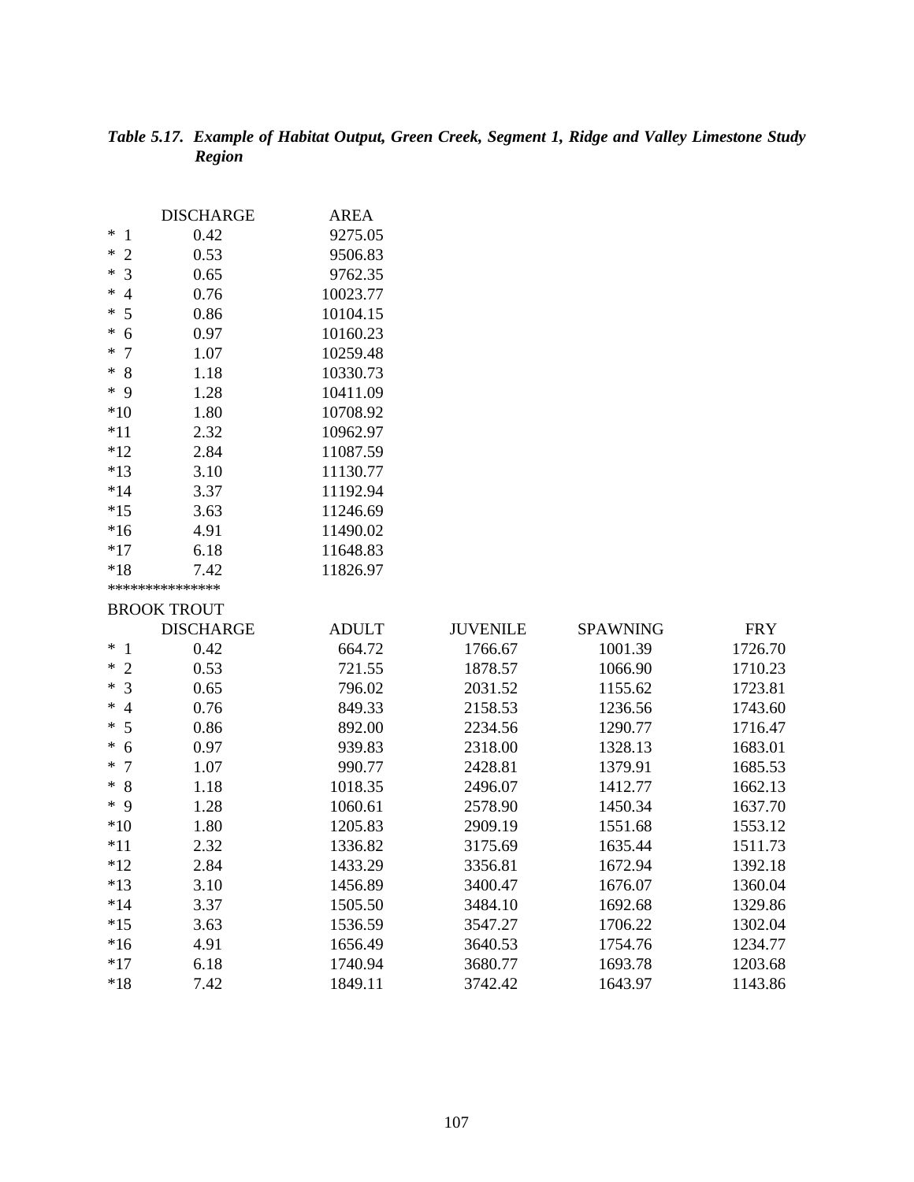*Table 5.17. Example of Habitat Output, Green Creek, Segment 1, Ridge and Valley Limestone Study Region*

| | DISCHARGE | AREA |
|---|---|---|
| * 1 | 0.42 | 9275.05 |
| * 2 | 0.53 | 9506.83 |
| * 3 | 0.65 | 9762.35 |
| * 4 | 0.76 | 10023.77 |
| * 5 | 0.86 | 10104.15 |
| * 6 | 0.97 | 10160.23 |
| * 7 | 1.07 | 10259.48 |
| * 8 | 1.18 | 10330.73 |
| * 9 | 1.28 | 10411.09 |
| *10 | 1.80 | 10708.92 |
| *11 | 2.32 | 10962.97 |
| *12 | 2.84 | 11087.59 |
| *13 | 3.10 | 11130.77 |
| *14 | 3.37 | 11192.94 |
| *15 | 3.63 | 11246.69 |
| *16 | 4.91 | 11490.02 |
| *17 | 6.18 | 11648.83 |
| *18 | 7.42 | 11826.97 |

***************

BROOK TROUT

| | DISCHARGE | ADULT | JUVENILE | SPAWNING | FRY |
|---|---|---|---|---|---|
| * 1 | 0.42 | 664.72 | 1766.67 | 1001.39 | 1726.70 |
| * 2 | 0.53 | 721.55 | 1878.57 | 1066.90 | 1710.23 |
| * 3 | 0.65 | 796.02 | 2031.52 | 1155.62 | 1723.81 |
| * 4 | 0.76 | 849.33 | 2158.53 | 1236.56 | 1743.60 |
| * 5 | 0.86 | 892.00 | 2234.56 | 1290.77 | 1716.47 |
| * 6 | 0.97 | 939.83 | 2318.00 | 1328.13 | 1683.01 |
| * 7 | 1.07 | 990.77 | 2428.81 | 1379.91 | 1685.53 |
| * 8 | 1.18 | 1018.35 | 2496.07 | 1412.77 | 1662.13 |
| * 9 | 1.28 | 1060.61 | 2578.90 | 1450.34 | 1637.70 |
| *10 | 1.80 | 1205.83 | 2909.19 | 1551.68 | 1553.12 |
| *11 | 2.32 | 1336.82 | 3175.69 | 1635.44 | 1511.73 |
| *12 | 2.84 | 1433.29 | 3356.81 | 1672.94 | 1392.18 |
| *13 | 3.10 | 1456.89 | 3400.47 | 1676.07 | 1360.04 |
| *14 | 3.37 | 1505.50 | 3484.10 | 1692.68 | 1329.86 |
| *15 | 3.63 | 1536.59 | 3547.27 | 1706.22 | 1302.04 |
| *16 | 4.91 | 1656.49 | 3640.53 | 1754.76 | 1234.77 |
| *17 | 6.18 | 1740.94 | 3680.77 | 1693.78 | 1203.68 |
| *18 | 7.42 | 1849.11 | 3742.42 | 1643.97 | 1143.86 |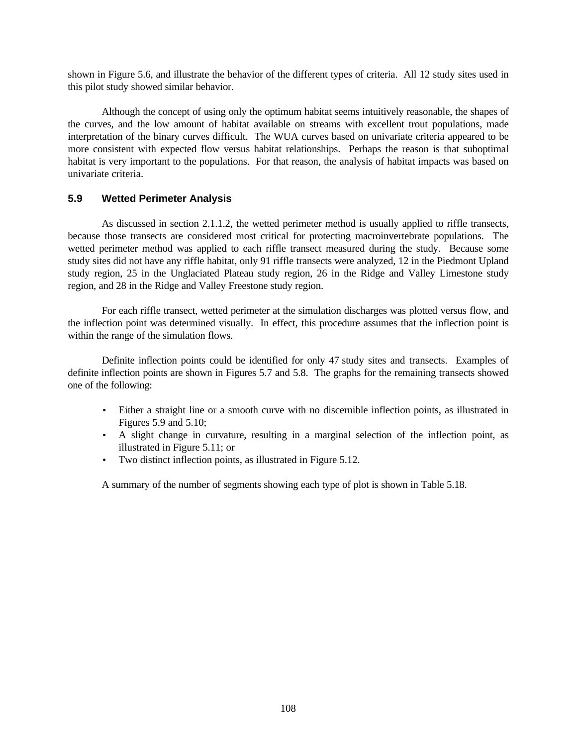shown in Figure 5.6, and illustrate the behavior of the different types of criteria. All 12 study sites used in this pilot study showed similar behavior.

Although the concept of using only the optimum habitat seems intuitively reasonable, the shapes of the curves, and the low amount of habitat available on streams with excellent trout populations, made interpretation of the binary curves difficult. The WUA curves based on univariate criteria appeared to be more consistent with expected flow versus habitat relationships. Perhaps the reason is that suboptimal habitat is very important to the populations. For that reason, the analysis of habitat impacts was based on univariate criteria.

## 5.9 Wetted Perimeter Analysis

As discussed in section 2.1.1.2, the wetted perimeter method is usually applied to riffle transects, because those transects are considered most critical for protecting macroinvertebrate populations. The wetted perimeter method was applied to each riffle transect measured during the study. Because some study sites did not have any riffle habitat, only 91 riffle transects were analyzed, 12 in the Piedmont Upland study region, 25 in the Unglaciated Plateau study region, 26 in the Ridge and Valley Limestone study region, and 28 in the Ridge and Valley Freestone study region.

For each riffle transect, wetted perimeter at the simulation discharges was plotted versus flow, and the inflection point was determined visually. In effect, this procedure assumes that the inflection point is within the range of the simulation flows.

Definite inflection points could be identified for only 47 study sites and transects. Examples of definite inflection points are shown in Figures 5.7 and 5.8. The graphs for the remaining transects showed one of the following:

- Either a straight line or a smooth curve with no discernible inflection points, as illustrated in Figures 5.9 and 5.10;
- A slight change in curvature, resulting in a marginal selection of the inflection point, as illustrated in Figure 5.11; or
- Two distinct inflection points, as illustrated in Figure 5.12.

A summary of the number of segments showing each type of plot is shown in Table 5.18.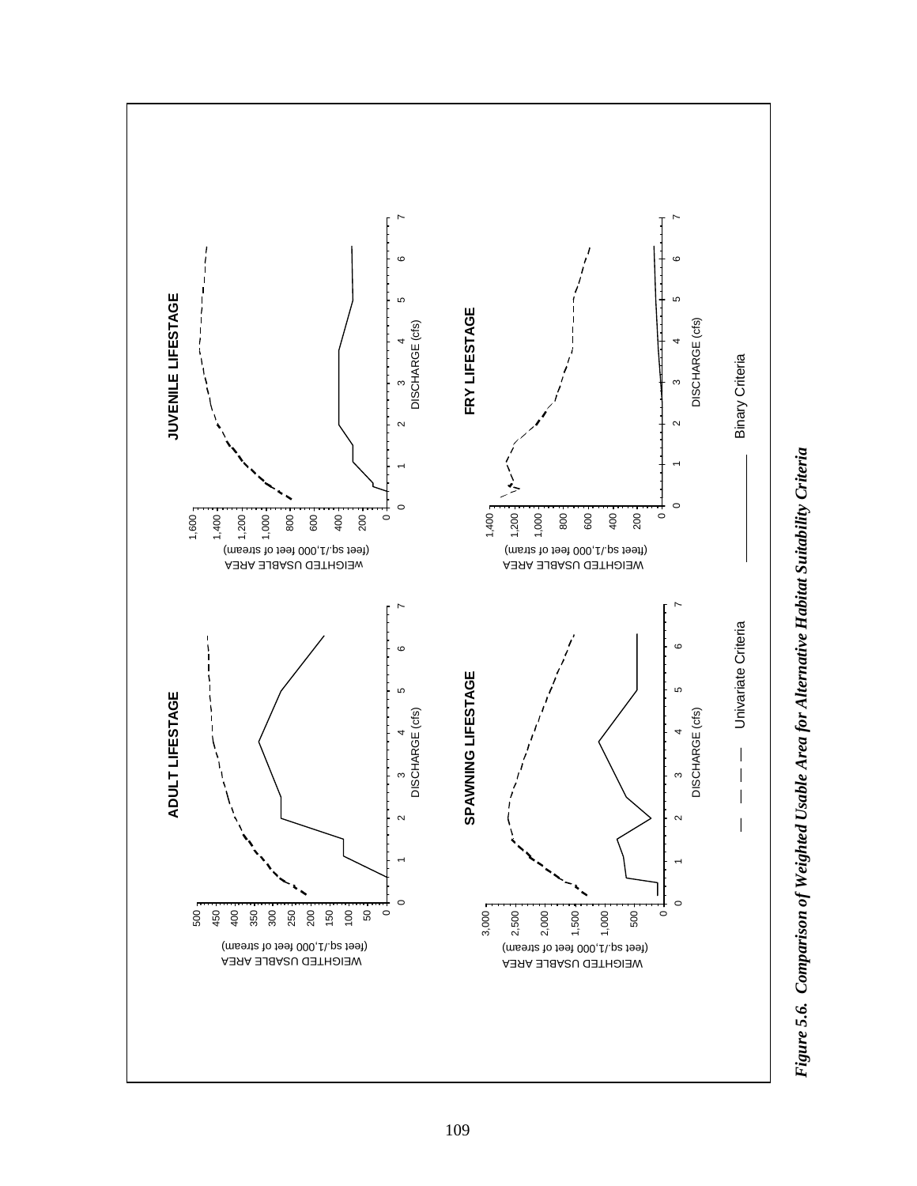**ADULT LIFESTAGE**

WEIGHTED USABLE AREA (feet sq./1,000 feet of stream)

DISCHARGE (cfs)

**JUVENILE LIFESTAGE**

WEIGHTED USABLE AREA (feet sq./1,000 feet of stream)

DISCHARGE (cfs)

**SPAWNING LIFESTAGE**

WEIGHTED USABLE AREA (feet sq./1,000 feet of stream)

DISCHARGE (cfs)

**FRY LIFESTAGE**

WEIGHTED USABLE AREA (feet sq./1,000 feet of stram)

DISCHARGE (cfs)

— — — — Univariate Criteria

———— Binary Criteria

***Figure 5.6. Comparison of Weighted Usable Area for Alternative Habitat Suitability Criteria***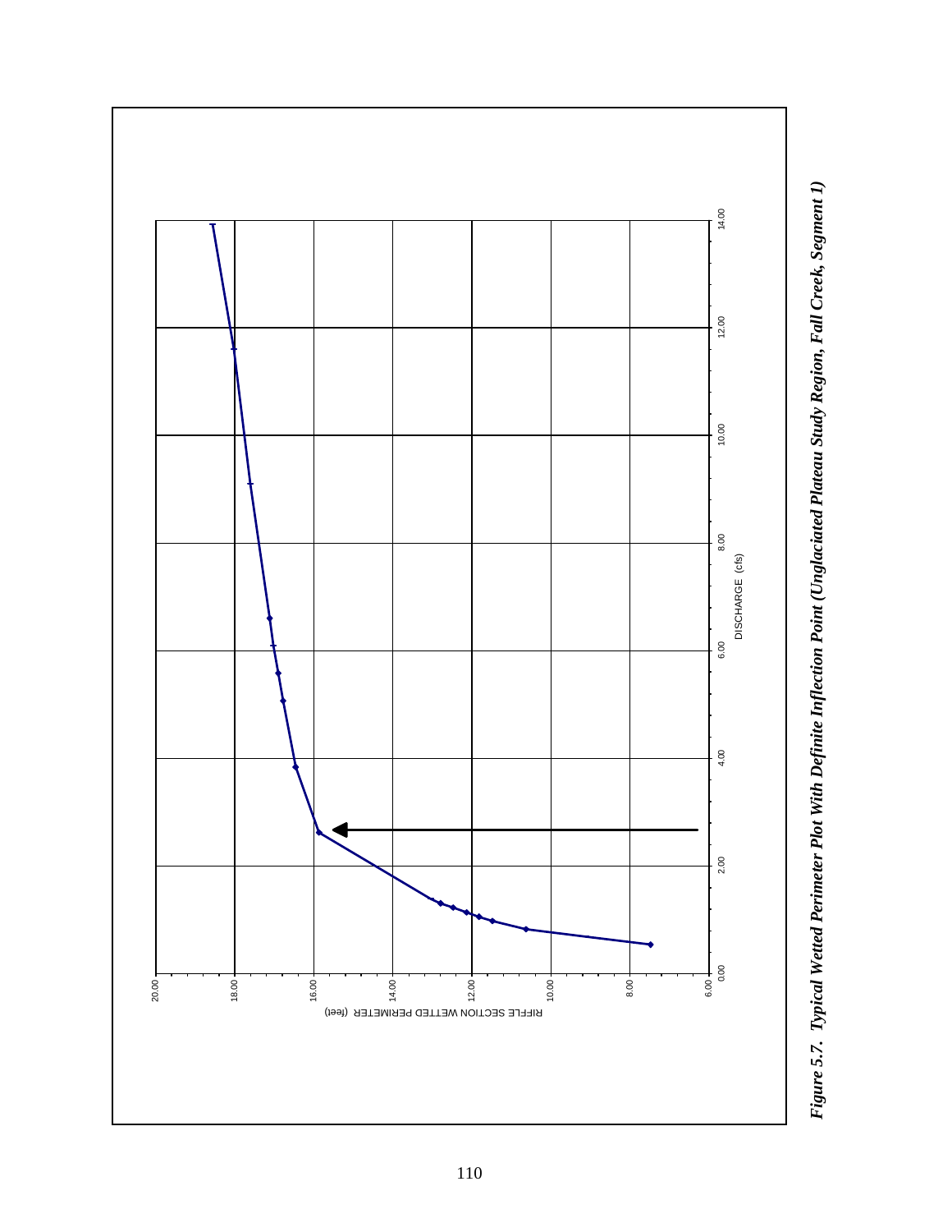Figure 5.7.  Typical Wetted Perimeter Plot With Definite Inflection Point (Unglaciated Plateau Study Region, Fall Creek, Segment 1)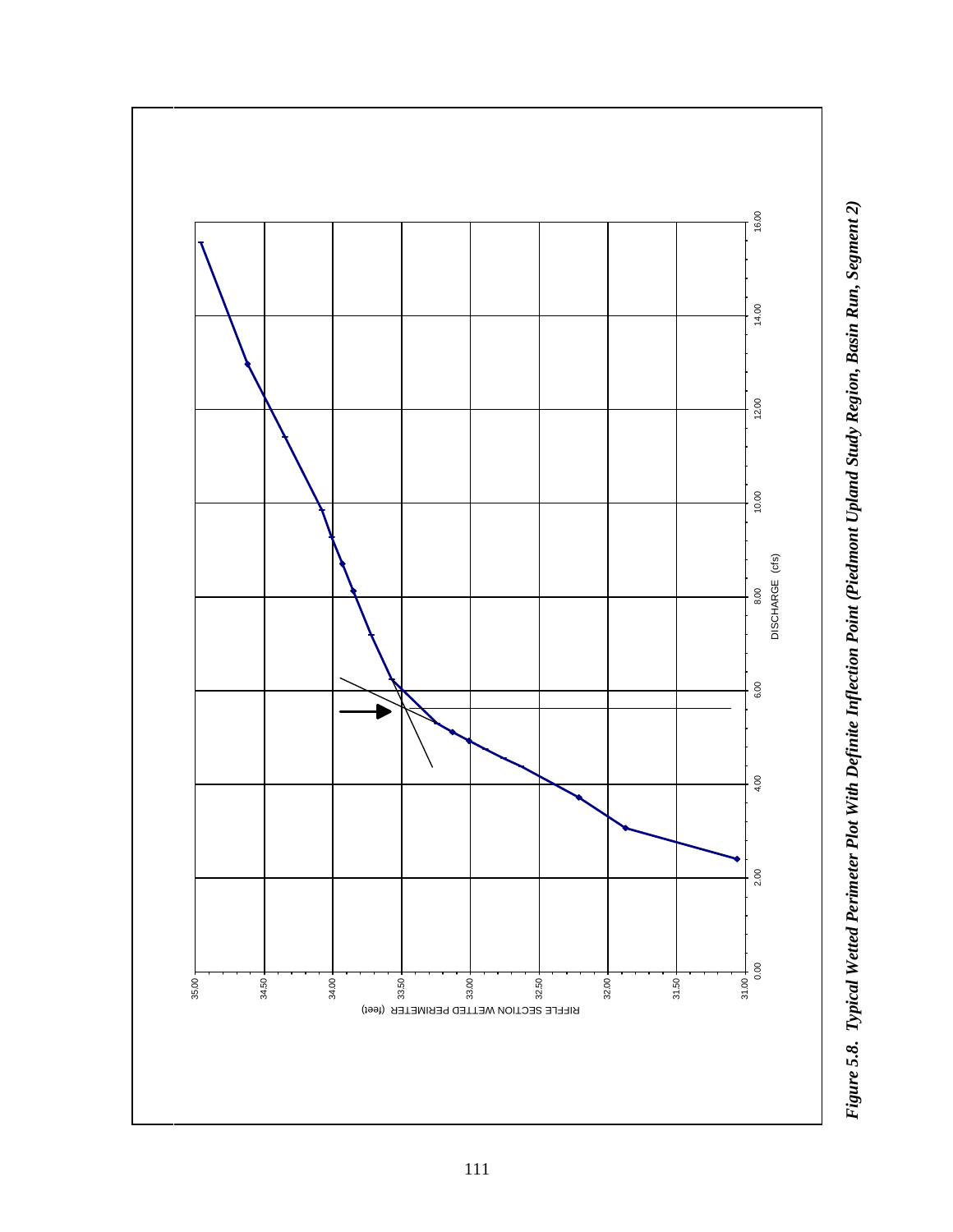RIFFLE SECTION WETTED PERIMETER (feet)

DISCHARGE (cfs)

*Figure 5.8. Typical Wetted Perimeter Plot With Definite Inflection Point (Piedmont Upland Study Region, Basin Run, Segment 2)*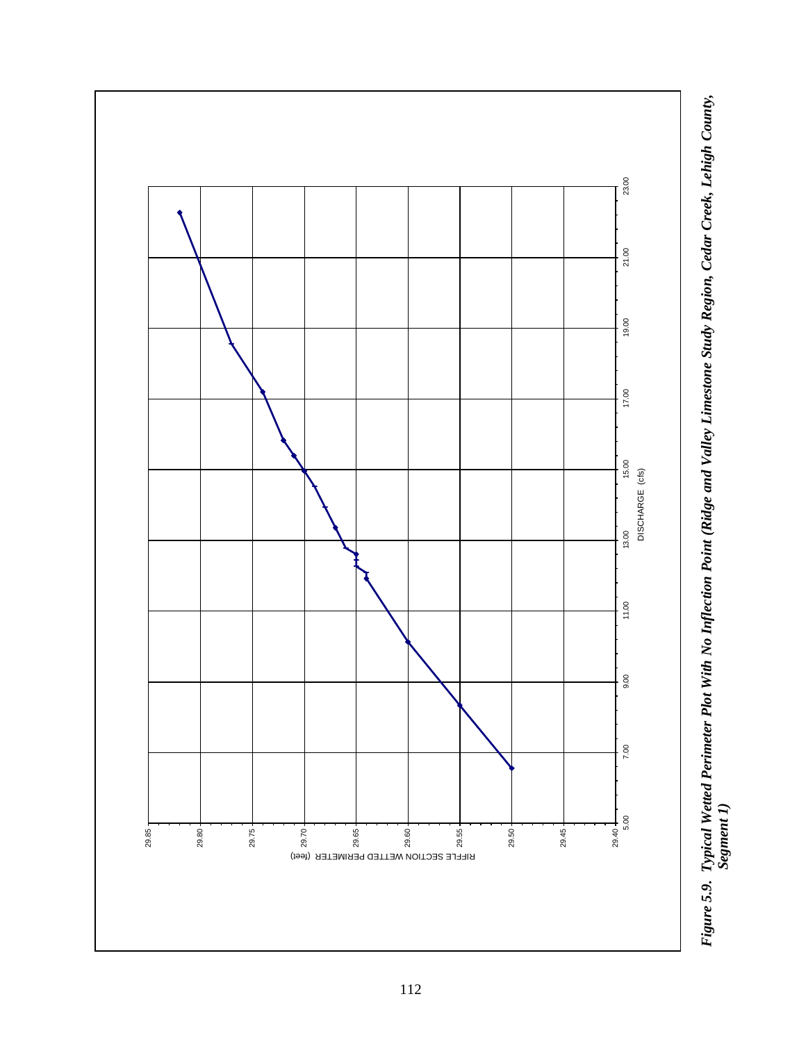RIFFLE SECTION WETTED PERIMETER (feet)

DISCHARGE (cfs)

*Figure 5.9. Typical Wetted Perimeter Plot With No Inflection Point (Ridge and Valley Limestone Study Region, Cedar Creek, Lehigh County, Segment 1)*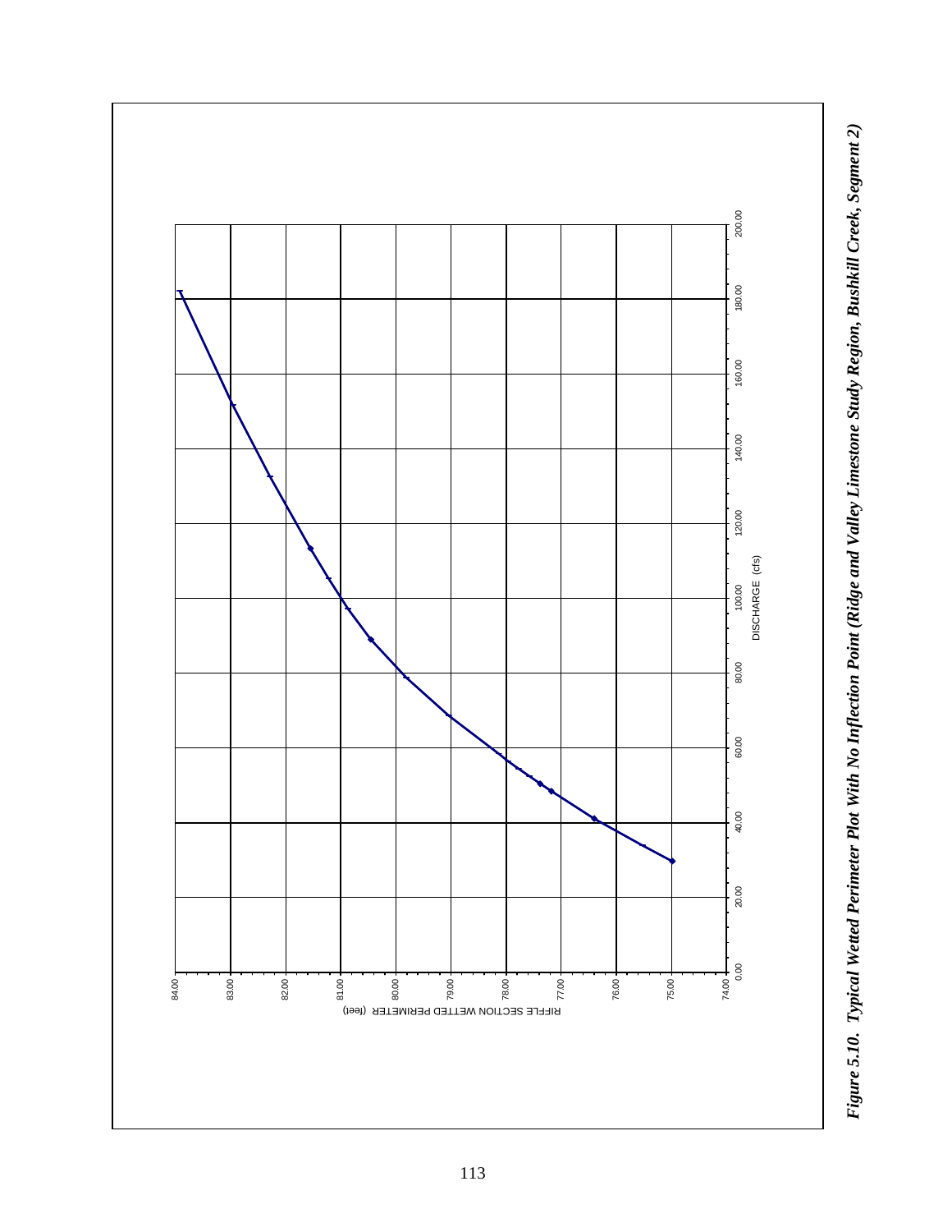RIFFLE SECTION WETTED PERIMETER (feet)

DISCHARGE (cfs)

*Figure 5.10. Typical Wetted Perimeter Plot With No Inflection Point (Ridge and Valley Limestone Study Region, Bushkill Creek, Segment 2)*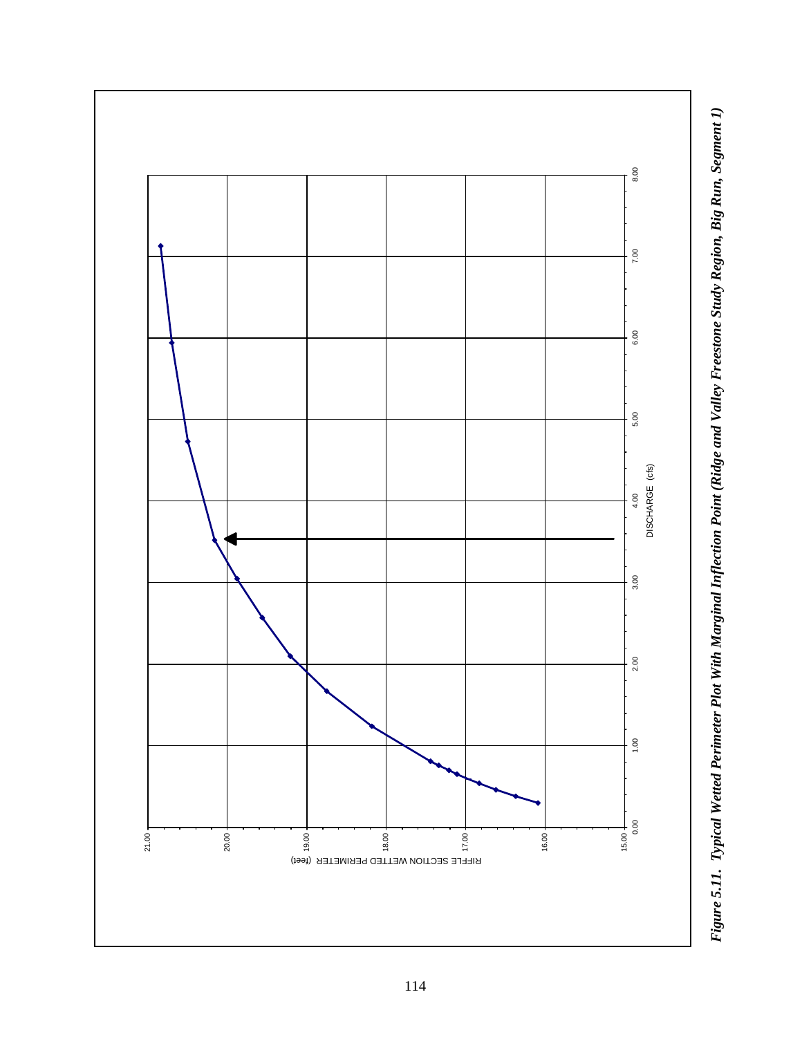*Figure 5.11. Typical Wetted Perimeter Plot With Marginal Inflection Point (Ridge and Valley Freestone Study Region, Big Run, Segment 1)*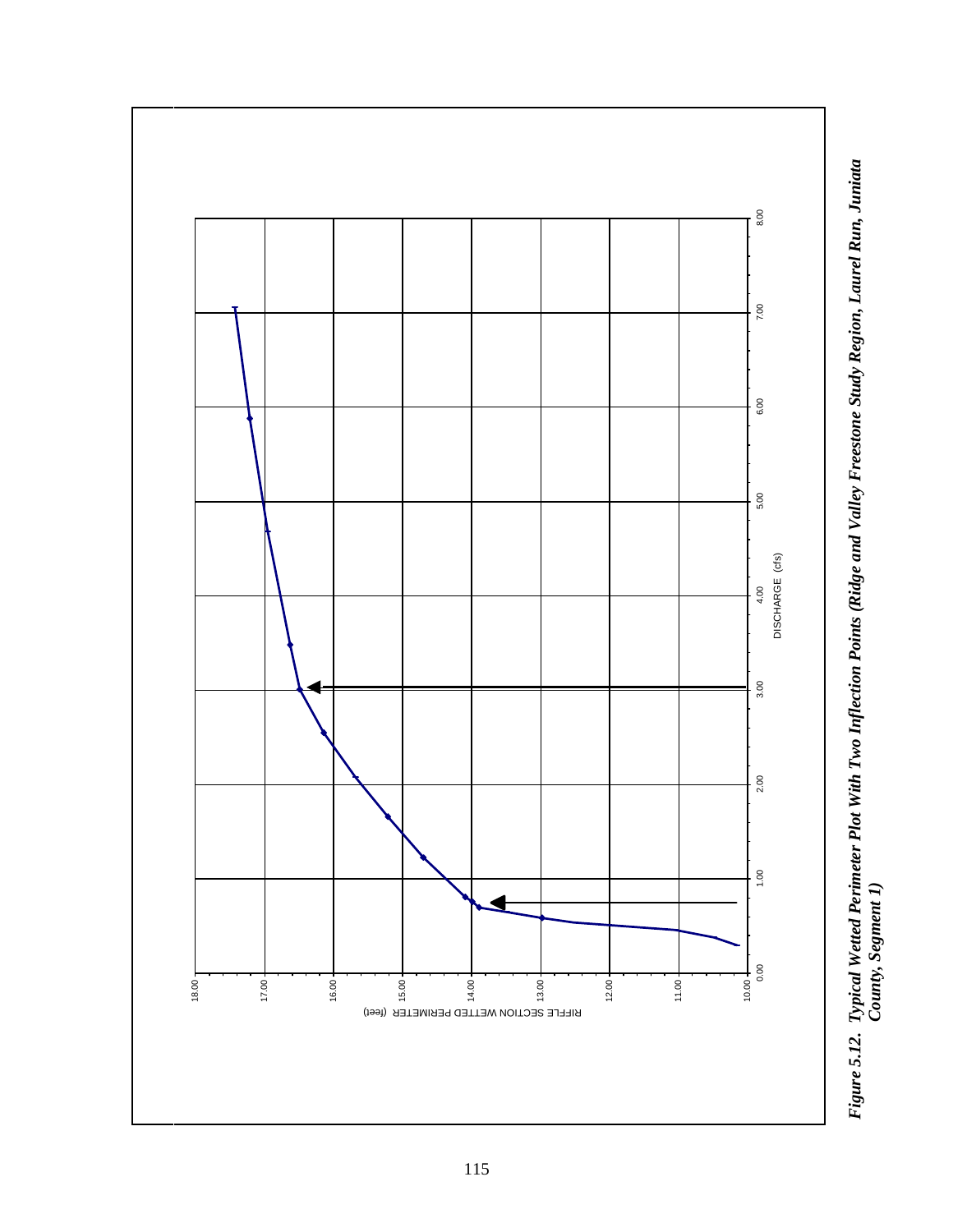RIFFLE SECTION WETTED PERIMETER (feet)

DISCHARGE (cfs)

*Figure 5.12. Typical Wetted Perimeter Plot With Two Inflection Points (Ridge and Valley Freestone Study Region, Laurel Run, Juniata County, Segment 1)*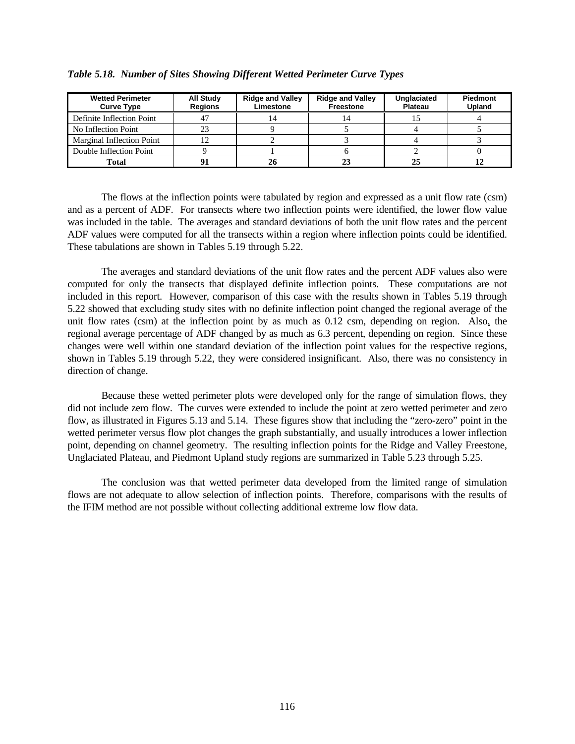*Table 5.18. Number of Sites Showing Different Wetted Perimeter Curve Types*

| Wetted Perimeter Curve Type | All Study Regions | Ridge and Valley Limestone | Ridge and Valley Freestone | Unglaciated Plateau | Piedmont Upland |
|---|---|---|---|---|---|
| Definite Inflection Point | 47 | 14 | 14 | 15 | 4 |
| No Inflection Point | 23 | 9 | 5 | 4 | 5 |
| Marginal Inflection Point | 12 | 2 | 3 | 4 | 3 |
| Double Inflection Point | 9 | 1 | 6 | 2 | 0 |
| **Total** | **91** | **26** | **23** | **25** | **12** |

The flows at the inflection points were tabulated by region and expressed as a unit flow rate (csm) and as a percent of ADF. For transects where two inflection points were identified, the lower flow value was included in the table. The averages and standard deviations of both the unit flow rates and the percent ADF values were computed for all the transects within a region where inflection points could be identified. These tabulations are shown in Tables 5.19 through 5.22.

The averages and standard deviations of the unit flow rates and the percent ADF values also were computed for only the transects that displayed definite inflection points. These computations are not included in this report. However, comparison of this case with the results shown in Tables 5.19 through 5.22 showed that excluding study sites with no definite inflection point changed the regional average of the unit flow rates (csm) at the inflection point by as much as 0.12 csm, depending on region. Also, the regional average percentage of ADF changed by as much as 6.3 percent, depending on region. Since these changes were well within one standard deviation of the inflection point values for the respective regions, shown in Tables 5.19 through 5.22, they were considered insignificant. Also, there was no consistency in direction of change.

Because these wetted perimeter plots were developed only for the range of simulation flows, they did not include zero flow. The curves were extended to include the point at zero wetted perimeter and zero flow, as illustrated in Figures 5.13 and 5.14. These figures show that including the "zero-zero" point in the wetted perimeter versus flow plot changes the graph substantially, and usually introduces a lower inflection point, depending on channel geometry. The resulting inflection points for the Ridge and Valley Freestone, Unglaciated Plateau, and Piedmont Upland study regions are summarized in Table 5.23 through 5.25.

The conclusion was that wetted perimeter data developed from the limited range of simulation flows are not adequate to allow selection of inflection points. Therefore, comparisons with the results of the IFIM method are not possible without collecting additional extreme low flow data.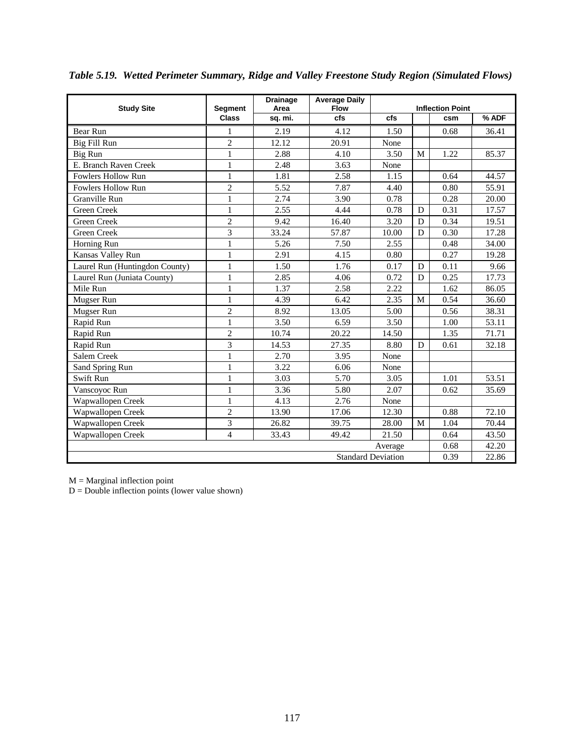*Table 5.19. Wetted Perimeter Summary, Ridge and Valley Freestone Study Region (Simulated Flows)*

| Study Site | Segment Class | Drainage Area sq. mi. | Average Daily Flow cfs | Inflection Point cfs | | csm | % ADF |
|---|---|---|---|---|---|---|---|
| Bear Run | 1 | 2.19 | 4.12 | 1.50 | | 0.68 | 36.41 |
| Big Fill Run | 2 | 12.12 | 20.91 | None | | | |
| Big Run | 1 | 2.88 | 4.10 | 3.50 | M | 1.22 | 85.37 |
| E. Branch Raven Creek | 1 | 2.48 | 3.63 | None | | | |
| Fowlers Hollow Run | 1 | 1.81 | 2.58 | 1.15 | | 0.64 | 44.57 |
| Fowlers Hollow Run | 2 | 5.52 | 7.87 | 4.40 | | 0.80 | 55.91 |
| Granville Run | 1 | 2.74 | 3.90 | 0.78 | | 0.28 | 20.00 |
| Green Creek | 1 | 2.55 | 4.44 | 0.78 | D | 0.31 | 17.57 |
| Green Creek | 2 | 9.42 | 16.40 | 3.20 | D | 0.34 | 19.51 |
| Green Creek | 3 | 33.24 | 57.87 | 10.00 | D | 0.30 | 17.28 |
| Horning Run | 1 | 5.26 | 7.50 | 2.55 | | 0.48 | 34.00 |
| Kansas Valley Run | 1 | 2.91 | 4.15 | 0.80 | | 0.27 | 19.28 |
| Laurel Run (Huntingdon County) | 1 | 1.50 | 1.76 | 0.17 | D | 0.11 | 9.66 |
| Laurel Run (Juniata County) | 1 | 2.85 | 4.06 | 0.72 | D | 0.25 | 17.73 |
| Mile Run | 1 | 1.37 | 2.58 | 2.22 | | 1.62 | 86.05 |
| Mugser Run | 1 | 4.39 | 6.42 | 2.35 | M | 0.54 | 36.60 |
| Mugser Run | 2 | 8.92 | 13.05 | 5.00 | | 0.56 | 38.31 |
| Rapid Run | 1 | 3.50 | 6.59 | 3.50 | | 1.00 | 53.11 |
| Rapid Run | 2 | 10.74 | 20.22 | 14.50 | | 1.35 | 71.71 |
| Rapid Run | 3 | 14.53 | 27.35 | 8.80 | D | 0.61 | 32.18 |
| Salem Creek | 1 | 2.70 | 3.95 | None | | | |
| Sand Spring Run | 1 | 3.22 | 6.06 | None | | | |
| Swift Run | 1 | 3.03 | 5.70 | 3.05 | | 1.01 | 53.51 |
| Vanscoyoc Run | 1 | 3.36 | 5.80 | 2.07 | | 0.62 | 35.69 |
| Wapwallopen Creek | 1 | 4.13 | 2.76 | None | | | |
| Wapwallopen Creek | 2 | 13.90 | 17.06 | 12.30 | | 0.88 | 72.10 |
| Wapwallopen Creek | 3 | 26.82 | 39.75 | 28.00 | M | 1.04 | 70.44 |
| Wapwallopen Creek | 4 | 33.43 | 49.42 | 21.50 | | 0.64 | 43.50 |
| | | | | Average | | 0.68 | 42.20 |
| | | | | Standard Deviation | | 0.39 | 22.86 |

M = Marginal inflection point
D = Double inflection points (lower value shown)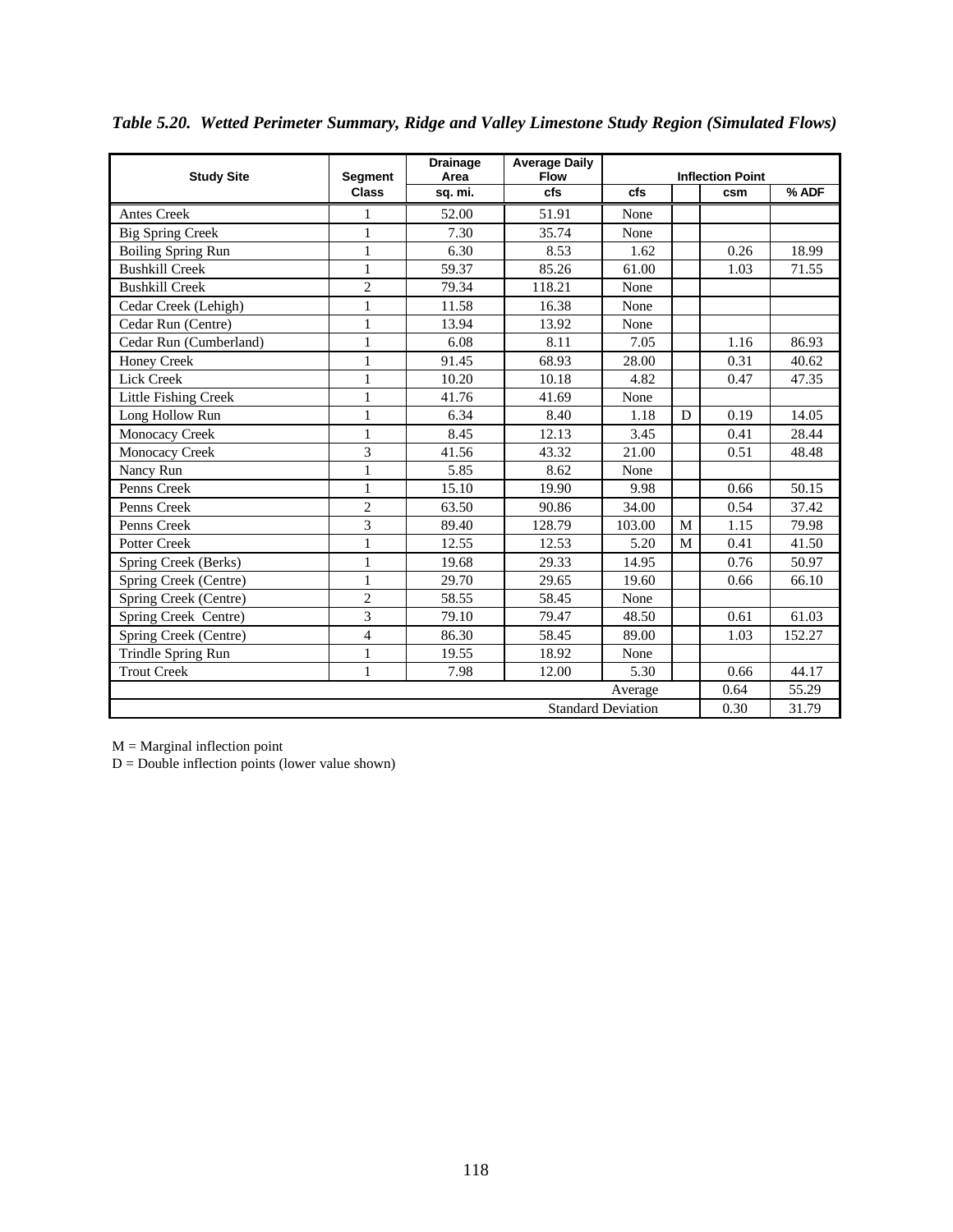*Table 5.20. Wetted Perimeter Summary, Ridge and Valley Limestone Study Region (Simulated Flows)*

| Study Site | Segment | Drainage Area | Average Daily Flow | Inflection Point | | | |
|---|---|---|---|---|---|---|---|
| | Class | sq. mi. | cfs | cfs | | csm | % ADF |
| Antes Creek | 1 | 52.00 | 51.91 | None | | | |
| Big Spring Creek | 1 | 7.30 | 35.74 | None | | | |
| Boiling Spring Run | 1 | 6.30 | 8.53 | 1.62 | | 0.26 | 18.99 |
| Bushkill Creek | 1 | 59.37 | 85.26 | 61.00 | | 1.03 | 71.55 |
| Bushkill Creek | 2 | 79.34 | 118.21 | None | | | |
| Cedar Creek (Lehigh) | 1 | 11.58 | 16.38 | None | | | |
| Cedar Run (Centre) | 1 | 13.94 | 13.92 | None | | | |
| Cedar Run (Cumberland) | 1 | 6.08 | 8.11 | 7.05 | | 1.16 | 86.93 |
| Honey Creek | 1 | 91.45 | 68.93 | 28.00 | | 0.31 | 40.62 |
| Lick Creek | 1 | 10.20 | 10.18 | 4.82 | | 0.47 | 47.35 |
| Little Fishing Creek | 1 | 41.76 | 41.69 | None | | | |
| Long Hollow Run | 1 | 6.34 | 8.40 | 1.18 | D | 0.19 | 14.05 |
| Monocacy Creek | 1 | 8.45 | 12.13 | 3.45 | | 0.41 | 28.44 |
| Monocacy Creek | 3 | 41.56 | 43.32 | 21.00 | | 0.51 | 48.48 |
| Nancy Run | 1 | 5.85 | 8.62 | None | | | |
| Penns Creek | 1 | 15.10 | 19.90 | 9.98 | | 0.66 | 50.15 |
| Penns Creek | 2 | 63.50 | 90.86 | 34.00 | | 0.54 | 37.42 |
| Penns Creek | 3 | 89.40 | 128.79 | 103.00 | M | 1.15 | 79.98 |
| Potter Creek | 1 | 12.55 | 12.53 | 5.20 | M | 0.41 | 41.50 |
| Spring Creek (Berks) | 1 | 19.68 | 29.33 | 14.95 | | 0.76 | 50.97 |
| Spring Creek (Centre) | 1 | 29.70 | 29.65 | 19.60 | | 0.66 | 66.10 |
| Spring Creek (Centre) | 2 | 58.55 | 58.45 | None | | | |
| Spring Creek  Centre) | 3 | 79.10 | 79.47 | 48.50 | | 0.61 | 61.03 |
| Spring Creek (Centre) | 4 | 86.30 | 58.45 | 89.00 | | 1.03 | 152.27 |
| Trindle Spring Run | 1 | 19.55 | 18.92 | None | | | |
| Trout Creek | 1 | 7.98 | 12.00 | 5.30 | | 0.66 | 44.17 |
| | | | | Average | | 0.64 | 55.29 |
| | | | | Standard Deviation | | 0.30 | 31.79 |

M = Marginal inflection point
D = Double inflection points (lower value shown)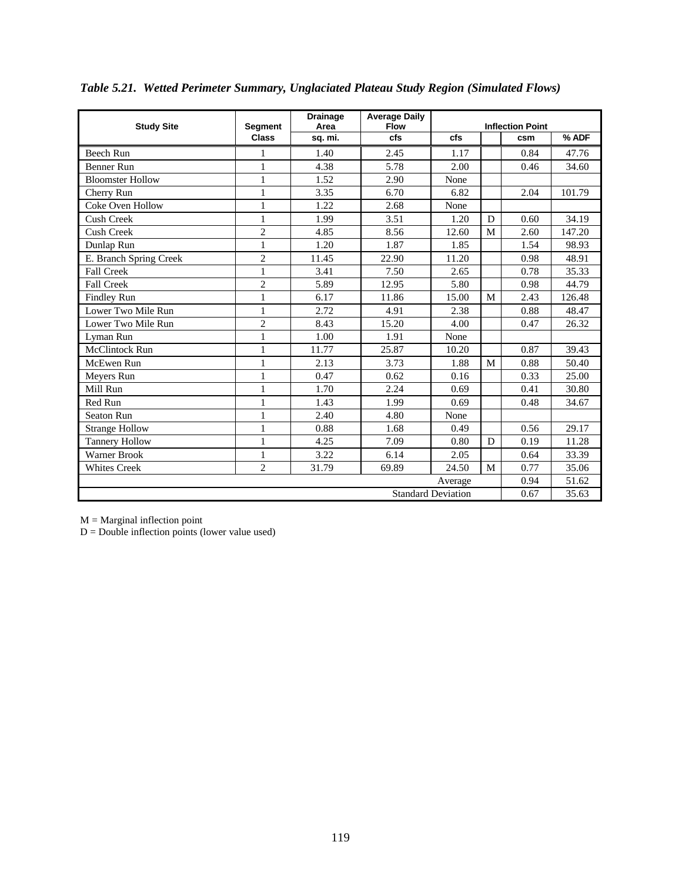***Table 5.21. Wetted Perimeter Summary, Unglaciated Plateau Study Region (Simulated Flows)***

| Study Site | Segment | Drainage Area | Average Daily Flow | Inflection Point | | | |
|---|---|---|---|---|---|---|---|
| | Class | sq. mi. | cfs | cfs | | csm | % ADF |
| Beech Run | 1 | 1.40 | 2.45 | 1.17 | | 0.84 | 47.76 |
| Benner Run | 1 | 4.38 | 5.78 | 2.00 | | 0.46 | 34.60 |
| Bloomster Hollow | 1 | 1.52 | 2.90 | None | | | |
| Cherry Run | 1 | 3.35 | 6.70 | 6.82 | | 2.04 | 101.79 |
| Coke Oven Hollow | 1 | 1.22 | 2.68 | None | | | |
| Cush Creek | 1 | 1.99 | 3.51 | 1.20 | D | 0.60 | 34.19 |
| Cush Creek | 2 | 4.85 | 8.56 | 12.60 | M | 2.60 | 147.20 |
| Dunlap Run | 1 | 1.20 | 1.87 | 1.85 | | 1.54 | 98.93 |
| E. Branch Spring Creek | 2 | 11.45 | 22.90 | 11.20 | | 0.98 | 48.91 |
| Fall Creek | 1 | 3.41 | 7.50 | 2.65 | | 0.78 | 35.33 |
| Fall Creek | 2 | 5.89 | 12.95 | 5.80 | | 0.98 | 44.79 |
| Findley Run | 1 | 6.17 | 11.86 | 15.00 | M | 2.43 | 126.48 |
| Lower Two Mile Run | 1 | 2.72 | 4.91 | 2.38 | | 0.88 | 48.47 |
| Lower Two Mile Run | 2 | 8.43 | 15.20 | 4.00 | | 0.47 | 26.32 |
| Lyman Run | 1 | 1.00 | 1.91 | None | | | |
| McClintock Run | 1 | 11.77 | 25.87 | 10.20 | | 0.87 | 39.43 |
| McEwen Run | 1 | 2.13 | 3.73 | 1.88 | M | 0.88 | 50.40 |
| Meyers Run | 1 | 0.47 | 0.62 | 0.16 | | 0.33 | 25.00 |
| Mill Run | 1 | 1.70 | 2.24 | 0.69 | | 0.41 | 30.80 |
| Red Run | 1 | 1.43 | 1.99 | 0.69 | | 0.48 | 34.67 |
| Seaton Run | 1 | 2.40 | 4.80 | None | | | |
| Strange Hollow | 1 | 0.88 | 1.68 | 0.49 | | 0.56 | 29.17 |
| Tannery Hollow | 1 | 4.25 | 7.09 | 0.80 | D | 0.19 | 11.28 |
| Warner Brook | 1 | 3.22 | 6.14 | 2.05 | | 0.64 | 33.39 |
| Whites Creek | 2 | 31.79 | 69.89 | 24.50 | M | 0.77 | 35.06 |
| | | | | Average | | 0.94 | 51.62 |
| | | | | Standard Deviation | | 0.67 | 35.63 |

M = Marginal inflection point
D = Double inflection points (lower value used)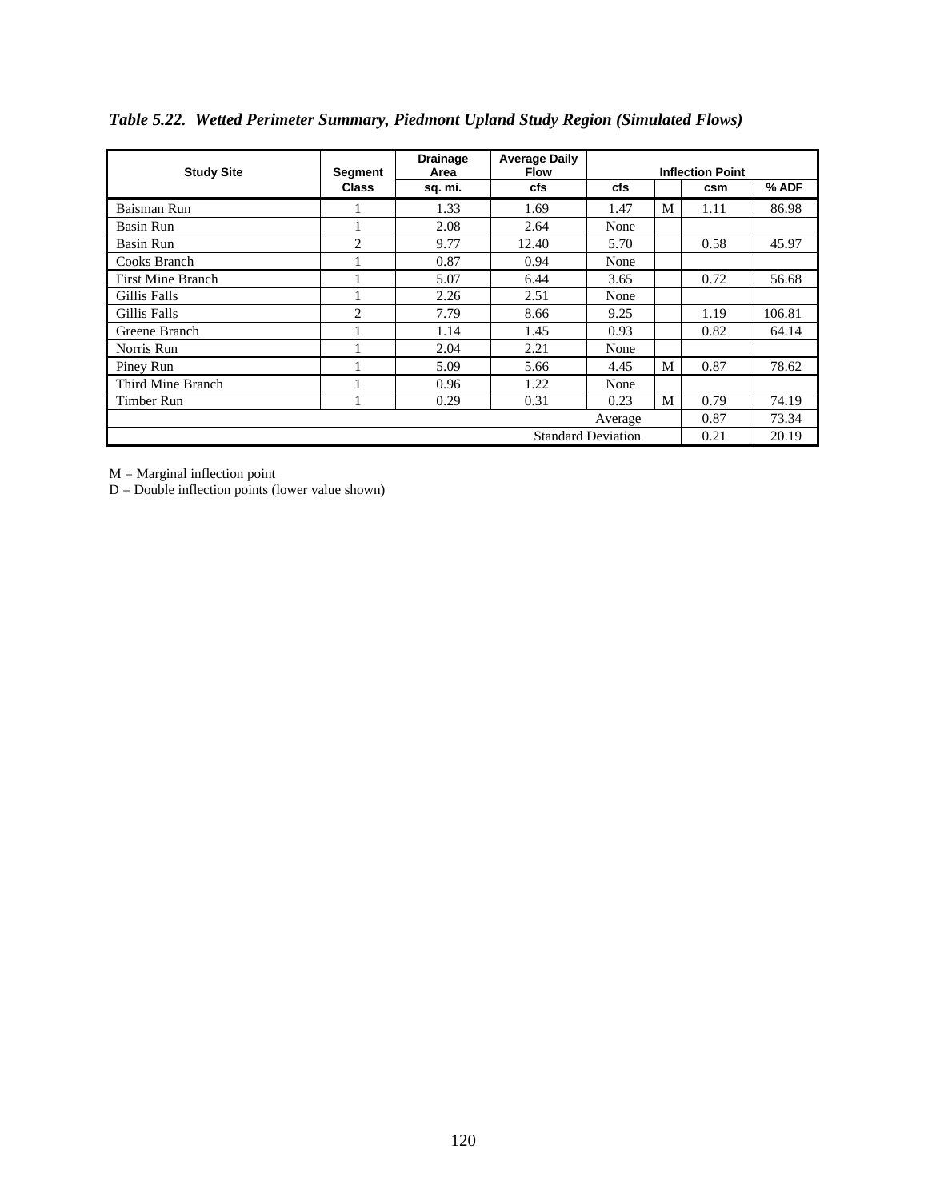***Table 5.22. Wetted Perimeter Summary, Piedmont Upland Study Region (Simulated Flows)***

| Study Site | Segment Class | Drainage Area | Average Daily Flow | Inflection Point | | | |
|---|---|---|---|---|---|---|---|
| | | sq. mi. | cfs | cfs | | csm | % ADF |
| Baisman Run | 1 | 1.33 | 1.69 | 1.47 | M | 1.11 | 86.98 |
| Basin Run | 1 | 2.08 | 2.64 | None | | | |
| Basin Run | 2 | 9.77 | 12.40 | 5.70 | | 0.58 | 45.97 |
| Cooks Branch | 1 | 0.87 | 0.94 | None | | | |
| First Mine Branch | 1 | 5.07 | 6.44 | 3.65 | | 0.72 | 56.68 |
| Gillis Falls | 1 | 2.26 | 2.51 | None | | | |
| Gillis Falls | 2 | 7.79 | 8.66 | 9.25 | | 1.19 | 106.81 |
| Greene Branch | 1 | 1.14 | 1.45 | 0.93 | | 0.82 | 64.14 |
| Norris Run | 1 | 2.04 | 2.21 | None | | | |
| Piney Run | 1 | 5.09 | 5.66 | 4.45 | M | 0.87 | 78.62 |
| Third Mine Branch | 1 | 0.96 | 1.22 | None | | | |
| Timber Run | 1 | 0.29 | 0.31 | 0.23 | M | 0.79 | 74.19 |
| | | | | Average | | 0.87 | 73.34 |
| | | | | Standard Deviation | | 0.21 | 20.19 |

M = Marginal inflection point
D = Double inflection points (lower value shown)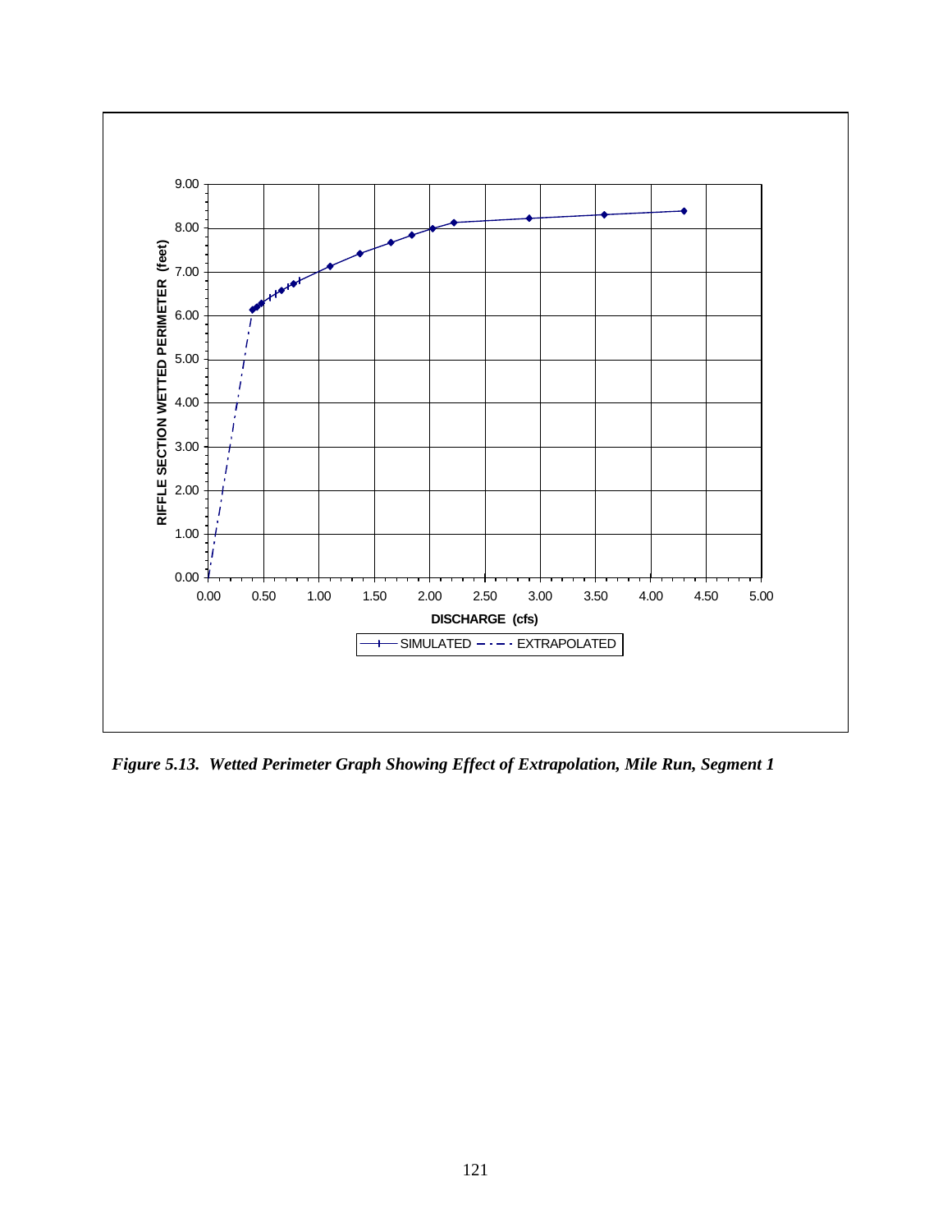*Figure 5.13. Wetted Perimeter Graph Showing Effect of Extrapolation, Mile Run, Segment 1*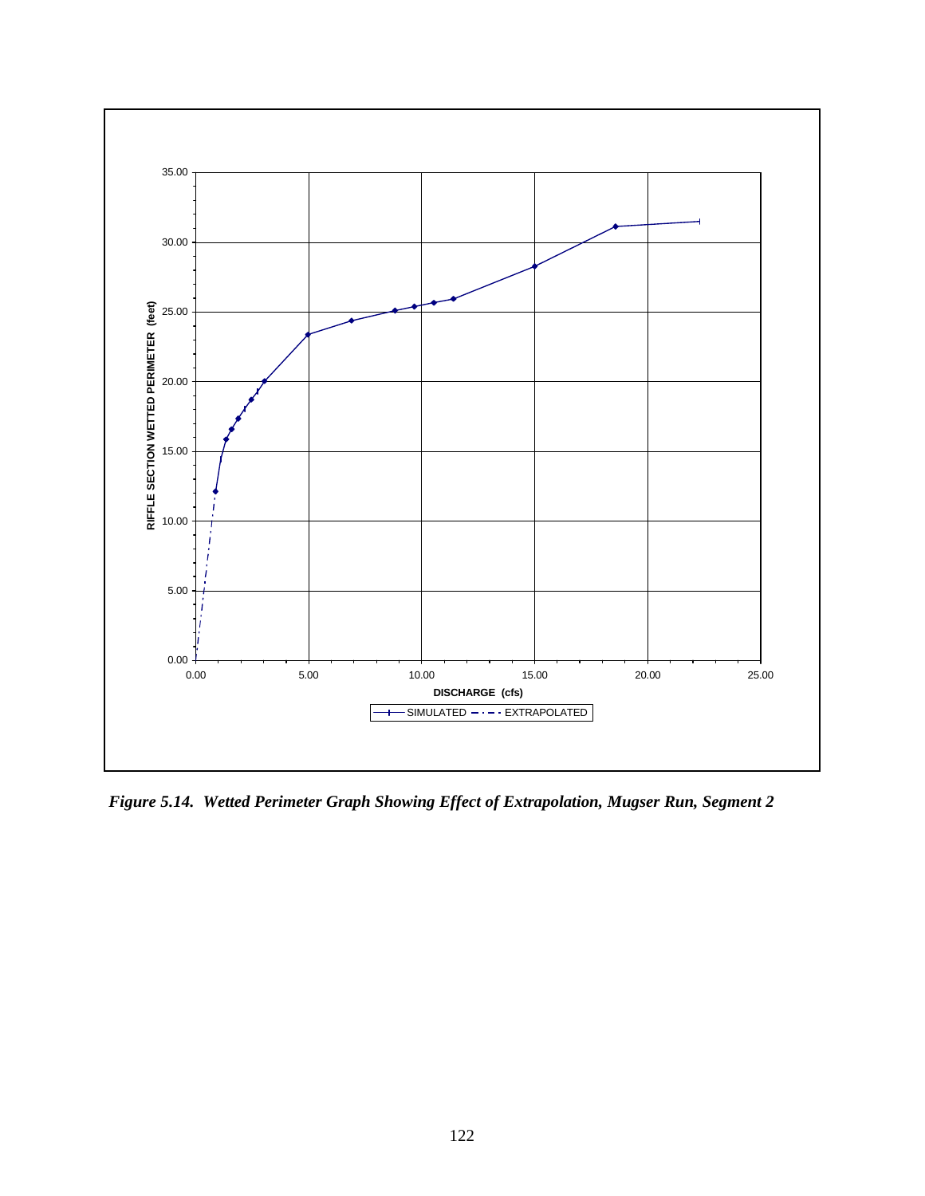*Figure 5.14. Wetted Perimeter Graph Showing Effect of Extrapolation, Mugser Run, Segment 2*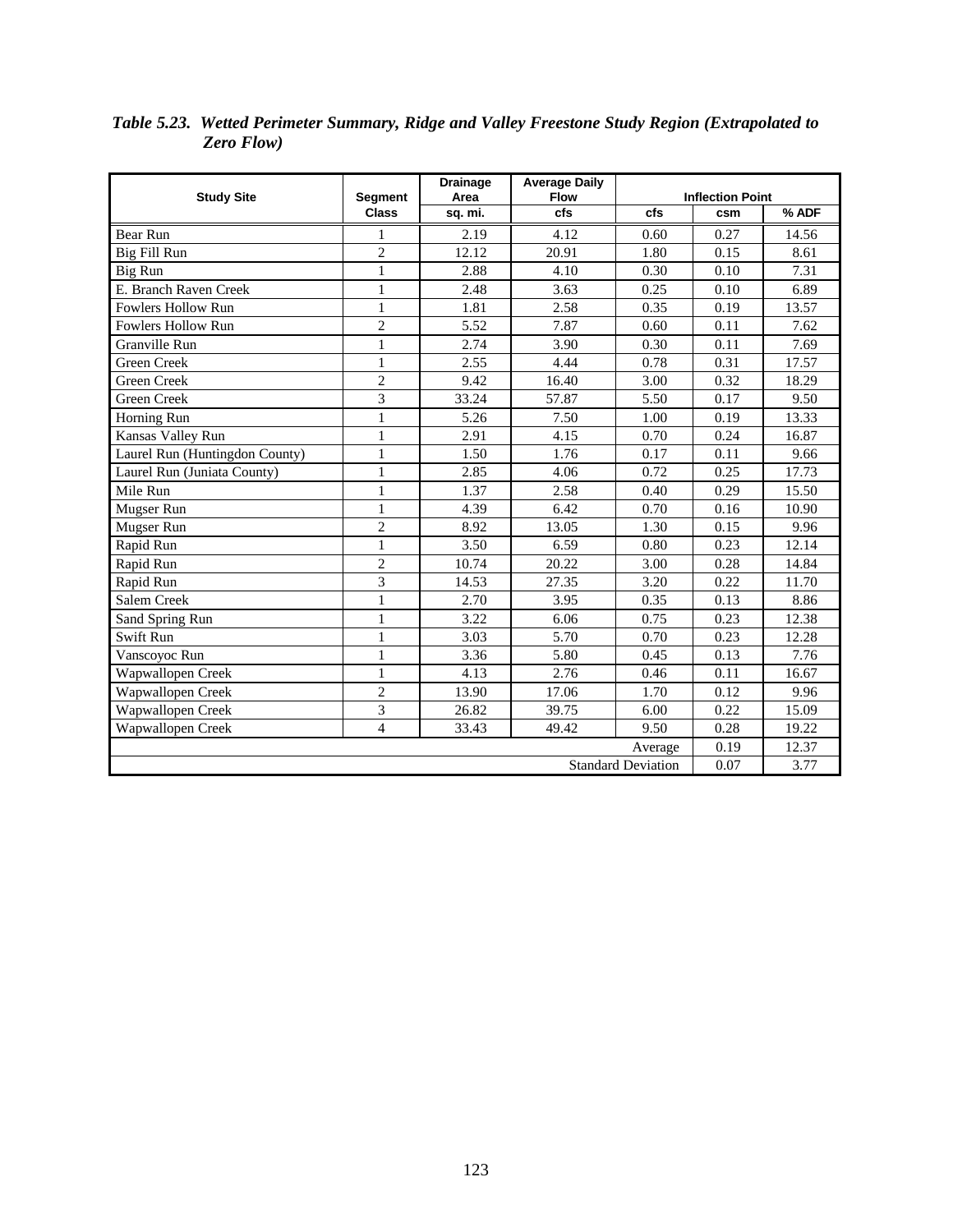*Table 5.23. Wetted Perimeter Summary, Ridge and Valley Freestone Study Region (Extrapolated to Zero Flow)*

| Study Site | Segment | Drainage Area | Average Daily Flow | Inflection Point | | |
|---|---|---|---|---|---|---|
| | Class | sq. mi. | cfs | cfs | csm | % ADF |
| Bear Run | 1 | 2.19 | 4.12 | 0.60 | 0.27 | 14.56 |
| Big Fill Run | 2 | 12.12 | 20.91 | 1.80 | 0.15 | 8.61 |
| Big Run | 1 | 2.88 | 4.10 | 0.30 | 0.10 | 7.31 |
| E. Branch Raven Creek | 1 | 2.48 | 3.63 | 0.25 | 0.10 | 6.89 |
| Fowlers Hollow Run | 1 | 1.81 | 2.58 | 0.35 | 0.19 | 13.57 |
| Fowlers Hollow Run | 2 | 5.52 | 7.87 | 0.60 | 0.11 | 7.62 |
| Granville Run | 1 | 2.74 | 3.90 | 0.30 | 0.11 | 7.69 |
| Green Creek | 1 | 2.55 | 4.44 | 0.78 | 0.31 | 17.57 |
| Green Creek | 2 | 9.42 | 16.40 | 3.00 | 0.32 | 18.29 |
| Green Creek | 3 | 33.24 | 57.87 | 5.50 | 0.17 | 9.50 |
| Horning Run | 1 | 5.26 | 7.50 | 1.00 | 0.19 | 13.33 |
| Kansas Valley Run | 1 | 2.91 | 4.15 | 0.70 | 0.24 | 16.87 |
| Laurel Run (Huntingdon County) | 1 | 1.50 | 1.76 | 0.17 | 0.11 | 9.66 |
| Laurel Run (Juniata County) | 1 | 2.85 | 4.06 | 0.72 | 0.25 | 17.73 |
| Mile Run | 1 | 1.37 | 2.58 | 0.40 | 0.29 | 15.50 |
| Mugser Run | 1 | 4.39 | 6.42 | 0.70 | 0.16 | 10.90 |
| Mugser Run | 2 | 8.92 | 13.05 | 1.30 | 0.15 | 9.96 |
| Rapid Run | 1 | 3.50 | 6.59 | 0.80 | 0.23 | 12.14 |
| Rapid Run | 2 | 10.74 | 20.22 | 3.00 | 0.28 | 14.84 |
| Rapid Run | 3 | 14.53 | 27.35 | 3.20 | 0.22 | 11.70 |
| Salem Creek | 1 | 2.70 | 3.95 | 0.35 | 0.13 | 8.86 |
| Sand Spring Run | 1 | 3.22 | 6.06 | 0.75 | 0.23 | 12.38 |
| Swift Run | 1 | 3.03 | 5.70 | 0.70 | 0.23 | 12.28 |
| Vanscoyoc Run | 1 | 3.36 | 5.80 | 0.45 | 0.13 | 7.76 |
| Wapwallopen Creek | 1 | 4.13 | 2.76 | 0.46 | 0.11 | 16.67 |
| Wapwallopen Creek | 2 | 13.90 | 17.06 | 1.70 | 0.12 | 9.96 |
| Wapwallopen Creek | 3 | 26.82 | 39.75 | 6.00 | 0.22 | 15.09 |
| Wapwallopen Creek | 4 | 33.43 | 49.42 | 9.50 | 0.28 | 19.22 |
| | | | | Average | 0.19 | 12.37 |
| | | | | Standard Deviation | 0.07 | 3.77 |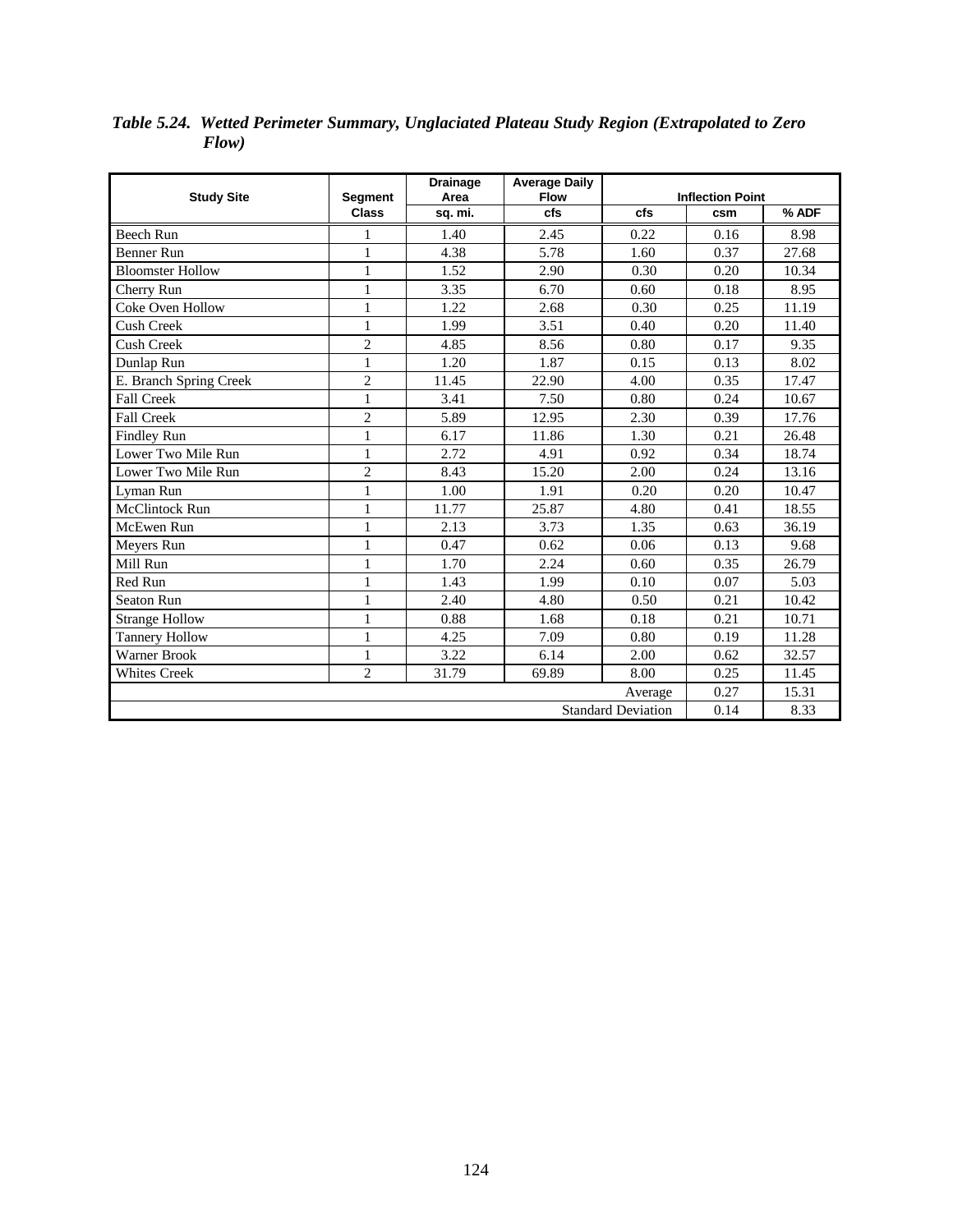*Table 5.24. Wetted Perimeter Summary, Unglaciated Plateau Study Region (Extrapolated to Zero Flow)*

| Study Site | Segment | Drainage Area | Average Daily Flow | Inflection Point | | |
|---|---|---|---|---|---|---|
| | Class | sq. mi. | cfs | cfs | csm | % ADF |
| Beech Run | 1 | 1.40 | 2.45 | 0.22 | 0.16 | 8.98 |
| Benner Run | 1 | 4.38 | 5.78 | 1.60 | 0.37 | 27.68 |
| Bloomster Hollow | 1 | 1.52 | 2.90 | 0.30 | 0.20 | 10.34 |
| Cherry Run | 1 | 3.35 | 6.70 | 0.60 | 0.18 | 8.95 |
| Coke Oven Hollow | 1 | 1.22 | 2.68 | 0.30 | 0.25 | 11.19 |
| Cush Creek | 1 | 1.99 | 3.51 | 0.40 | 0.20 | 11.40 |
| Cush Creek | 2 | 4.85 | 8.56 | 0.80 | 0.17 | 9.35 |
| Dunlap Run | 1 | 1.20 | 1.87 | 0.15 | 0.13 | 8.02 |
| E. Branch Spring Creek | 2 | 11.45 | 22.90 | 4.00 | 0.35 | 17.47 |
| Fall Creek | 1 | 3.41 | 7.50 | 0.80 | 0.24 | 10.67 |
| Fall Creek | 2 | 5.89 | 12.95 | 2.30 | 0.39 | 17.76 |
| Findley Run | 1 | 6.17 | 11.86 | 1.30 | 0.21 | 26.48 |
| Lower Two Mile Run | 1 | 2.72 | 4.91 | 0.92 | 0.34 | 18.74 |
| Lower Two Mile Run | 2 | 8.43 | 15.20 | 2.00 | 0.24 | 13.16 |
| Lyman Run | 1 | 1.00 | 1.91 | 0.20 | 0.20 | 10.47 |
| McClintock Run | 1 | 11.77 | 25.87 | 4.80 | 0.41 | 18.55 |
| McEwen Run | 1 | 2.13 | 3.73 | 1.35 | 0.63 | 36.19 |
| Meyers Run | 1 | 0.47 | 0.62 | 0.06 | 0.13 | 9.68 |
| Mill Run | 1 | 1.70 | 2.24 | 0.60 | 0.35 | 26.79 |
| Red Run | 1 | 1.43 | 1.99 | 0.10 | 0.07 | 5.03 |
| Seaton Run | 1 | 2.40 | 4.80 | 0.50 | 0.21 | 10.42 |
| Strange Hollow | 1 | 0.88 | 1.68 | 0.18 | 0.21 | 10.71 |
| Tannery Hollow | 1 | 4.25 | 7.09 | 0.80 | 0.19 | 11.28 |
| Warner Brook | 1 | 3.22 | 6.14 | 2.00 | 0.62 | 32.57 |
| Whites Creek | 2 | 31.79 | 69.89 | 8.00 | 0.25 | 11.45 |
| | | | | Average | 0.27 | 15.31 |
| | | | | Standard Deviation | 0.14 | 8.33 |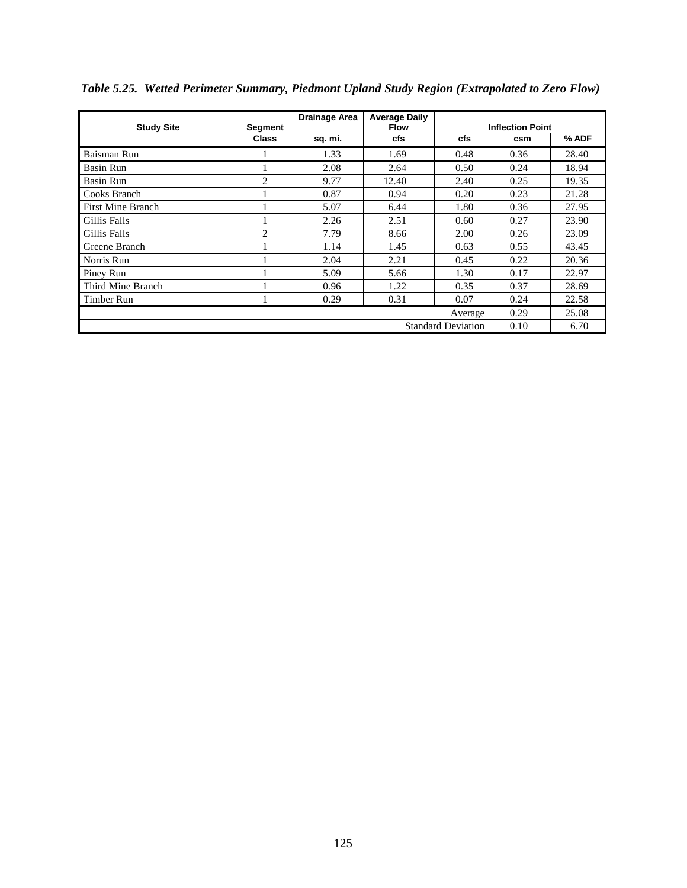*Table 5.25. Wetted Perimeter Summary, Piedmont Upland Study Region (Extrapolated to Zero Flow)*

| Study Site | Segment Class | Drainage Area | Average Daily Flow | Inflection Point | | |
|---|---|---|---|---|---|---|
| | | sq. mi. | cfs | cfs | csm | % ADF |
| Baisman Run | 1 | 1.33 | 1.69 | 0.48 | 0.36 | 28.40 |
| Basin Run | 1 | 2.08 | 2.64 | 0.50 | 0.24 | 18.94 |
| Basin Run | 2 | 9.77 | 12.40 | 2.40 | 0.25 | 19.35 |
| Cooks Branch | 1 | 0.87 | 0.94 | 0.20 | 0.23 | 21.28 |
| First Mine Branch | 1 | 5.07 | 6.44 | 1.80 | 0.36 | 27.95 |
| Gillis Falls | 1 | 2.26 | 2.51 | 0.60 | 0.27 | 23.90 |
| Gillis Falls | 2 | 7.79 | 8.66 | 2.00 | 0.26 | 23.09 |
| Greene Branch | 1 | 1.14 | 1.45 | 0.63 | 0.55 | 43.45 |
| Norris Run | 1 | 2.04 | 2.21 | 0.45 | 0.22 | 20.36 |
| Piney Run | 1 | 5.09 | 5.66 | 1.30 | 0.17 | 22.97 |
| Third Mine Branch | 1 | 0.96 | 1.22 | 0.35 | 0.37 | 28.69 |
| Timber Run | 1 | 0.29 | 0.31 | 0.07 | 0.24 | 22.58 |
| | | | | Average | 0.29 | 25.08 |
| | | | | Standard Deviation | 0.10 | 6.70 |